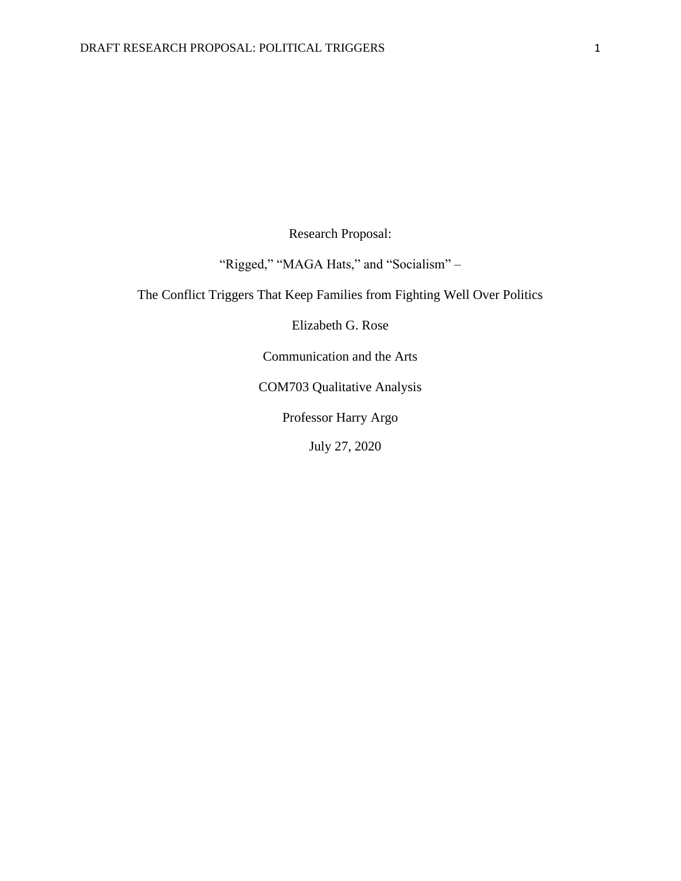Research Proposal:

"Rigged," "MAGA Hats," and "Socialism" –

The Conflict Triggers That Keep Families from Fighting Well Over Politics

Elizabeth G. Rose

Communication and the Arts

COM703 Qualitative Analysis

Professor Harry Argo

July 27, 2020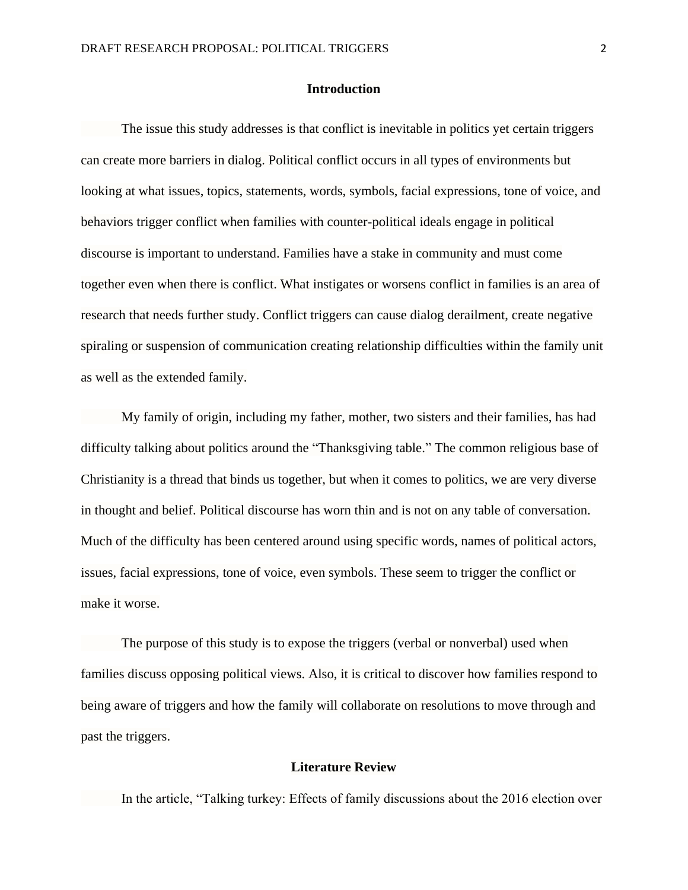## Introduction

The issue this study addresses is that conflict is inevitable in politics yet certain triggers can create more barriers in dialog. Political conflict occurs in all types of environments but looking at what issues, topics, statements, words, symbols, facial expressions, tone of voice, and behaviors trigger conflict when families with counter-political ideals engage in political discourse is important to understand. Families have a stake in community and must come together even when there is conflict. What instigates or worsens conflict in families is an area of research that needs further study. Conflict triggers can cause dialog derailment, create negative spiraling or suspension of communication creating relationship difficulties within the family unit as well as the extended family.

My family of origin, including my father, mother, two sisters and their families, has had difficulty talking about politics around the "Thanksgiving table." The common religious base of Christianity is a thread that binds us together, but when it comes to politics, we are very diverse in thought and belief. Political discourse has worn thin and is not on any table of conversation. Much of the difficulty has been centered around using specific words, names of political actors, issues, facial expressions, tone of voice, even symbols. These seem to trigger the conflict or make it worse.

The purpose of this study is to expose the triggers (verbal or nonverbal) used when families discuss opposing political views. Also, it is critical to discover how families respond to being aware of triggers and how the family will collaborate on resolutions to move through and past the triggers.

## Literature Review

In the article, "Talking turkey: Effects of family discussions about the 2016 election over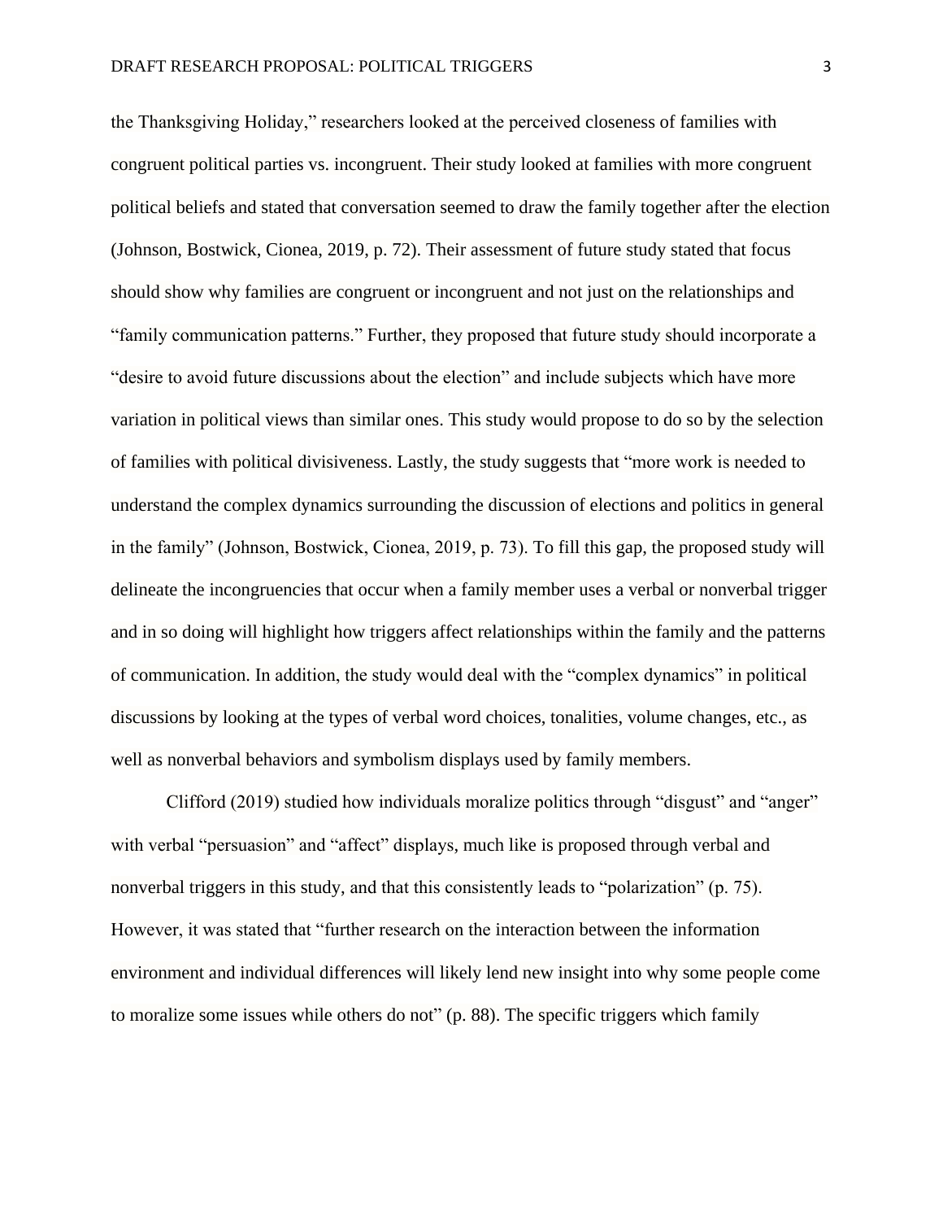the Thanksgiving Holiday," researchers looked at the perceived closeness of families with congruent political parties vs. incongruent. Their study looked at families with more congruent political beliefs and stated that conversation seemed to draw the family together after the election (Johnson, Bostwick, Cionea, 2019, p. 72). Their assessment of future study stated that focus should show why families are congruent or incongruent and not just on the relationships and "family communication patterns." Further, they proposed that future study should incorporate a "desire to avoid future discussions about the election" and include subjects which have more variation in political views than similar ones. This study would propose to do so by the selection of families with political divisiveness. Lastly, the study suggests that "more work is needed to understand the complex dynamics surrounding the discussion of elections and politics in general in the family" (Johnson, Bostwick, Cionea, 2019, p. 73). To fill this gap, the proposed study will delineate the incongruencies that occur when a family member uses a verbal or nonverbal trigger and in so doing will highlight how triggers affect relationships within the family and the patterns of communication. In addition, the study would deal with the "complex dynamics" in political discussions by looking at the types of verbal word choices, tonalities, volume changes, etc., as well as nonverbal behaviors and symbolism displays used by family members.

Clifford (2019) studied how individuals moralize politics through "disgust" and "anger" with verbal "persuasion" and "affect" displays, much like is proposed through verbal and nonverbal triggers in this study, and that this consistently leads to "polarization" (p. 75). However, it was stated that "further research on the interaction between the information environment and individual differences will likely lend new insight into why some people come to moralize some issues while others do not" (p. 88). The specific triggers which family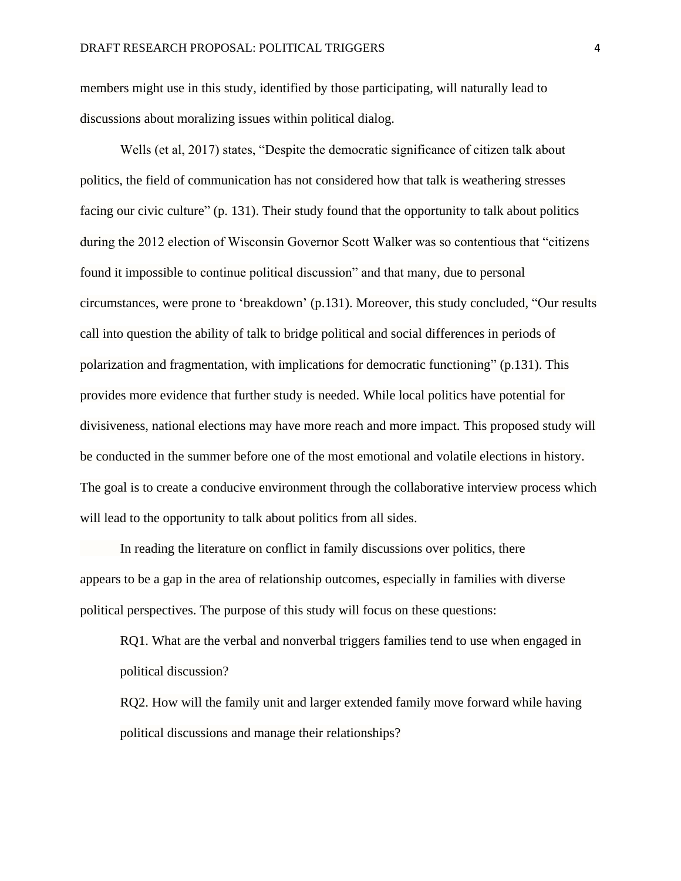members might use in this study, identified by those participating, will naturally lead to discussions about moralizing issues within political dialog.

Wells (et al, 2017) states, “Despite the democratic significance of citizen talk about politics, the field of communication has not considered how that talk is weathering stresses facing our civic culture” (p. 131). Their study found that the opportunity to talk about politics during the 2012 election of Wisconsin Governor Scott Walker was so contentious that “citizens found it impossible to continue political discussion” and that many, due to personal circumstances, were prone to ‘breakdown’ (p.131). Moreover, this study concluded, “Our results call into question the ability of talk to bridge political and social differences in periods of polarization and fragmentation, with implications for democratic functioning” (p.131). This provides more evidence that further study is needed. While local politics have potential for divisiveness, national elections may have more reach and more impact. This proposed study will be conducted in the summer before one of the most emotional and volatile elections in history. The goal is to create a conducive environment through the collaborative interview process which will lead to the opportunity to talk about politics from all sides.

In reading the literature on conflict in family discussions over politics, there appears to be a gap in the area of relationship outcomes, especially in families with diverse political perspectives. The purpose of this study will focus on these questions:

RQ1. What are the verbal and nonverbal triggers families tend to use when engaged in political discussion?

RQ2. How will the family unit and larger extended family move forward while having political discussions and manage their relationships?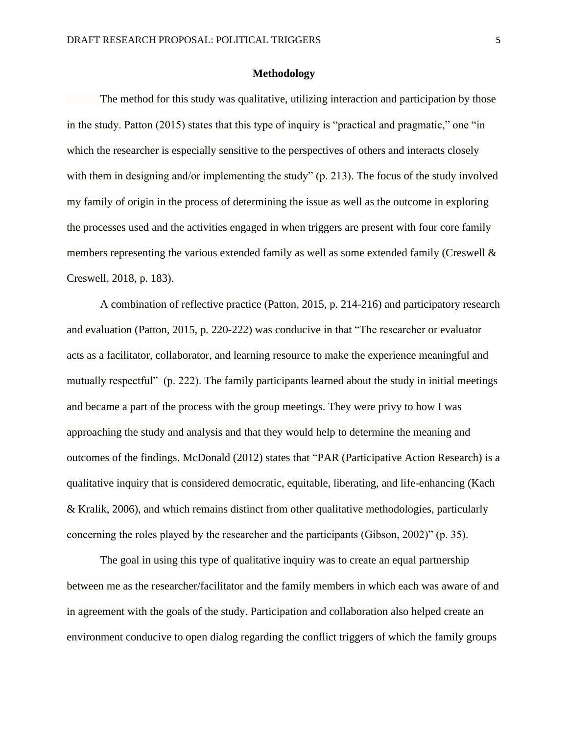## Methodology

The method for this study was qualitative, utilizing interaction and participation by those in the study. Patton (2015) states that this type of inquiry is "practical and pragmatic," one "in which the researcher is especially sensitive to the perspectives of others and interacts closely with them in designing and/or implementing the study" (p. 213). The focus of the study involved my family of origin in the process of determining the issue as well as the outcome in exploring the processes used and the activities engaged in when triggers are present with four core family members representing the various extended family as well as some extended family (Creswell & Creswell, 2018, p. 183).

A combination of reflective practice (Patton, 2015, p. 214-216) and participatory research and evaluation (Patton, 2015, p. 220-222) was conducive in that "The researcher or evaluator acts as a facilitator, collaborator, and learning resource to make the experience meaningful and mutually respectful" (p. 222). The family participants learned about the study in initial meetings and became a part of the process with the group meetings. They were privy to how I was approaching the study and analysis and that they would help to determine the meaning and outcomes of the findings. McDonald (2012) states that "PAR (Participative Action Research) is a qualitative inquiry that is considered democratic, equitable, liberating, and life-enhancing (Kach & Kralik, 2006), and which remains distinct from other qualitative methodologies, particularly concerning the roles played by the researcher and the participants (Gibson, 2002)" (p. 35).

The goal in using this type of qualitative inquiry was to create an equal partnership between me as the researcher/facilitator and the family members in which each was aware of and in agreement with the goals of the study. Participation and collaboration also helped create an environment conducive to open dialog regarding the conflict triggers of which the family groups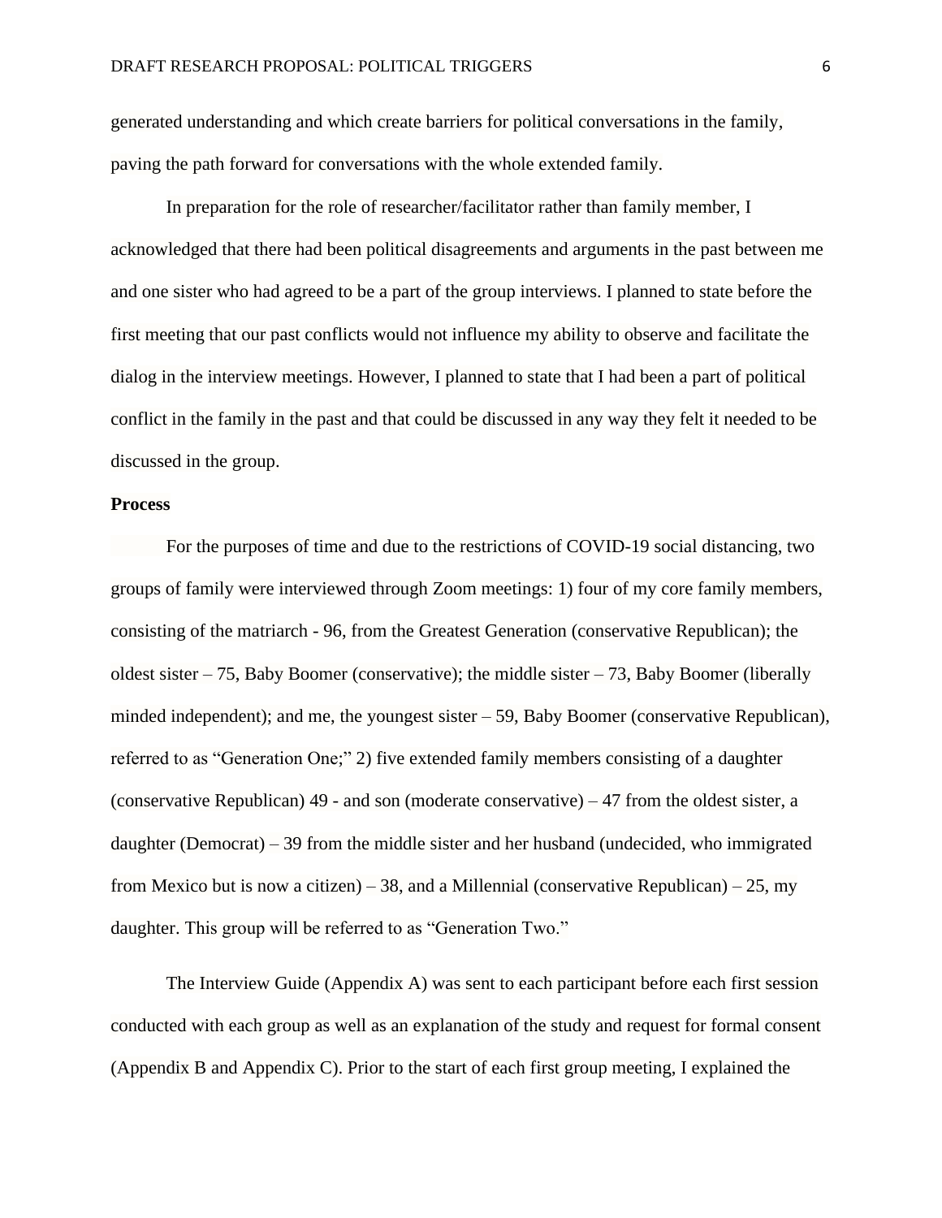generated understanding and which create barriers for political conversations in the family, paving the path forward for conversations with the whole extended family.

In preparation for the role of researcher/facilitator rather than family member, I acknowledged that there had been political disagreements and arguments in the past between me and one sister who had agreed to be a part of the group interviews. I planned to state before the first meeting that our past conflicts would not influence my ability to observe and facilitate the dialog in the interview meetings. However, I planned to state that I had been a part of political conflict in the family in the past and that could be discussed in any way they felt it needed to be discussed in the group.

**Process**

For the purposes of time and due to the restrictions of COVID-19 social distancing, two groups of family were interviewed through Zoom meetings: 1) four of my core family members, consisting of the matriarch - 96, from the Greatest Generation (conservative Republican); the oldest sister – 75, Baby Boomer (conservative); the middle sister – 73, Baby Boomer (liberally minded independent); and me, the youngest sister – 59, Baby Boomer (conservative Republican), referred to as "Generation One;" 2) five extended family members consisting of a daughter (conservative Republican) 49 - and son (moderate conservative) – 47 from the oldest sister, a daughter (Democrat) – 39 from the middle sister and her husband (undecided, who immigrated from Mexico but is now a citizen) – 38, and a Millennial (conservative Republican) – 25, my daughter. This group will be referred to as "Generation Two."

The Interview Guide (Appendix A) was sent to each participant before each first session conducted with each group as well as an explanation of the study and request for formal consent (Appendix B and Appendix C). Prior to the start of each first group meeting, I explained the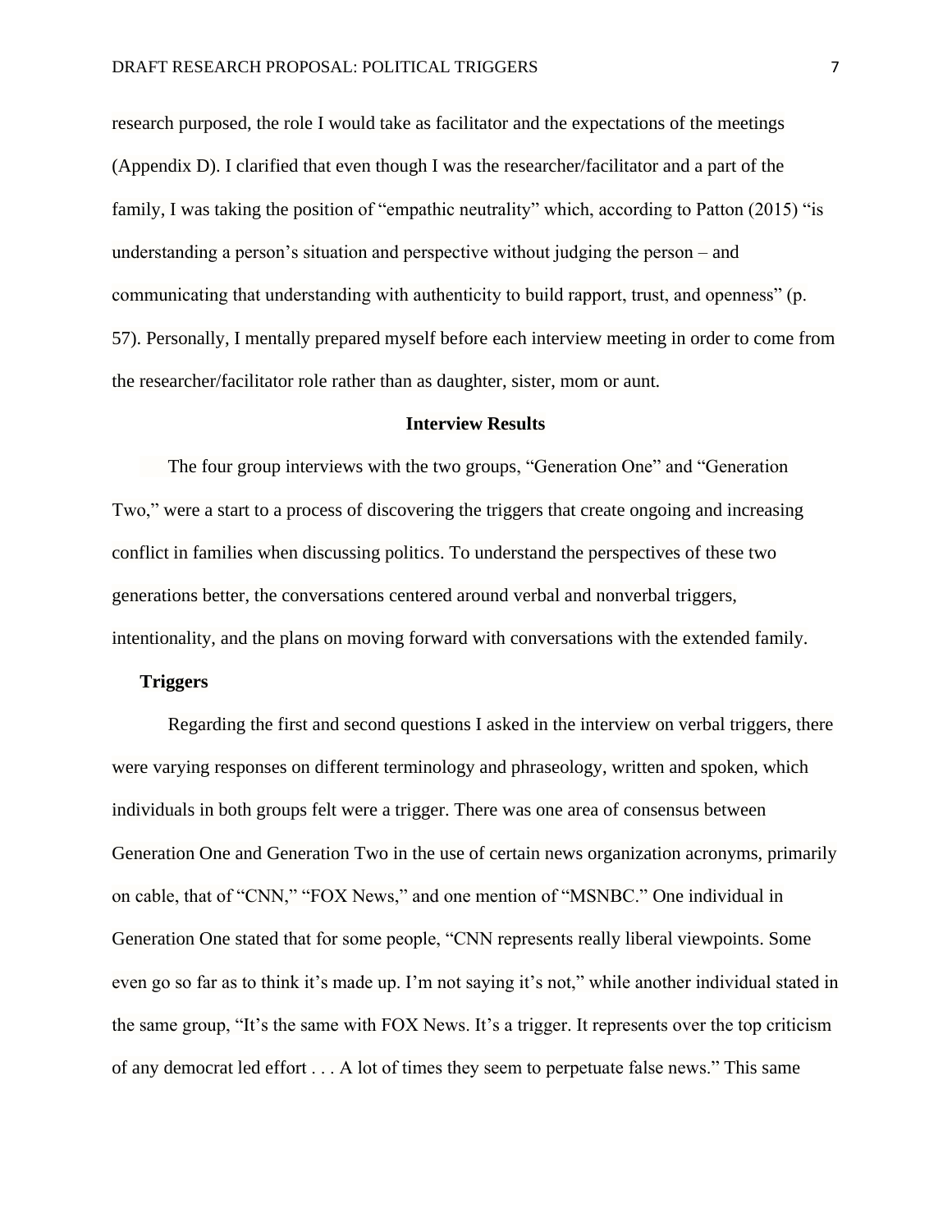research purposed, the role I would take as facilitator and the expectations of the meetings (Appendix D). I clarified that even though I was the researcher/facilitator and a part of the family, I was taking the position of "empathic neutrality" which, according to Patton (2015) "is understanding a person's situation and perspective without judging the person – and communicating that understanding with authenticity to build rapport, trust, and openness" (p. 57). Personally, I mentally prepared myself before each interview meeting in order to come from the researcher/facilitator role rather than as daughter, sister, mom or aunt.

## Interview Results

The four group interviews with the two groups, "Generation One" and "Generation Two," were a start to a process of discovering the triggers that create ongoing and increasing conflict in families when discussing politics. To understand the perspectives of these two generations better, the conversations centered around verbal and nonverbal triggers, intentionality, and the plans on moving forward with conversations with the extended family.

### Triggers

Regarding the first and second questions I asked in the interview on verbal triggers, there were varying responses on different terminology and phraseology, written and spoken, which individuals in both groups felt were a trigger. There was one area of consensus between Generation One and Generation Two in the use of certain news organization acronyms, primarily on cable, that of "CNN," "FOX News," and one mention of "MSNBC." One individual in Generation One stated that for some people, "CNN represents really liberal viewpoints. Some even go so far as to think it's made up. I'm not saying it's not," while another individual stated in the same group, "It's the same with FOX News. It's a trigger. It represents over the top criticism of any democrat led effort . . . A lot of times they seem to perpetuate false news." This same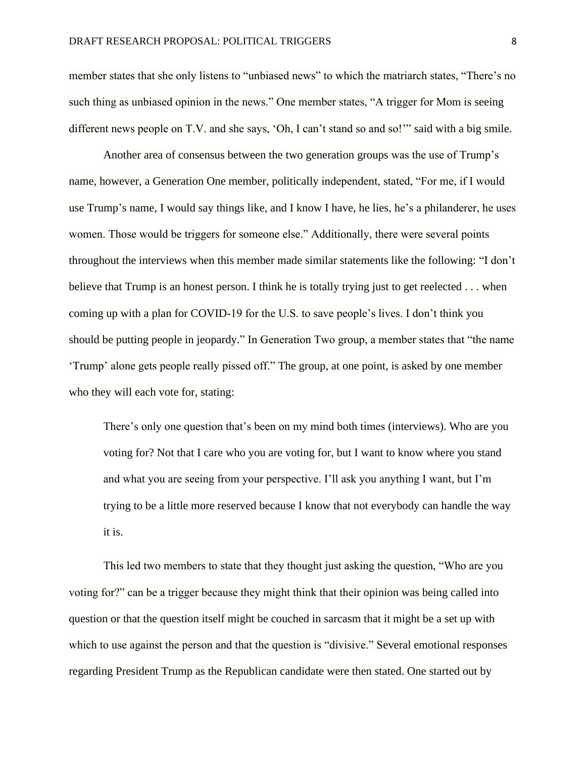member states that she only listens to "unbiased news" to which the matriarch states, "There's no such thing as unbiased opinion in the news." One member states, "A trigger for Mom is seeing different news people on T.V. and she says, 'Oh, I can't stand so and so!'" said with a big smile.

Another area of consensus between the two generation groups was the use of Trump's name, however, a Generation One member, politically independent, stated, "For me, if I would use Trump's name, I would say things like, and I know I have, he lies, he's a philanderer, he uses women. Those would be triggers for someone else." Additionally, there were several points throughout the interviews when this member made similar statements like the following: "I don't believe that Trump is an honest person. I think he is totally trying just to get reelected . . . when coming up with a plan for COVID-19 for the U.S. to save people's lives. I don't think you should be putting people in jeopardy." In Generation Two group, a member states that "the name 'Trump' alone gets people really pissed off." The group, at one point, is asked by one member who they will each vote for, stating:

> There's only one question that's been on my mind both times (interviews). Who are you voting for? Not that I care who you are voting for, but I want to know where you stand and what you are seeing from your perspective. I'll ask you anything I want, but I'm trying to be a little more reserved because I know that not everybody can handle the way it is.

This led two members to state that they thought just asking the question, "Who are you voting for?" can be a trigger because they might think that their opinion was being called into question or that the question itself might be couched in sarcasm that it might be a set up with which to use against the person and that the question is "divisive." Several emotional responses regarding President Trump as the Republican candidate were then stated. One started out by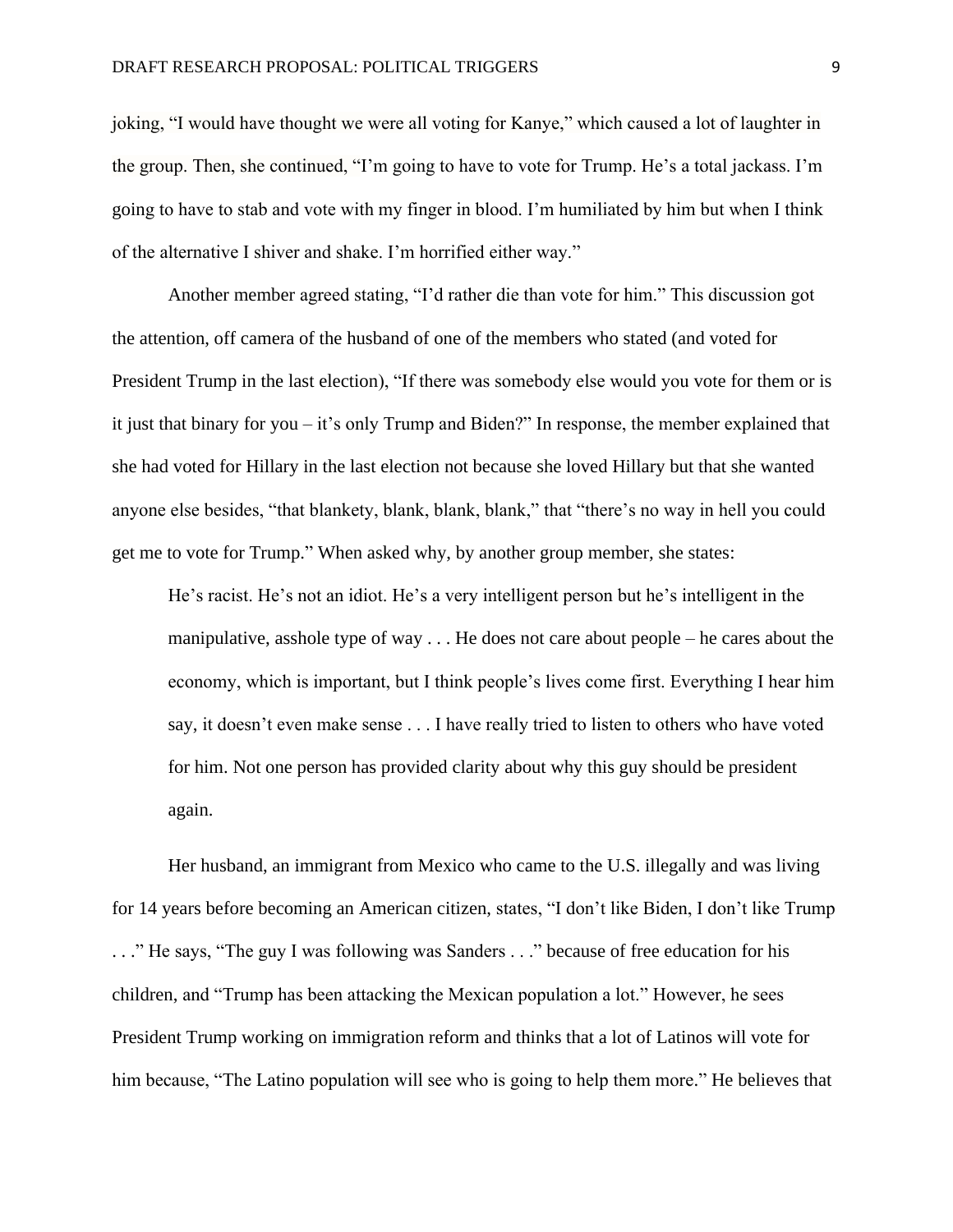joking, "I would have thought we were all voting for Kanye," which caused a lot of laughter in the group. Then, she continued, "I'm going to have to vote for Trump. He's a total jackass. I'm going to have to stab and vote with my finger in blood. I'm humiliated by him but when I think of the alternative I shiver and shake. I'm horrified either way."

Another member agreed stating, "I'd rather die than vote for him." This discussion got the attention, off camera of the husband of one of the members who stated (and voted for President Trump in the last election), "If there was somebody else would you vote for them or is it just that binary for you – it's only Trump and Biden?" In response, the member explained that she had voted for Hillary in the last election not because she loved Hillary but that she wanted anyone else besides, "that blankety, blank, blank, blank," that "there's no way in hell you could get me to vote for Trump." When asked why, by another group member, she states:

> He's racist. He's not an idiot. He's a very intelligent person but he's intelligent in the manipulative, asshole type of way . . . He does not care about people – he cares about the economy, which is important, but I think people's lives come first. Everything I hear him say, it doesn't even make sense . . . I have really tried to listen to others who have voted for him. Not one person has provided clarity about why this guy should be president again.

Her husband, an immigrant from Mexico who came to the U.S. illegally and was living for 14 years before becoming an American citizen, states, "I don't like Biden, I don't like Trump . . ." He says, "The guy I was following was Sanders . . ." because of free education for his children, and "Trump has been attacking the Mexican population a lot." However, he sees President Trump working on immigration reform and thinks that a lot of Latinos will vote for him because, "The Latino population will see who is going to help them more." He believes that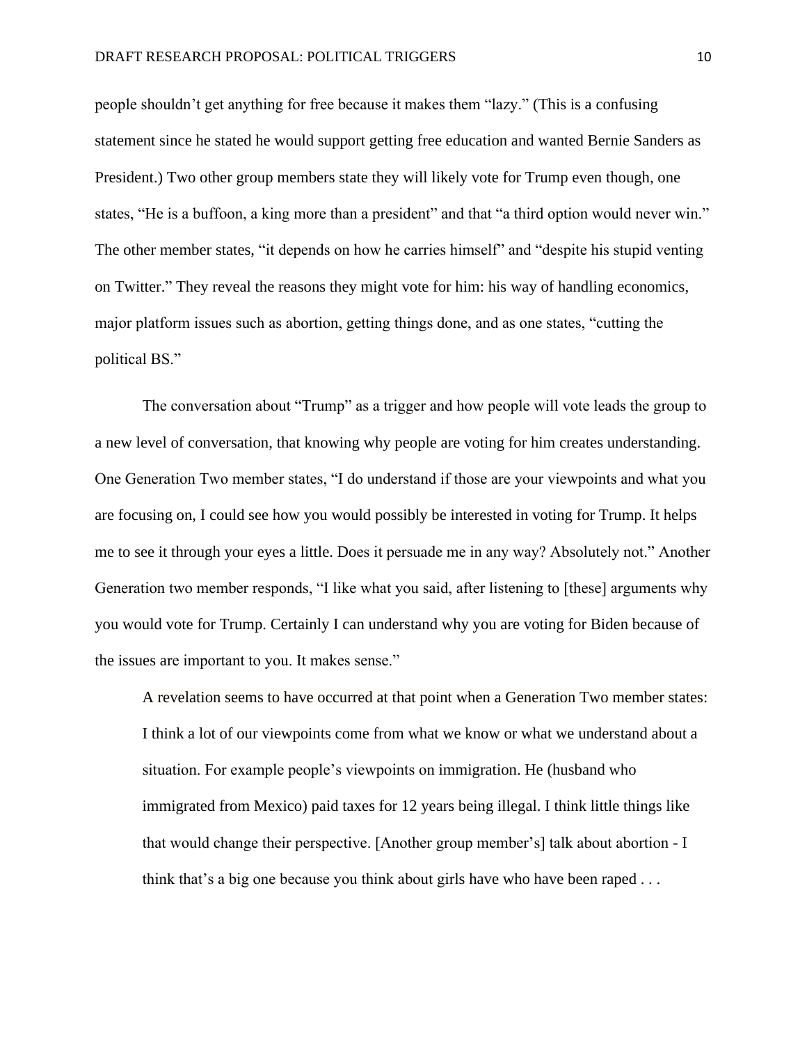people shouldn't get anything for free because it makes them "lazy." (This is a confusing statement since he stated he would support getting free education and wanted Bernie Sanders as President.) Two other group members state they will likely vote for Trump even though, one states, "He is a buffoon, a king more than a president" and that "a third option would never win." The other member states, "it depends on how he carries himself" and "despite his stupid venting on Twitter." They reveal the reasons they might vote for him: his way of handling economics, major platform issues such as abortion, getting things done, and as one states, "cutting the political BS."

The conversation about "Trump" as a trigger and how people will vote leads the group to a new level of conversation, that knowing why people are voting for him creates understanding. One Generation Two member states, "I do understand if those are your viewpoints and what you are focusing on, I could see how you would possibly be interested in voting for Trump. It helps me to see it through your eyes a little. Does it persuade me in any way? Absolutely not." Another Generation two member responds, "I like what you said, after listening to [these] arguments why you would vote for Trump. Certainly I can understand why you are voting for Biden because of the issues are important to you. It makes sense."

> A revelation seems to have occurred at that point when a Generation Two member states: I think a lot of our viewpoints come from what we know or what we understand about a situation. For example people's viewpoints on immigration. He (husband who immigrated from Mexico) paid taxes for 12 years being illegal. I think little things like that would change their perspective. [Another group member's] talk about abortion - I think that's a big one because you think about girls have who have been raped . . .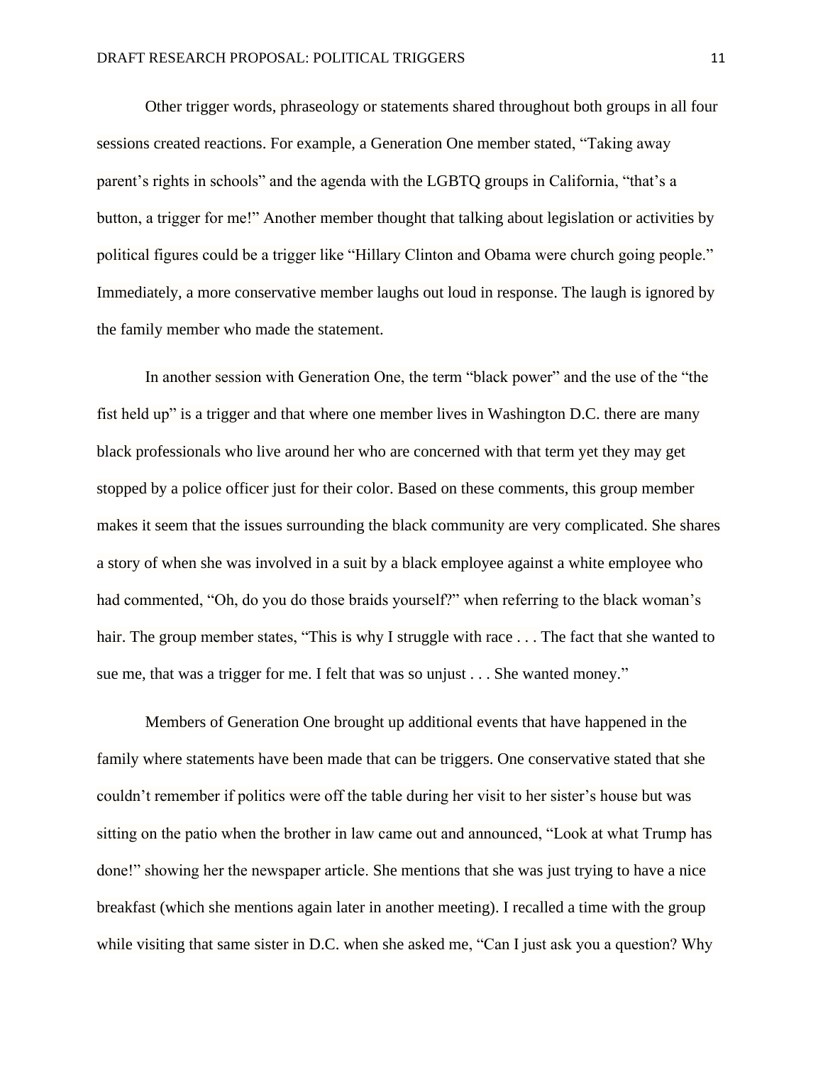Other trigger words, phraseology or statements shared throughout both groups in all four sessions created reactions. For example, a Generation One member stated, “Taking away parent’s rights in schools” and the agenda with the LGBTQ groups in California, “that’s a button, a trigger for me!” Another member thought that talking about legislation or activities by political figures could be a trigger like “Hillary Clinton and Obama were church going people.” Immediately, a more conservative member laughs out loud in response. The laugh is ignored by the family member who made the statement.

In another session with Generation One, the term “black power” and the use of the “the fist held up” is a trigger and that where one member lives in Washington D.C. there are many black professionals who live around her who are concerned with that term yet they may get stopped by a police officer just for their color. Based on these comments, this group member makes it seem that the issues surrounding the black community are very complicated. She shares a story of when she was involved in a suit by a black employee against a white employee who had commented, “Oh, do you do those braids yourself?” when referring to the black woman’s hair. The group member states, “This is why I struggle with race . . . The fact that she wanted to sue me, that was a trigger for me. I felt that was so unjust . . . She wanted money.”

Members of Generation One brought up additional events that have happened in the family where statements have been made that can be triggers. One conservative stated that she couldn’t remember if politics were off the table during her visit to her sister’s house but was sitting on the patio when the brother in law came out and announced, “Look at what Trump has done!” showing her the newspaper article. She mentions that she was just trying to have a nice breakfast (which she mentions again later in another meeting). I recalled a time with the group while visiting that same sister in D.C. when she asked me, “Can I just ask you a question? Why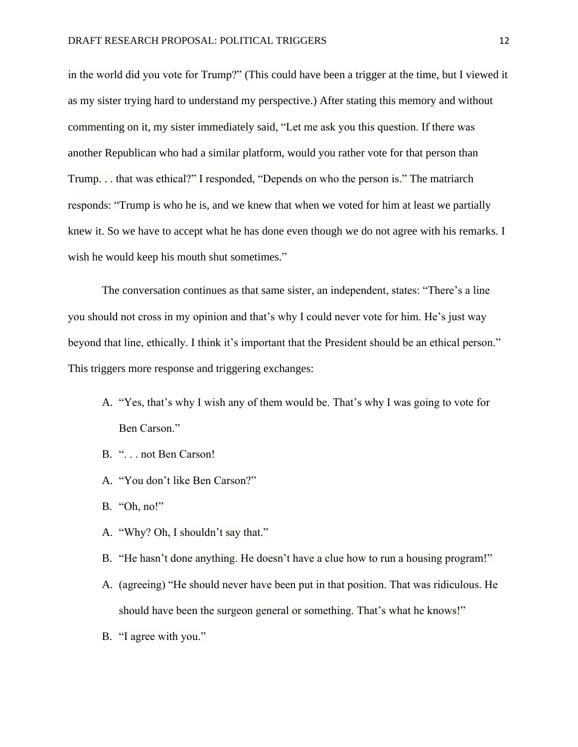in the world did you vote for Trump?" (This could have been a trigger at the time, but I viewed it as my sister trying hard to understand my perspective.) After stating this memory and without commenting on it, my sister immediately said, "Let me ask you this question. If there was another Republican who had a similar platform, would you rather vote for that person than Trump. . . that was ethical?" I responded, "Depends on who the person is." The matriarch responds: "Trump is who he is, and we knew that when we voted for him at least we partially knew it. So we have to accept what he has done even though we do not agree with his remarks. I wish he would keep his mouth shut sometimes."

The conversation continues as that same sister, an independent, states: "There's a line you should not cross in my opinion and that's why I could never vote for him. He's just way beyond that line, ethically. I think it's important that the President should be an ethical person." This triggers more response and triggering exchanges:

A. "Yes, that's why I wish any of them would be. That's why I was going to vote for Ben Carson."

B. ". . . not Ben Carson!

A. "You don't like Ben Carson?"

B. "Oh, no!"

A. "Why? Oh, I shouldn't say that."

B. "He hasn't done anything. He doesn't have a clue how to run a housing program!"

A. (agreeing) "He should never have been put in that position. That was ridiculous. He should have been the surgeon general or something. That's what he knows!"

B. "I agree with you."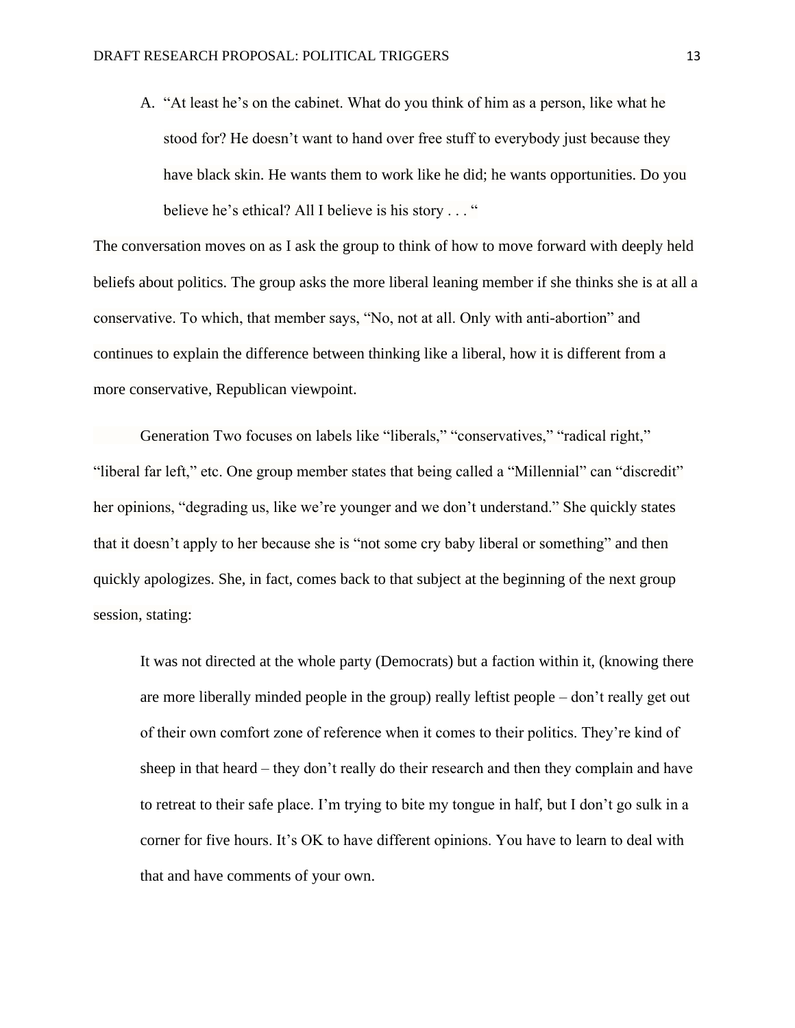A. "At least he's on the cabinet. What do you think of him as a person, like what he stood for? He doesn't want to hand over free stuff to everybody just because they have black skin. He wants them to work like he did; he wants opportunities. Do you believe he's ethical? All I believe is his story . . . "

The conversation moves on as I ask the group to think of how to move forward with deeply held beliefs about politics. The group asks the more liberal leaning member if she thinks she is at all a conservative. To which, that member says, "No, not at all. Only with anti-abortion" and continues to explain the difference between thinking like a liberal, how it is different from a more conservative, Republican viewpoint.

Generation Two focuses on labels like "liberals," "conservatives," "radical right," "liberal far left," etc. One group member states that being called a "Millennial" can "discredit" her opinions, "degrading us, like we're younger and we don't understand." She quickly states that it doesn't apply to her because she is "not some cry baby liberal or something" and then quickly apologizes. She, in fact, comes back to that subject at the beginning of the next group session, stating:

> It was not directed at the whole party (Democrats) but a faction within it, (knowing there are more liberally minded people in the group) really leftist people – don't really get out of their own comfort zone of reference when it comes to their politics. They're kind of sheep in that heard – they don't really do their research and then they complain and have to retreat to their safe place. I'm trying to bite my tongue in half, but I don't go sulk in a corner for five hours. It's OK to have different opinions. You have to learn to deal with that and have comments of your own.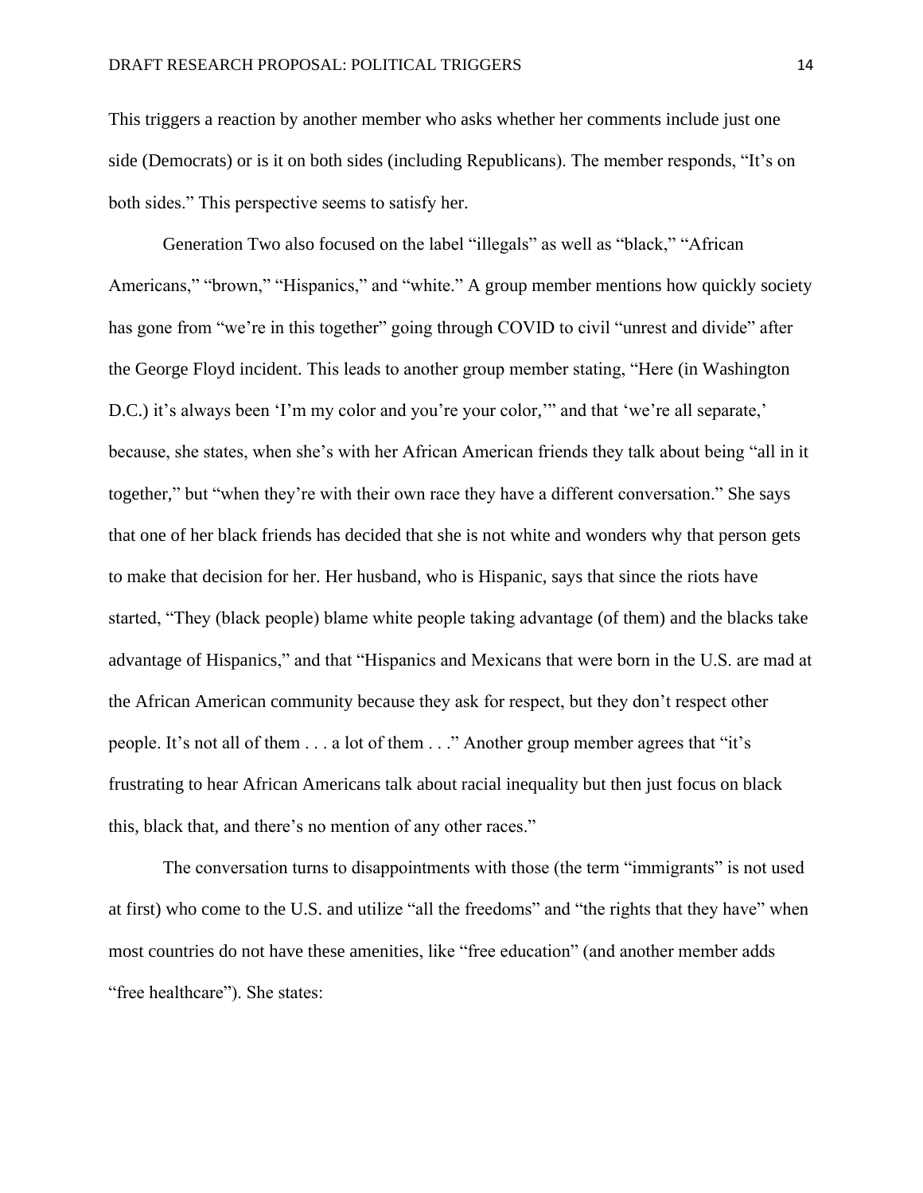This triggers a reaction by another member who asks whether her comments include just one side (Democrats) or is it on both sides (including Republicans). The member responds, “It’s on both sides.” This perspective seems to satisfy her.

Generation Two also focused on the label “illegals” as well as “black,” “African Americans,” “brown,” “Hispanics,” and “white.” A group member mentions how quickly society has gone from “we’re in this together” going through COVID to civil “unrest and divide” after the George Floyd incident. This leads to another group member stating, “Here (in Washington D.C.) it’s always been ‘I’m my color and you’re your color,’” and that ‘we’re all separate,’ because, she states, when she’s with her African American friends they talk about being “all in it together,” but “when they’re with their own race they have a different conversation.” She says that one of her black friends has decided that she is not white and wonders why that person gets to make that decision for her. Her husband, who is Hispanic, says that since the riots have started, “They (black people) blame white people taking advantage (of them) and the blacks take advantage of Hispanics,” and that “Hispanics and Mexicans that were born in the U.S. are mad at the African American community because they ask for respect, but they don’t respect other people. It’s not all of them . . . a lot of them . . .” Another group member agrees that “it’s frustrating to hear African Americans talk about racial inequality but then just focus on black this, black that, and there’s no mention of any other races.”

The conversation turns to disappointments with those (the term “immigrants” is not used at first) who come to the U.S. and utilize “all the freedoms” and “the rights that they have” when most countries do not have these amenities, like “free education” (and another member adds “free healthcare”). She states: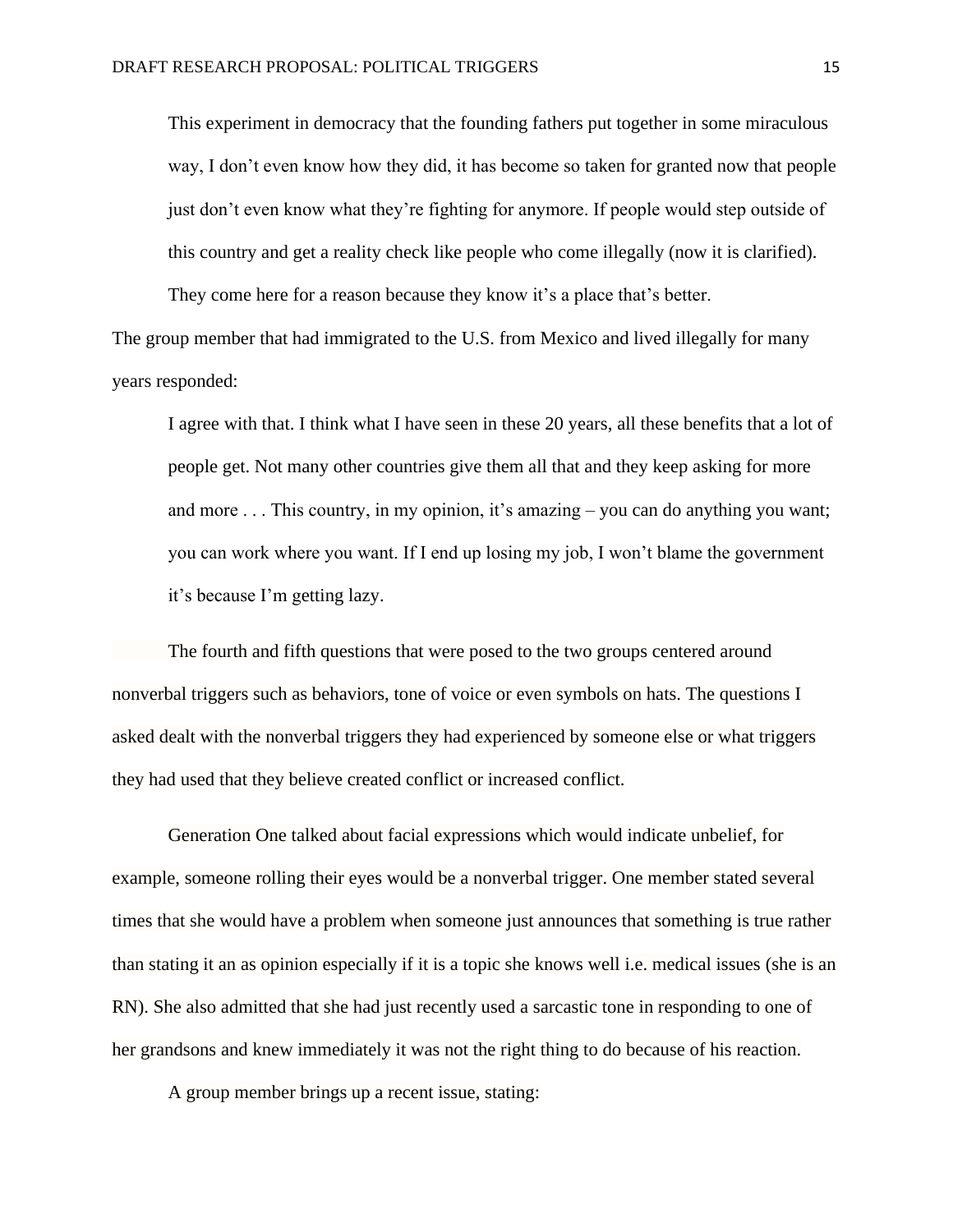> This experiment in democracy that the founding fathers put together in some miraculous way, I don't even know how they did, it has become so taken for granted now that people just don't even know what they're fighting for anymore. If people would step outside of this country and get a reality check like people who come illegally (now it is clarified). They come here for a reason because they know it's a place that's better.

The group member that had immigrated to the U.S. from Mexico and lived illegally for many years responded:

> I agree with that. I think what I have seen in these 20 years, all these benefits that a lot of people get. Not many other countries give them all that and they keep asking for more and more . . . This country, in my opinion, it's amazing – you can do anything you want; you can work where you want. If I end up losing my job, I won't blame the government it's because I'm getting lazy.

The fourth and fifth questions that were posed to the two groups centered around nonverbal triggers such as behaviors, tone of voice or even symbols on hats. The questions I asked dealt with the nonverbal triggers they had experienced by someone else or what triggers they had used that they believe created conflict or increased conflict.

Generation One talked about facial expressions which would indicate unbelief, for example, someone rolling their eyes would be a nonverbal trigger. One member stated several times that she would have a problem when someone just announces that something is true rather than stating it an as opinion especially if it is a topic she knows well i.e. medical issues (she is an RN). She also admitted that she had just recently used a sarcastic tone in responding to one of her grandsons and knew immediately it was not the right thing to do because of his reaction.

A group member brings up a recent issue, stating: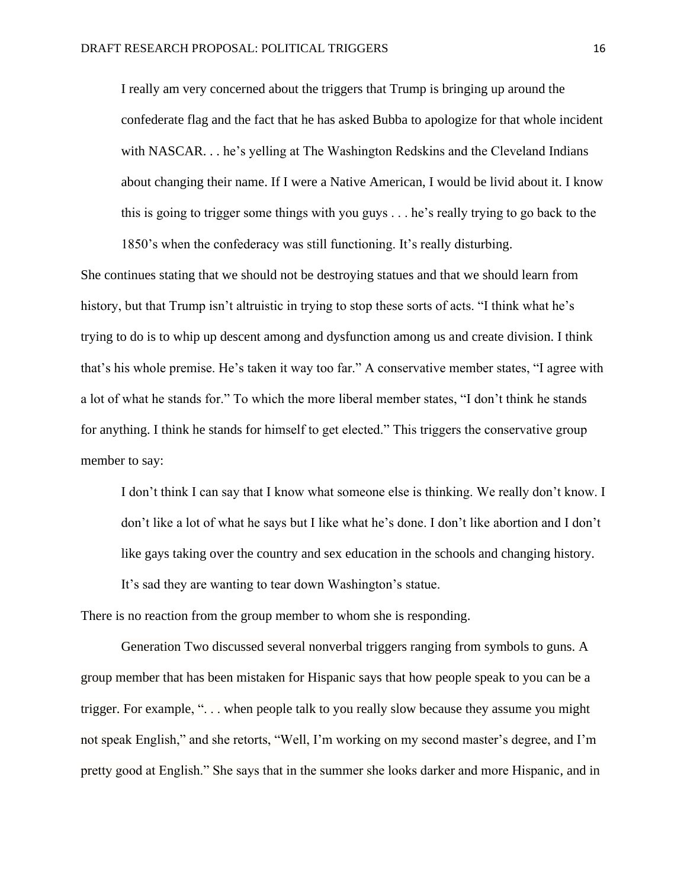> I really am very concerned about the triggers that Trump is bringing up around the confederate flag and the fact that he has asked Bubba to apologize for that whole incident with NASCAR. . . he's yelling at The Washington Redskins and the Cleveland Indians about changing their name. If I were a Native American, I would be livid about it. I know this is going to trigger some things with you guys . . . he's really trying to go back to the 1850's when the confederacy was still functioning. It's really disturbing.

She continues stating that we should not be destroying statues and that we should learn from history, but that Trump isn't altruistic in trying to stop these sorts of acts. "I think what he's trying to do is to whip up descent among and dysfunction among us and create division. I think that's his whole premise. He's taken it way too far." A conservative member states, "I agree with a lot of what he stands for." To which the more liberal member states, "I don't think he stands for anything. I think he stands for himself to get elected." This triggers the conservative group member to say:

> I don't think I can say that I know what someone else is thinking. We really don't know. I don't like a lot of what he says but I like what he's done. I don't like abortion and I don't like gays taking over the country and sex education in the schools and changing history. It's sad they are wanting to tear down Washington's statue.

There is no reaction from the group member to whom she is responding.

Generation Two discussed several nonverbal triggers ranging from symbols to guns. A group member that has been mistaken for Hispanic says that how people speak to you can be a trigger. For example, ". . . when people talk to you really slow because they assume you might not speak English," and she retorts, "Well, I'm working on my second master's degree, and I'm pretty good at English." She says that in the summer she looks darker and more Hispanic, and in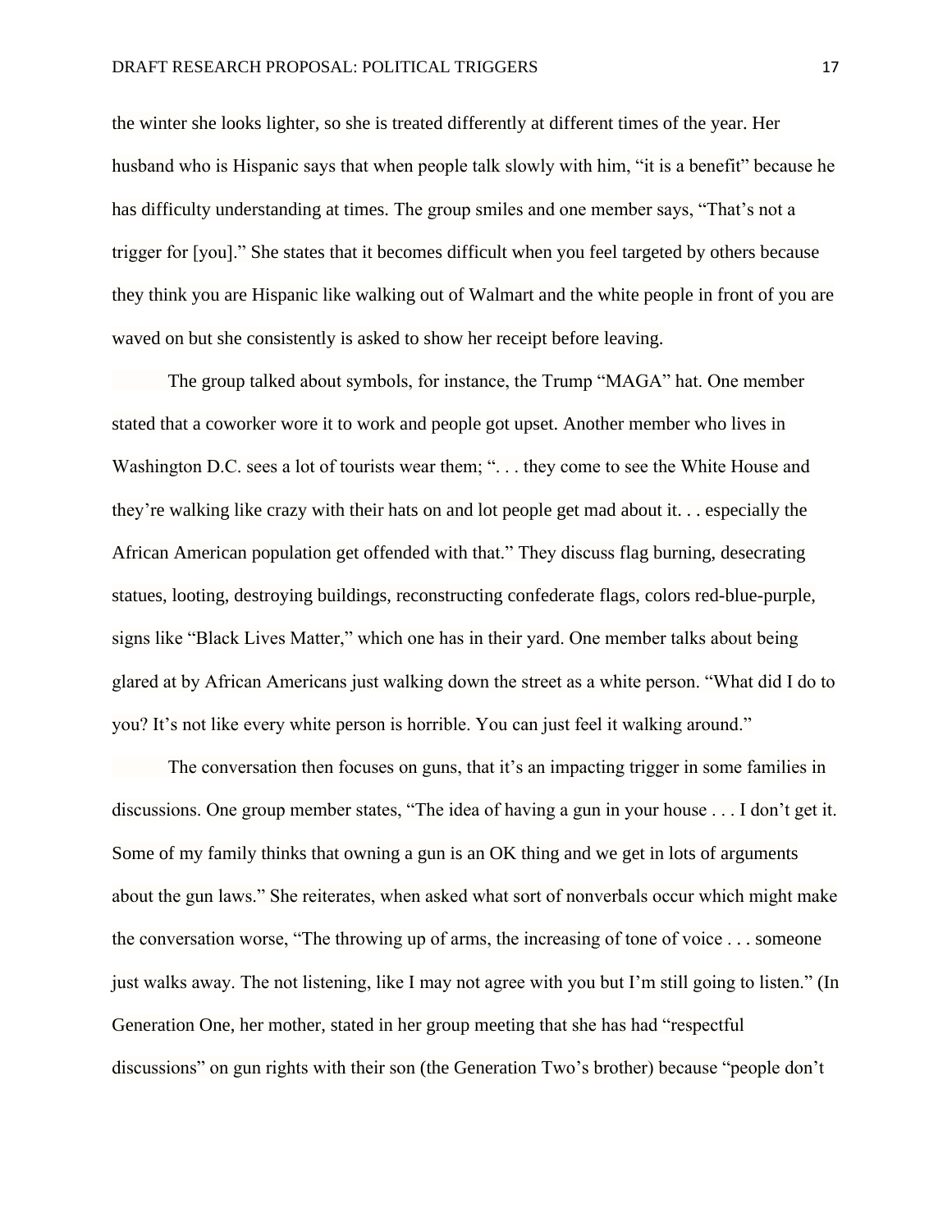the winter she looks lighter, so she is treated differently at different times of the year. Her husband who is Hispanic says that when people talk slowly with him, "it is a benefit" because he has difficulty understanding at times. The group smiles and one member says, "That's not a trigger for [you]." She states that it becomes difficult when you feel targeted by others because they think you are Hispanic like walking out of Walmart and the white people in front of you are waved on but she consistently is asked to show her receipt before leaving.

The group talked about symbols, for instance, the Trump "MAGA" hat. One member stated that a coworker wore it to work and people got upset. Another member who lives in Washington D.C. sees a lot of tourists wear them; ". . . they come to see the White House and they're walking like crazy with their hats on and lot people get mad about it. . . especially the African American population get offended with that." They discuss flag burning, desecrating statues, looting, destroying buildings, reconstructing confederate flags, colors red-blue-purple, signs like "Black Lives Matter," which one has in their yard. One member talks about being glared at by African Americans just walking down the street as a white person. "What did I do to you? It's not like every white person is horrible. You can just feel it walking around."

The conversation then focuses on guns, that it's an impacting trigger in some families in discussions. One group member states, "The idea of having a gun in your house . . . I don't get it. Some of my family thinks that owning a gun is an OK thing and we get in lots of arguments about the gun laws." She reiterates, when asked what sort of nonverbals occur which might make the conversation worse, "The throwing up of arms, the increasing of tone of voice . . . someone just walks away. The not listening, like I may not agree with you but I'm still going to listen." (In Generation One, her mother, stated in her group meeting that she has had "respectful discussions" on gun rights with their son (the Generation Two's brother) because "people don't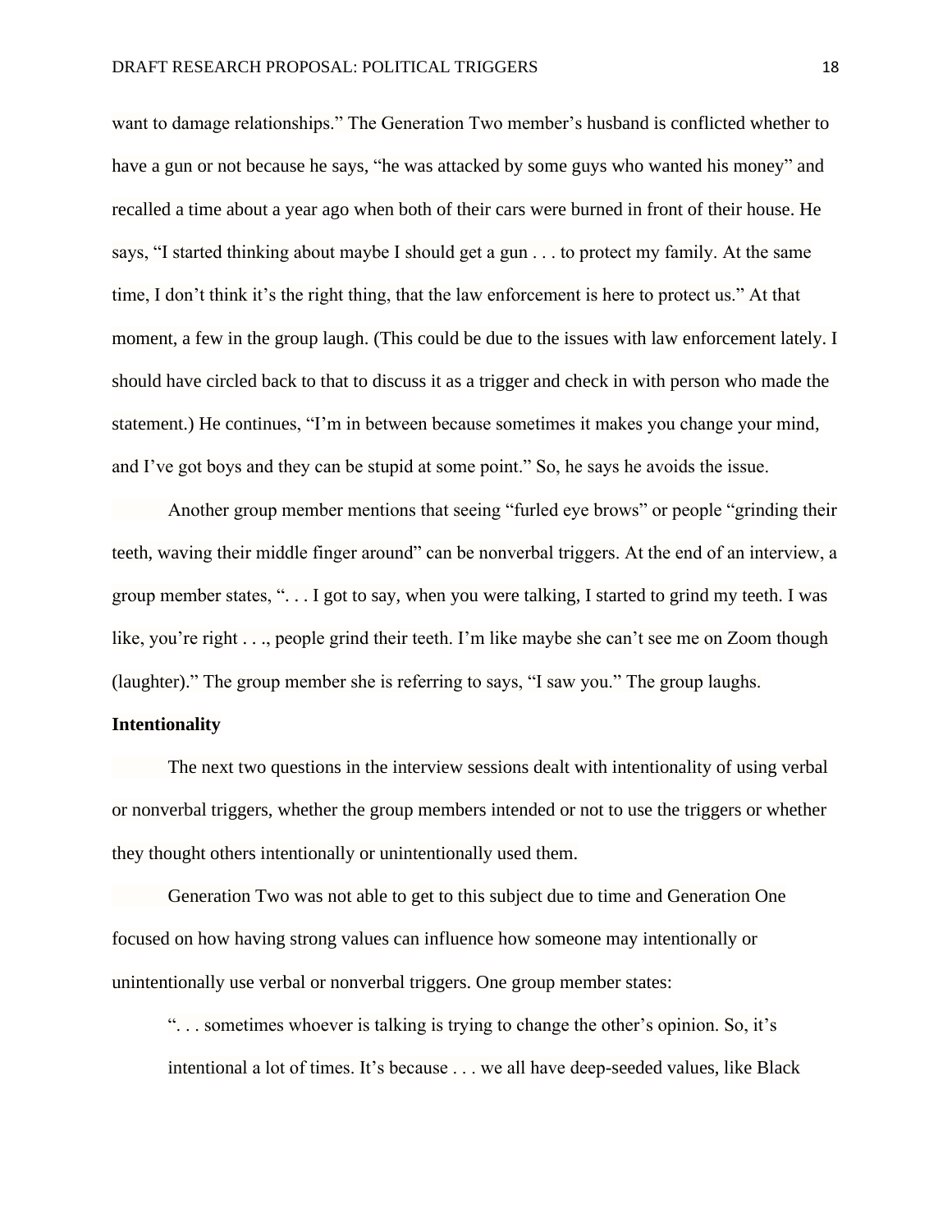want to damage relationships." The Generation Two member's husband is conflicted whether to have a gun or not because he says, "he was attacked by some guys who wanted his money" and recalled a time about a year ago when both of their cars were burned in front of their house. He says, "I started thinking about maybe I should get a gun . . . to protect my family. At the same time, I don't think it's the right thing, that the law enforcement is here to protect us." At that moment, a few in the group laugh. (This could be due to the issues with law enforcement lately. I should have circled back to that to discuss it as a trigger and check in with person who made the statement.) He continues, "I'm in between because sometimes it makes you change your mind, and I've got boys and they can be stupid at some point." So, he says he avoids the issue.

Another group member mentions that seeing "furled eye brows" or people "grinding their teeth, waving their middle finger around" can be nonverbal triggers. At the end of an interview, a group member states, ". . . I got to say, when you were talking, I started to grind my teeth. I was like, you're right . . ., people grind their teeth. I'm like maybe she can't see me on Zoom though (laughter)." The group member she is referring to says, "I saw you." The group laughs.

**Intentionality**

The next two questions in the interview sessions dealt with intentionality of using verbal or nonverbal triggers, whether the group members intended or not to use the triggers or whether they thought others intentionally or unintentionally used them.

Generation Two was not able to get to this subject due to time and Generation One focused on how having strong values can influence how someone may intentionally or unintentionally use verbal or nonverbal triggers. One group member states:

> ". . . sometimes whoever is talking is trying to change the other's opinion. So, it's intentional a lot of times. It's because . . . we all have deep-seeded values, like Black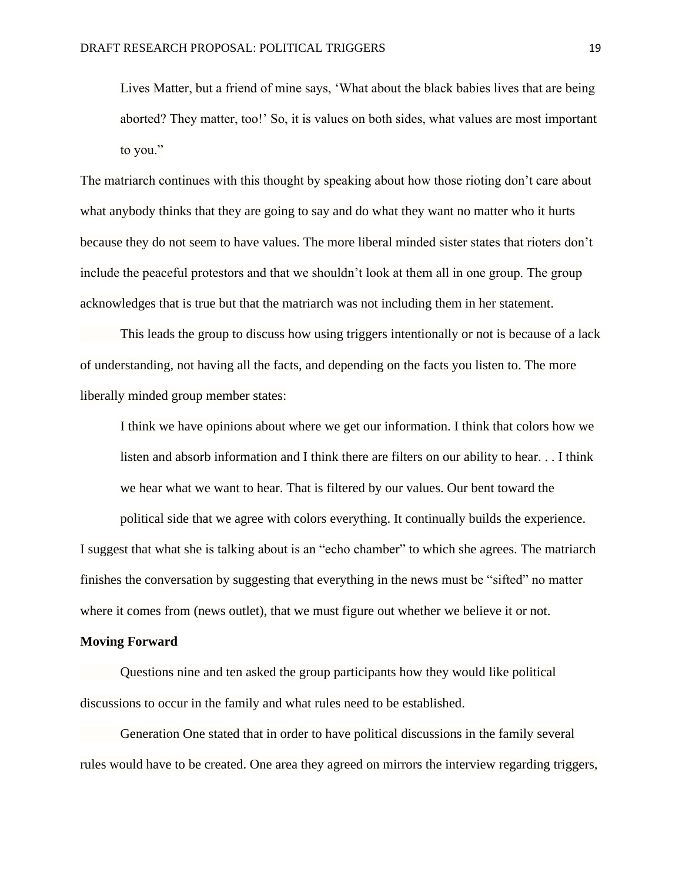> Lives Matter, but a friend of mine says, 'What about the black babies lives that are being aborted? They matter, too!' So, it is values on both sides, what values are most important to you."

The matriarch continues with this thought by speaking about how those rioting don't care about what anybody thinks that they are going to say and do what they want no matter who it hurts because they do not seem to have values. The more liberal minded sister states that rioters don't include the peaceful protestors and that we shouldn't look at them all in one group. The group acknowledges that is true but that the matriarch was not including them in her statement.

This leads the group to discuss how using triggers intentionally or not is because of a lack of understanding, not having all the facts, and depending on the facts you listen to. The more liberally minded group member states:

> I think we have opinions about where we get our information. I think that colors how we listen and absorb information and I think there are filters on our ability to hear. . . I think we hear what we want to hear. That is filtered by our values. Our bent toward the political side that we agree with colors everything. It continually builds the experience.

I suggest that what she is talking about is an "echo chamber" to which she agrees. The matriarch finishes the conversation by suggesting that everything in the news must be "sifted" no matter where it comes from (news outlet), that we must figure out whether we believe it or not.

**Moving Forward**

Questions nine and ten asked the group participants how they would like political discussions to occur in the family and what rules need to be established.

Generation One stated that in order to have political discussions in the family several rules would have to be created. One area they agreed on mirrors the interview regarding triggers,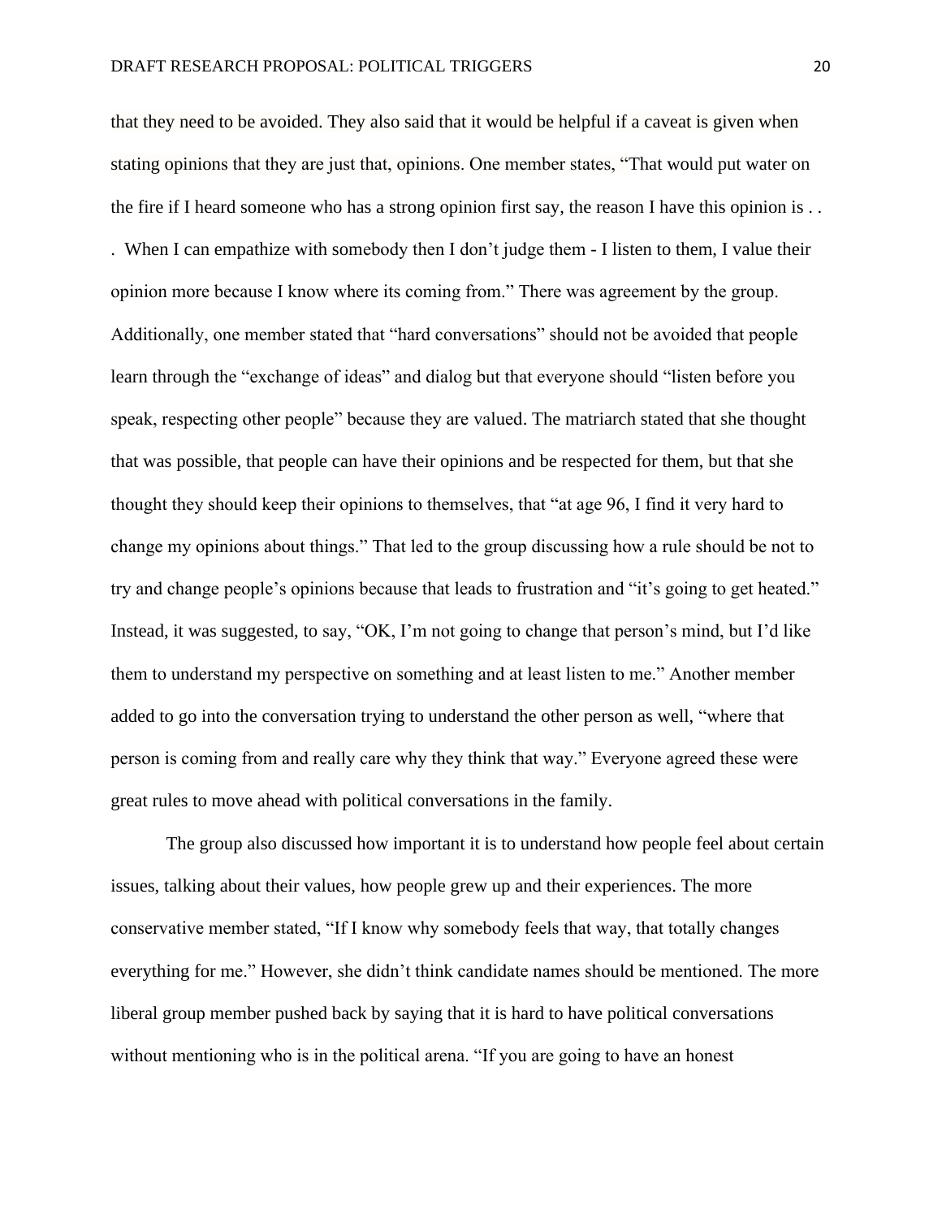that they need to be avoided. They also said that it would be helpful if a caveat is given when stating opinions that they are just that, opinions. One member states, "That would put water on the fire if I heard someone who has a strong opinion first say, the reason I have this opinion is . . . When I can empathize with somebody then I don't judge them - I listen to them, I value their opinion more because I know where its coming from." There was agreement by the group. Additionally, one member stated that "hard conversations" should not be avoided that people learn through the "exchange of ideas" and dialog but that everyone should "listen before you speak, respecting other people" because they are valued. The matriarch stated that she thought that was possible, that people can have their opinions and be respected for them, but that she thought they should keep their opinions to themselves, that "at age 96, I find it very hard to change my opinions about things." That led to the group discussing how a rule should be not to try and change people's opinions because that leads to frustration and "it's going to get heated." Instead, it was suggested, to say, "OK, I'm not going to change that person's mind, but I'd like them to understand my perspective on something and at least listen to me." Another member added to go into the conversation trying to understand the other person as well, "where that person is coming from and really care why they think that way." Everyone agreed these were great rules to move ahead with political conversations in the family.

The group also discussed how important it is to understand how people feel about certain issues, talking about their values, how people grew up and their experiences. The more conservative member stated, "If I know why somebody feels that way, that totally changes everything for me." However, she didn't think candidate names should be mentioned. The more liberal group member pushed back by saying that it is hard to have political conversations without mentioning who is in the political arena. "If you are going to have an honest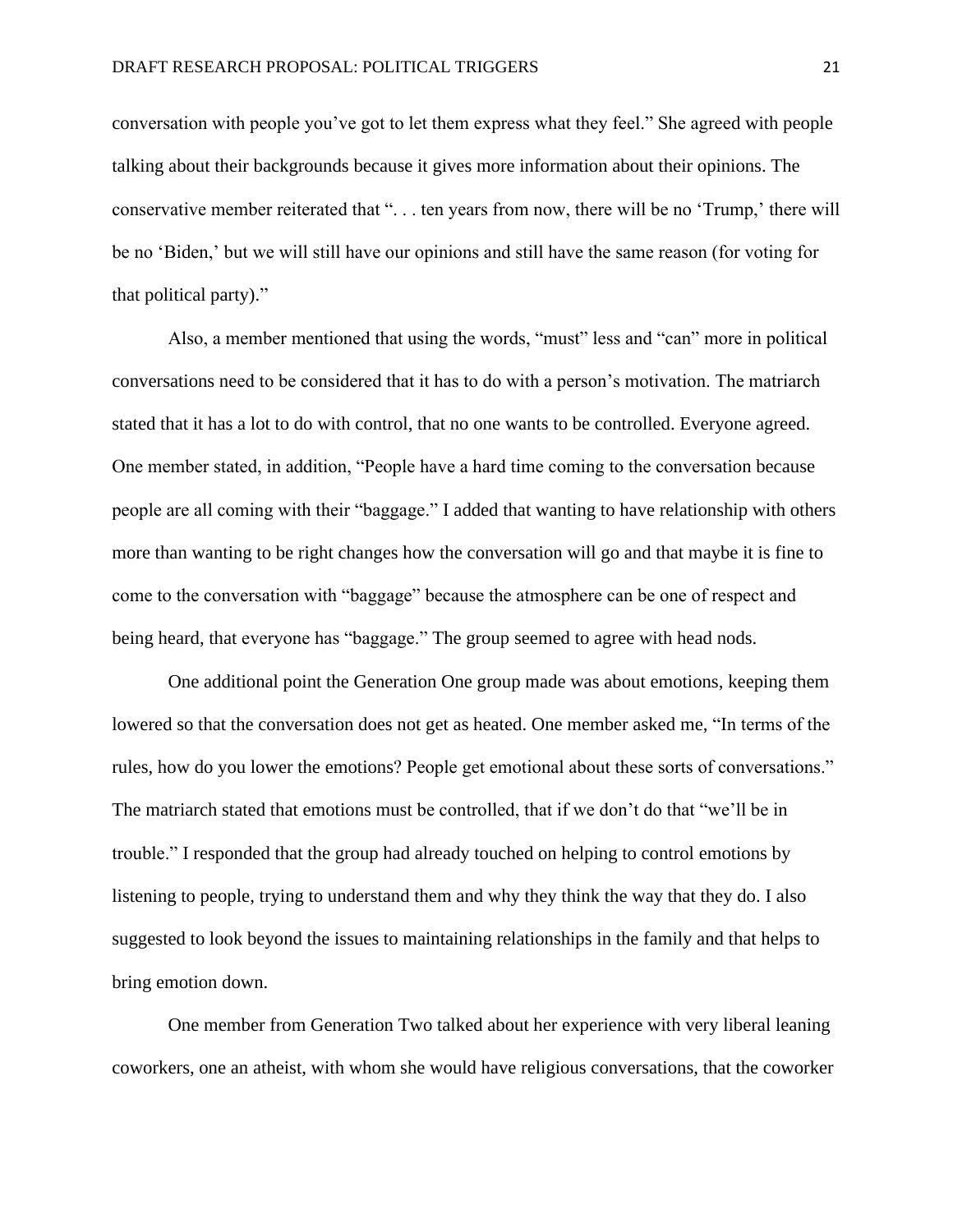conversation with people you've got to let them express what they feel." She agreed with people talking about their backgrounds because it gives more information about their opinions. The conservative member reiterated that ". . . ten years from now, there will be no 'Trump,' there will be no 'Biden,' but we will still have our opinions and still have the same reason (for voting for that political party)."

Also, a member mentioned that using the words, "must" less and "can" more in political conversations need to be considered that it has to do with a person's motivation. The matriarch stated that it has a lot to do with control, that no one wants to be controlled. Everyone agreed. One member stated, in addition, "People have a hard time coming to the conversation because people are all coming with their "baggage." I added that wanting to have relationship with others more than wanting to be right changes how the conversation will go and that maybe it is fine to come to the conversation with "baggage" because the atmosphere can be one of respect and being heard, that everyone has "baggage." The group seemed to agree with head nods.

One additional point the Generation One group made was about emotions, keeping them lowered so that the conversation does not get as heated. One member asked me, "In terms of the rules, how do you lower the emotions? People get emotional about these sorts of conversations." The matriarch stated that emotions must be controlled, that if we don't do that "we'll be in trouble." I responded that the group had already touched on helping to control emotions by listening to people, trying to understand them and why they think the way that they do. I also suggested to look beyond the issues to maintaining relationships in the family and that helps to bring emotion down.

One member from Generation Two talked about her experience with very liberal leaning coworkers, one an atheist, with whom she would have religious conversations, that the coworker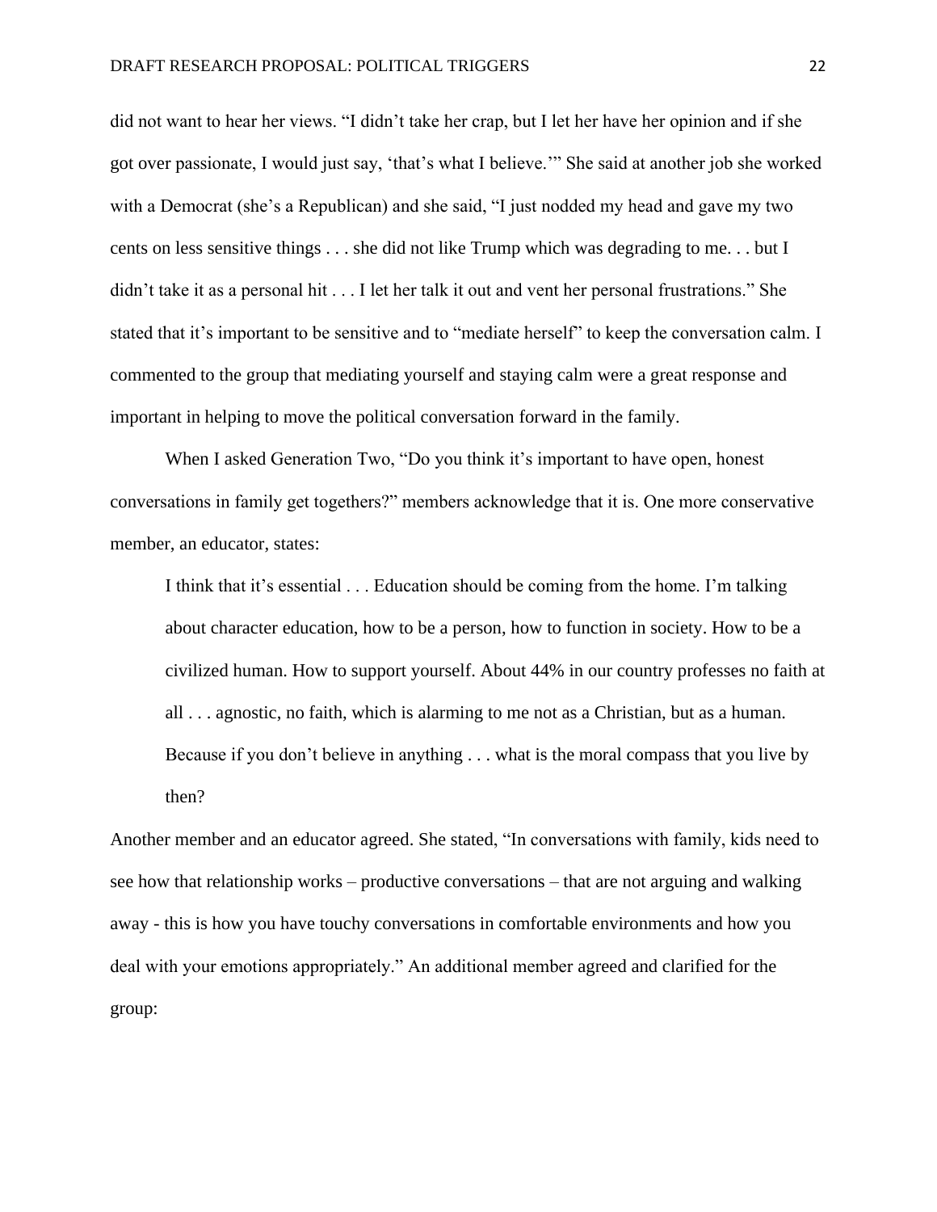did not want to hear her views. "I didn't take her crap, but I let her have her opinion and if she got over passionate, I would just say, 'that's what I believe.'" She said at another job she worked with a Democrat (she's a Republican) and she said, "I just nodded my head and gave my two cents on less sensitive things . . . she did not like Trump which was degrading to me. . . but I didn't take it as a personal hit . . . I let her talk it out and vent her personal frustrations." She stated that it's important to be sensitive and to "mediate herself" to keep the conversation calm. I commented to the group that mediating yourself and staying calm were a great response and important in helping to move the political conversation forward in the family.

When I asked Generation Two, "Do you think it's important to have open, honest conversations in family get togethers?" members acknowledge that it is. One more conservative member, an educator, states:

> I think that it's essential . . . Education should be coming from the home. I'm talking about character education, how to be a person, how to function in society. How to be a civilized human. How to support yourself. About 44% in our country professes no faith at all . . . agnostic, no faith, which is alarming to me not as a Christian, but as a human. Because if you don't believe in anything . . . what is the moral compass that you live by then?

Another member and an educator agreed. She stated, "In conversations with family, kids need to see how that relationship works – productive conversations – that are not arguing and walking away - this is how you have touchy conversations in comfortable environments and how you deal with your emotions appropriately." An additional member agreed and clarified for the group: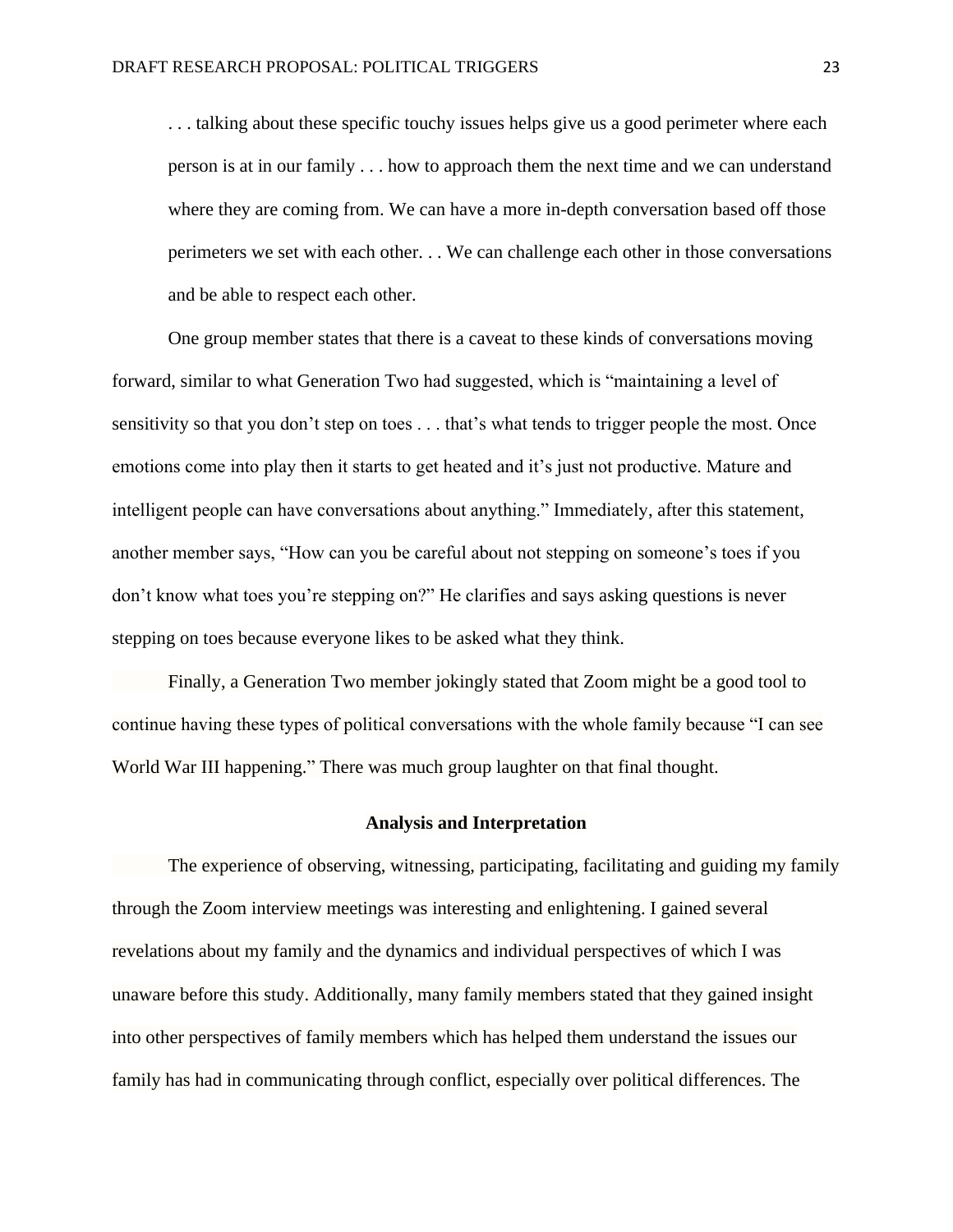> . . . talking about these specific touchy issues helps give us a good perimeter where each person is at in our family . . . how to approach them the next time and we can understand where they are coming from. We can have a more in-depth conversation based off those perimeters we set with each other. . . We can challenge each other in those conversations and be able to respect each other.

One group member states that there is a caveat to these kinds of conversations moving forward, similar to what Generation Two had suggested, which is “maintaining a level of sensitivity so that you don’t step on toes . . . that’s what tends to trigger people the most. Once emotions come into play then it starts to get heated and it’s just not productive. Mature and intelligent people can have conversations about anything.” Immediately, after this statement, another member says, “How can you be careful about not stepping on someone’s toes if you don’t know what toes you’re stepping on?” He clarifies and says asking questions is never stepping on toes because everyone likes to be asked what they think.

Finally, a Generation Two member jokingly stated that Zoom might be a good tool to continue having these types of political conversations with the whole family because “I can see World War III happening.” There was much group laughter on that final thought.

## Analysis and Interpretation

The experience of observing, witnessing, participating, facilitating and guiding my family through the Zoom interview meetings was interesting and enlightening. I gained several revelations about my family and the dynamics and individual perspectives of which I was unaware before this study. Additionally, many family members stated that they gained insight into other perspectives of family members which has helped them understand the issues our family has had in communicating through conflict, especially over political differences. The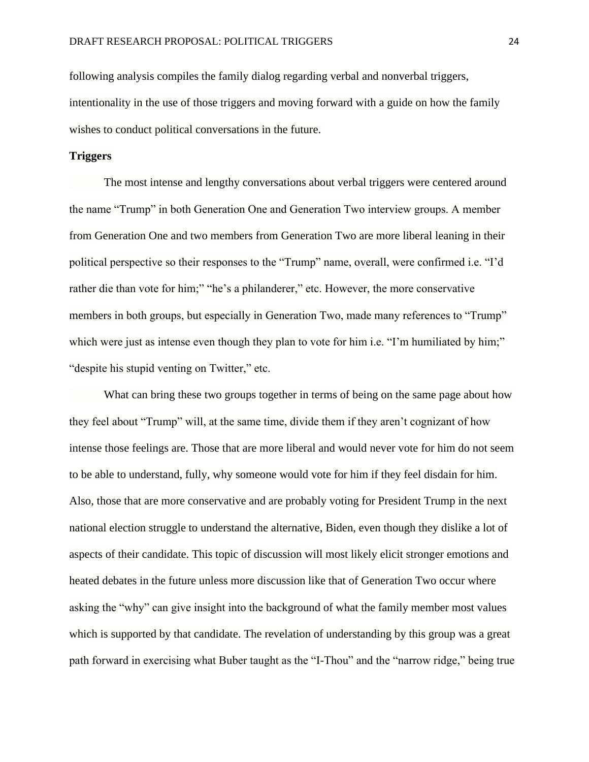following analysis compiles the family dialog regarding verbal and nonverbal triggers, intentionality in the use of those triggers and moving forward with a guide on how the family wishes to conduct political conversations in the future.

**Triggers**

The most intense and lengthy conversations about verbal triggers were centered around the name "Trump" in both Generation One and Generation Two interview groups. A member from Generation One and two members from Generation Two are more liberal leaning in their political perspective so their responses to the "Trump" name, overall, were confirmed i.e. "I'd rather die than vote for him;" "he's a philanderer," etc. However, the more conservative members in both groups, but especially in Generation Two, made many references to "Trump" which were just as intense even though they plan to vote for him i.e. "I'm humiliated by him;" "despite his stupid venting on Twitter," etc.

What can bring these two groups together in terms of being on the same page about how they feel about "Trump" will, at the same time, divide them if they aren't cognizant of how intense those feelings are. Those that are more liberal and would never vote for him do not seem to be able to understand, fully, why someone would vote for him if they feel disdain for him. Also, those that are more conservative and are probably voting for President Trump in the next national election struggle to understand the alternative, Biden, even though they dislike a lot of aspects of their candidate. This topic of discussion will most likely elicit stronger emotions and heated debates in the future unless more discussion like that of Generation Two occur where asking the "why" can give insight into the background of what the family member most values which is supported by that candidate. The revelation of understanding by this group was a great path forward in exercising what Buber taught as the "I-Thou" and the "narrow ridge," being true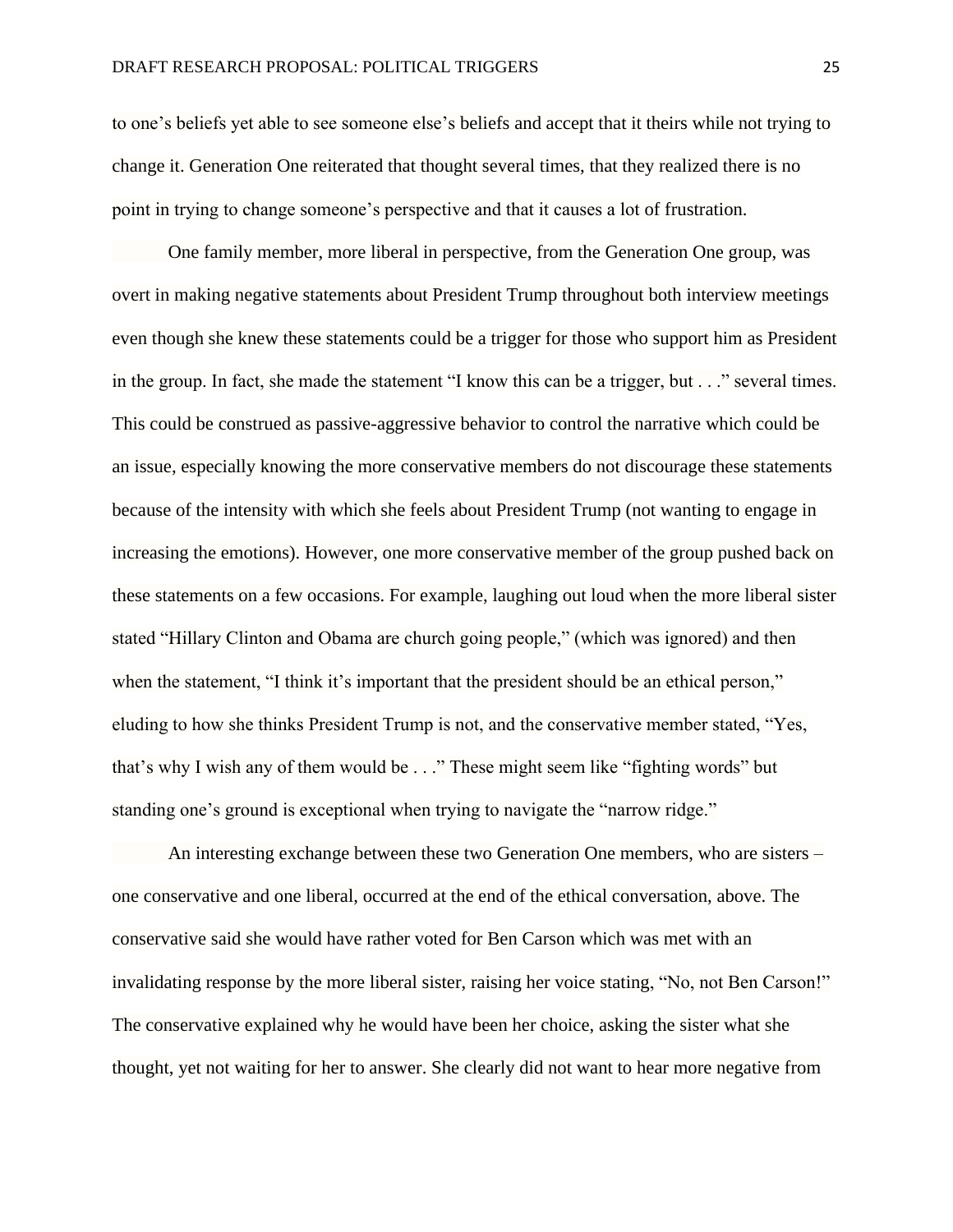to one's beliefs yet able to see someone else's beliefs and accept that it theirs while not trying to change it. Generation One reiterated that thought several times, that they realized there is no point in trying to change someone's perspective and that it causes a lot of frustration.

One family member, more liberal in perspective, from the Generation One group, was overt in making negative statements about President Trump throughout both interview meetings even though she knew these statements could be a trigger for those who support him as President in the group. In fact, she made the statement "I know this can be a trigger, but . . ." several times. This could be construed as passive-aggressive behavior to control the narrative which could be an issue, especially knowing the more conservative members do not discourage these statements because of the intensity with which she feels about President Trump (not wanting to engage in increasing the emotions). However, one more conservative member of the group pushed back on these statements on a few occasions. For example, laughing out loud when the more liberal sister stated "Hillary Clinton and Obama are church going people," (which was ignored) and then when the statement, "I think it's important that the president should be an ethical person," eluding to how she thinks President Trump is not, and the conservative member stated, "Yes, that's why I wish any of them would be . . ." These might seem like "fighting words" but standing one's ground is exceptional when trying to navigate the "narrow ridge."

An interesting exchange between these two Generation One members, who are sisters – one conservative and one liberal, occurred at the end of the ethical conversation, above. The conservative said she would have rather voted for Ben Carson which was met with an invalidating response by the more liberal sister, raising her voice stating, "No, not Ben Carson!" The conservative explained why he would have been her choice, asking the sister what she thought, yet not waiting for her to answer. She clearly did not want to hear more negative from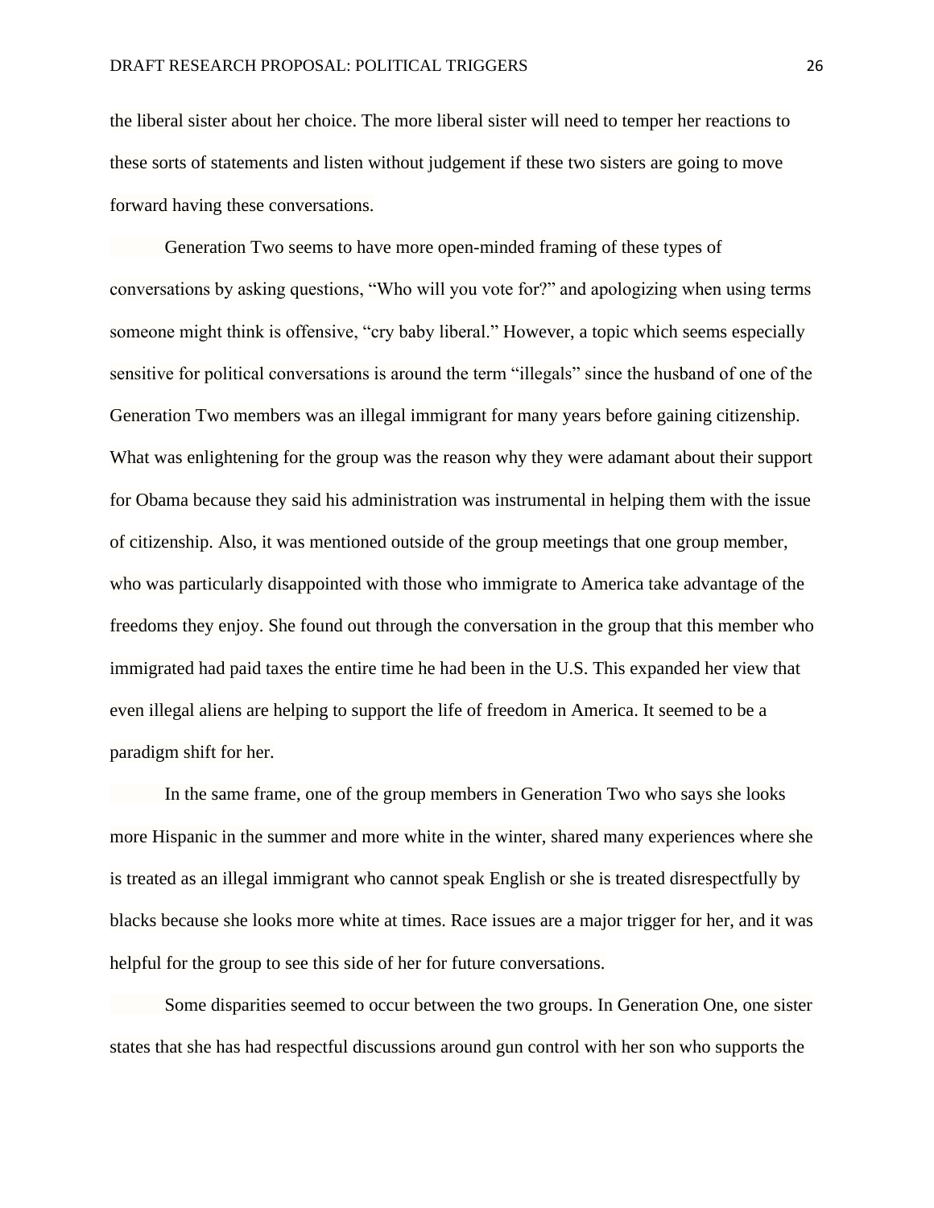the liberal sister about her choice. The more liberal sister will need to temper her reactions to these sorts of statements and listen without judgement if these two sisters are going to move forward having these conversations.

Generation Two seems to have more open-minded framing of these types of conversations by asking questions, "Who will you vote for?" and apologizing when using terms someone might think is offensive, "cry baby liberal." However, a topic which seems especially sensitive for political conversations is around the term "illegals" since the husband of one of the Generation Two members was an illegal immigrant for many years before gaining citizenship. What was enlightening for the group was the reason why they were adamant about their support for Obama because they said his administration was instrumental in helping them with the issue of citizenship. Also, it was mentioned outside of the group meetings that one group member, who was particularly disappointed with those who immigrate to America take advantage of the freedoms they enjoy. She found out through the conversation in the group that this member who immigrated had paid taxes the entire time he had been in the U.S. This expanded her view that even illegal aliens are helping to support the life of freedom in America. It seemed to be a paradigm shift for her.

In the same frame, one of the group members in Generation Two who says she looks more Hispanic in the summer and more white in the winter, shared many experiences where she is treated as an illegal immigrant who cannot speak English or she is treated disrespectfully by blacks because she looks more white at times. Race issues are a major trigger for her, and it was helpful for the group to see this side of her for future conversations.

Some disparities seemed to occur between the two groups. In Generation One, one sister states that she has had respectful discussions around gun control with her son who supports the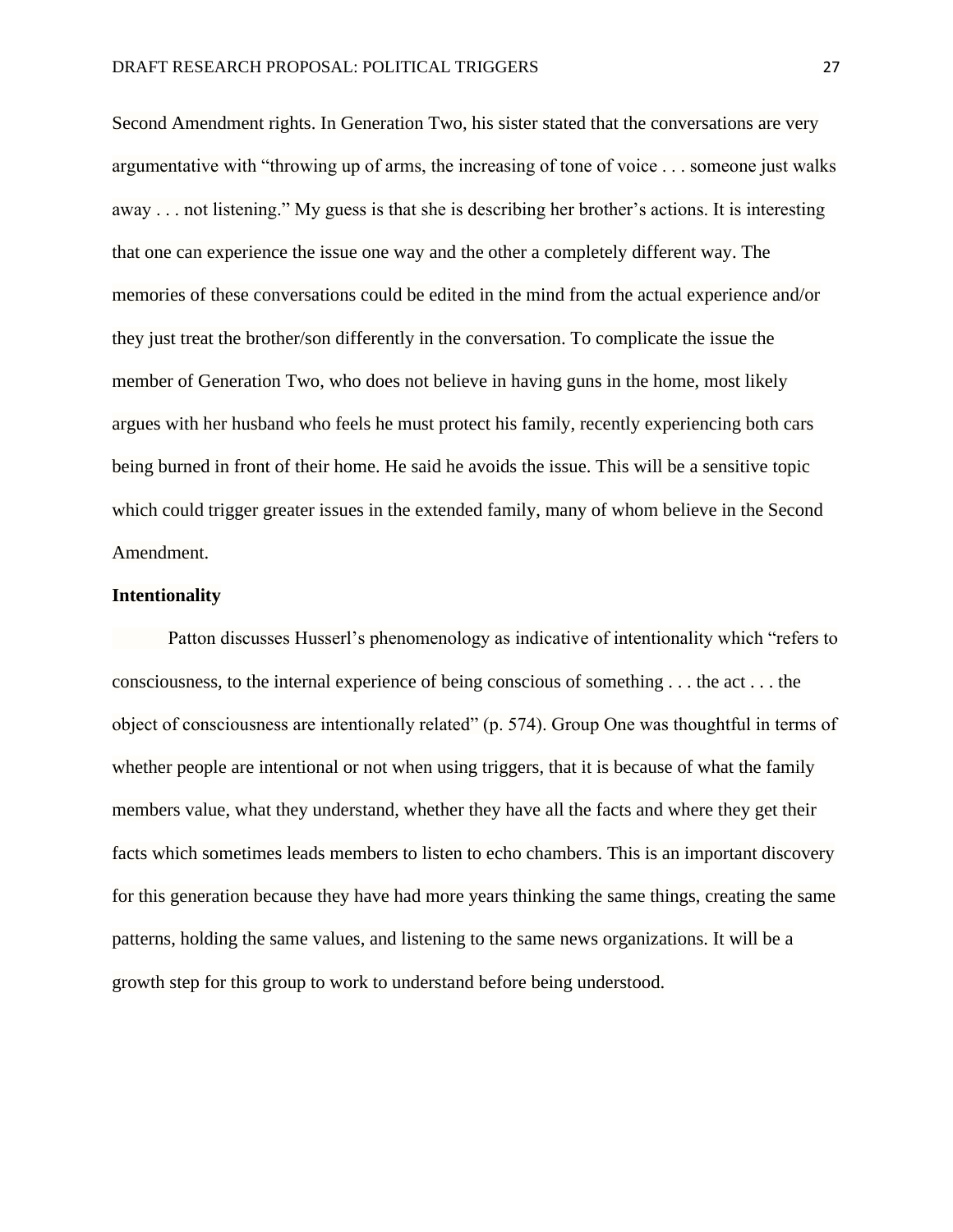Second Amendment rights. In Generation Two, his sister stated that the conversations are very argumentative with "throwing up of arms, the increasing of tone of voice . . . someone just walks away . . . not listening." My guess is that she is describing her brother's actions. It is interesting that one can experience the issue one way and the other a completely different way. The memories of these conversations could be edited in the mind from the actual experience and/or they just treat the brother/son differently in the conversation. To complicate the issue the member of Generation Two, who does not believe in having guns in the home, most likely argues with her husband who feels he must protect his family, recently experiencing both cars being burned in front of their home. He said he avoids the issue. This will be a sensitive topic which could trigger greater issues in the extended family, many of whom believe in the Second Amendment.

**Intentionality**

Patton discusses Husserl's phenomenology as indicative of intentionality which "refers to consciousness, to the internal experience of being conscious of something . . . the act . . . the object of consciousness are intentionally related" (p. 574). Group One was thoughtful in terms of whether people are intentional or not when using triggers, that it is because of what the family members value, what they understand, whether they have all the facts and where they get their facts which sometimes leads members to listen to echo chambers. This is an important discovery for this generation because they have had more years thinking the same things, creating the same patterns, holding the same values, and listening to the same news organizations. It will be a growth step for this group to work to understand before being understood.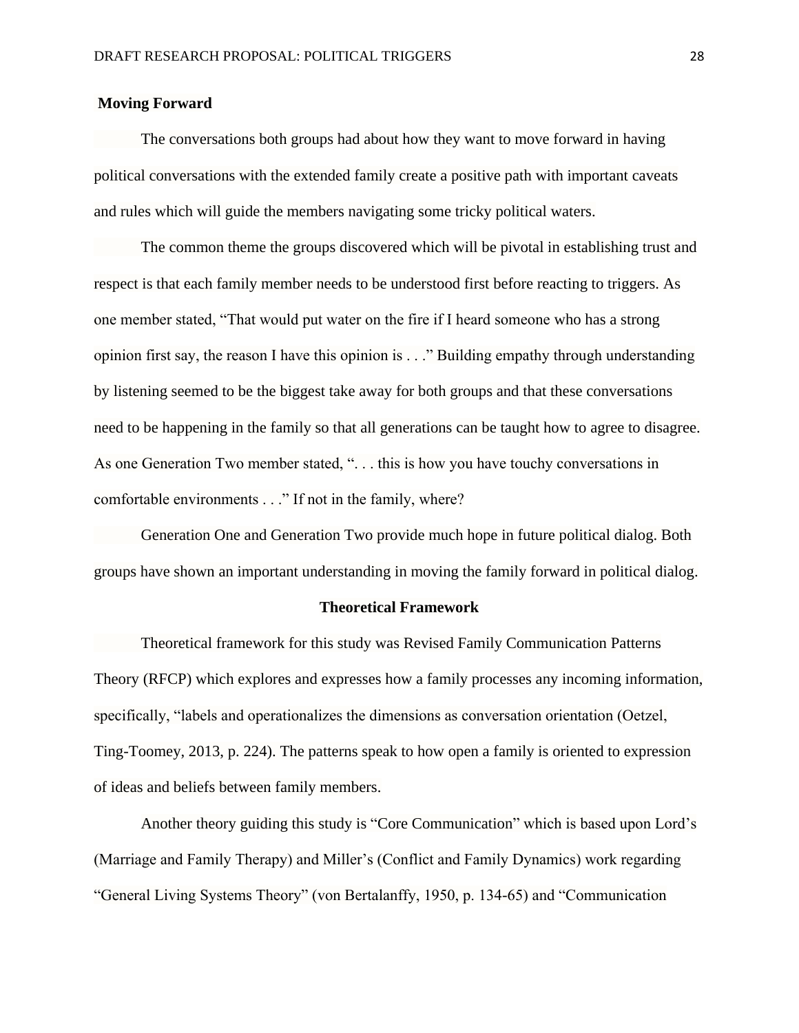**Moving Forward**

The conversations both groups had about how they want to move forward in having political conversations with the extended family create a positive path with important caveats and rules which will guide the members navigating some tricky political waters.

The common theme the groups discovered which will be pivotal in establishing trust and respect is that each family member needs to be understood first before reacting to triggers. As one member stated, "That would put water on the fire if I heard someone who has a strong opinion first say, the reason I have this opinion is . . ." Building empathy through understanding by listening seemed to be the biggest take away for both groups and that these conversations need to be happening in the family so that all generations can be taught how to agree to disagree. As one Generation Two member stated, ". . . this is how you have touchy conversations in comfortable environments . . ." If not in the family, where?

Generation One and Generation Two provide much hope in future political dialog. Both groups have shown an important understanding in moving the family forward in political dialog.

## Theoretical Framework

Theoretical framework for this study was Revised Family Communication Patterns Theory (RFCP) which explores and expresses how a family processes any incoming information, specifically, "labels and operationalizes the dimensions as conversation orientation (Oetzel, Ting-Toomey, 2013, p. 224). The patterns speak to how open a family is oriented to expression of ideas and beliefs between family members.

Another theory guiding this study is "Core Communication" which is based upon Lord's (Marriage and Family Therapy) and Miller's (Conflict and Family Dynamics) work regarding "General Living Systems Theory" (von Bertalanffy, 1950, p. 134-65) and "Communication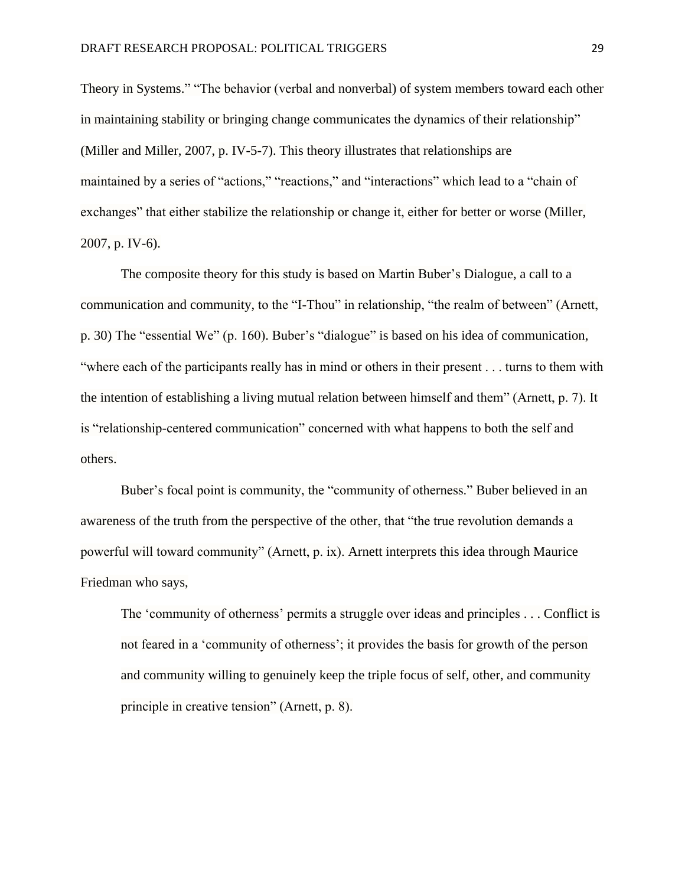Theory in Systems." "The behavior (verbal and nonverbal) of system members toward each other in maintaining stability or bringing change communicates the dynamics of their relationship" (Miller and Miller, 2007, p. IV-5-7). This theory illustrates that relationships are maintained by a series of "actions," "reactions," and "interactions" which lead to a "chain of exchanges" that either stabilize the relationship or change it, either for better or worse (Miller, 2007, p. IV-6).

The composite theory for this study is based on Martin Buber's Dialogue, a call to a communication and community, to the "I-Thou" in relationship, "the realm of between" (Arnett, p. 30) The "essential We" (p. 160). Buber's "dialogue" is based on his idea of communication, "where each of the participants really has in mind or others in their present . . . turns to them with the intention of establishing a living mutual relation between himself and them" (Arnett, p. 7). It is "relationship-centered communication" concerned with what happens to both the self and others.

Buber's focal point is community, the "community of otherness." Buber believed in an awareness of the truth from the perspective of the other, that "the true revolution demands a powerful will toward community" (Arnett, p. ix). Arnett interprets this idea through Maurice Friedman who says,

> The 'community of otherness' permits a struggle over ideas and principles . . . Conflict is not feared in a 'community of otherness'; it provides the basis for growth of the person and community willing to genuinely keep the triple focus of self, other, and community principle in creative tension" (Arnett, p. 8).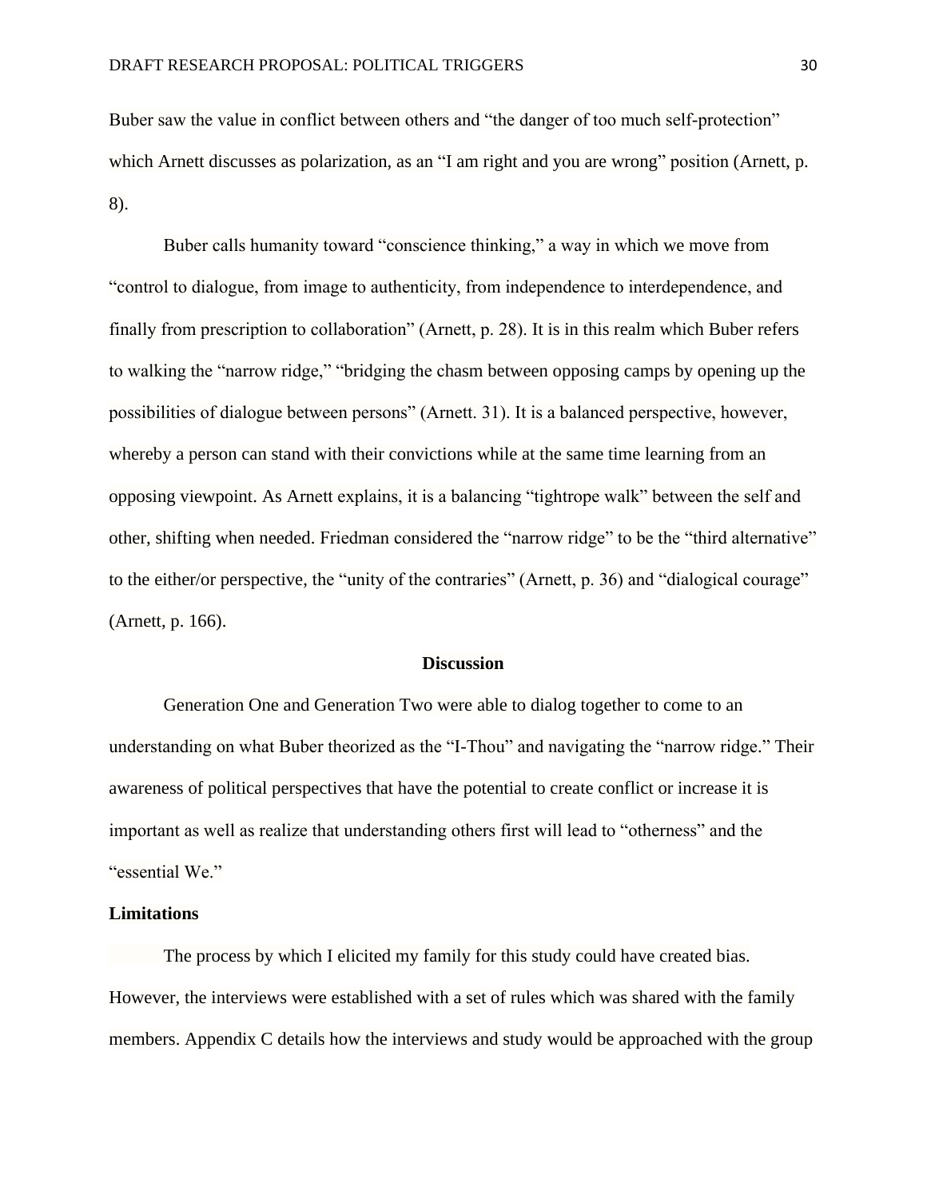Buber saw the value in conflict between others and “the danger of too much self-protection” which Arnett discusses as polarization, as an “I am right and you are wrong” position (Arnett, p. 8).

Buber calls humanity toward “conscience thinking,” a way in which we move from “control to dialogue, from image to authenticity, from independence to interdependence, and finally from prescription to collaboration” (Arnett, p. 28). It is in this realm which Buber refers to walking the “narrow ridge,” “bridging the chasm between opposing camps by opening up the possibilities of dialogue between persons” (Arnett. 31). It is a balanced perspective, however, whereby a person can stand with their convictions while at the same time learning from an opposing viewpoint. As Arnett explains, it is a balancing “tightrope walk” between the self and other, shifting when needed. Friedman considered the “narrow ridge” to be the “third alternative” to the either/or perspective, the “unity of the contraries” (Arnett, p. 36) and “dialogical courage” (Arnett, p. 166).

## Discussion

Generation One and Generation Two were able to dialog together to come to an understanding on what Buber theorized as the “I-Thou” and navigating the “narrow ridge.” Their awareness of political perspectives that have the potential to create conflict or increase it is important as well as realize that understanding others first will lead to “otherness” and the “essential We.”

### Limitations

The process by which I elicited my family for this study could have created bias. However, the interviews were established with a set of rules which was shared with the family members. Appendix C details how the interviews and study would be approached with the group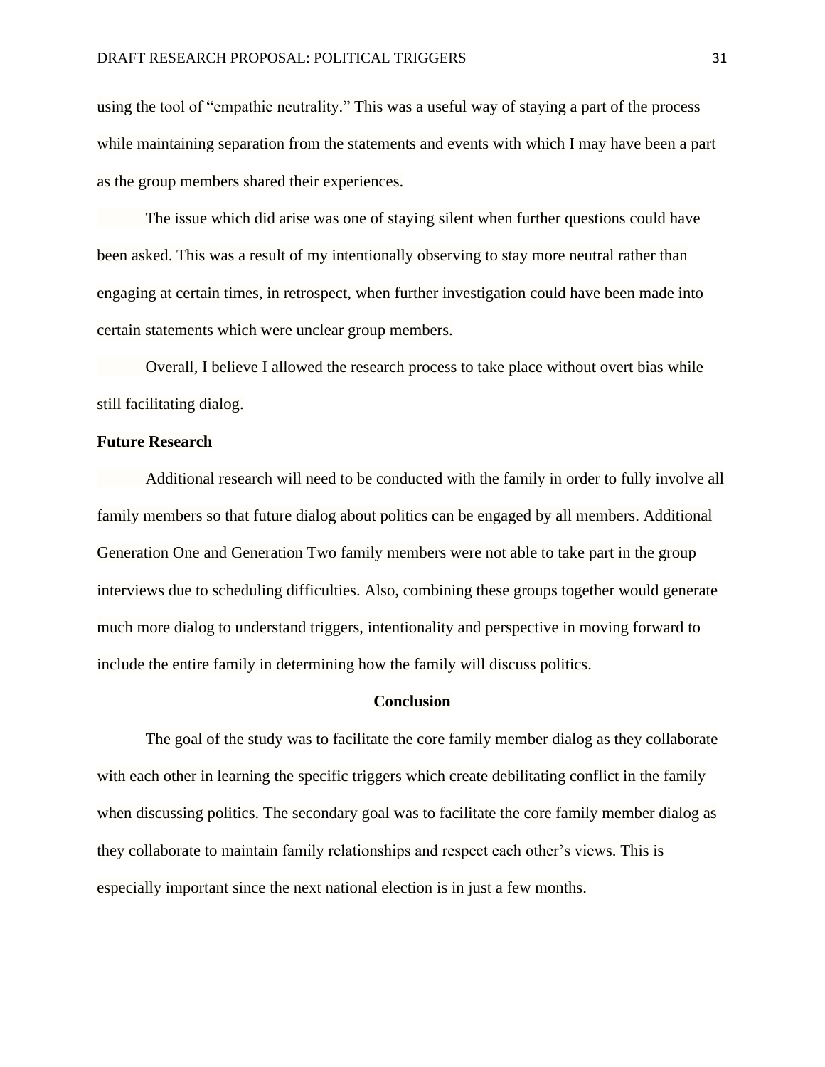using the tool of "empathic neutrality." This was a useful way of staying a part of the process while maintaining separation from the statements and events with which I may have been a part as the group members shared their experiences.

The issue which did arise was one of staying silent when further questions could have been asked. This was a result of my intentionally observing to stay more neutral rather than engaging at certain times, in retrospect, when further investigation could have been made into certain statements which were unclear group members.

Overall, I believe I allowed the research process to take place without overt bias while still facilitating dialog.

**Future Research**

Additional research will need to be conducted with the family in order to fully involve all family members so that future dialog about politics can be engaged by all members. Additional Generation One and Generation Two family members were not able to take part in the group interviews due to scheduling difficulties. Also, combining these groups together would generate much more dialog to understand triggers, intentionality and perspective in moving forward to include the entire family in determining how the family will discuss politics.

## Conclusion

The goal of the study was to facilitate the core family member dialog as they collaborate with each other in learning the specific triggers which create debilitating conflict in the family when discussing politics. The secondary goal was to facilitate the core family member dialog as they collaborate to maintain family relationships and respect each other's views. This is especially important since the next national election is in just a few months.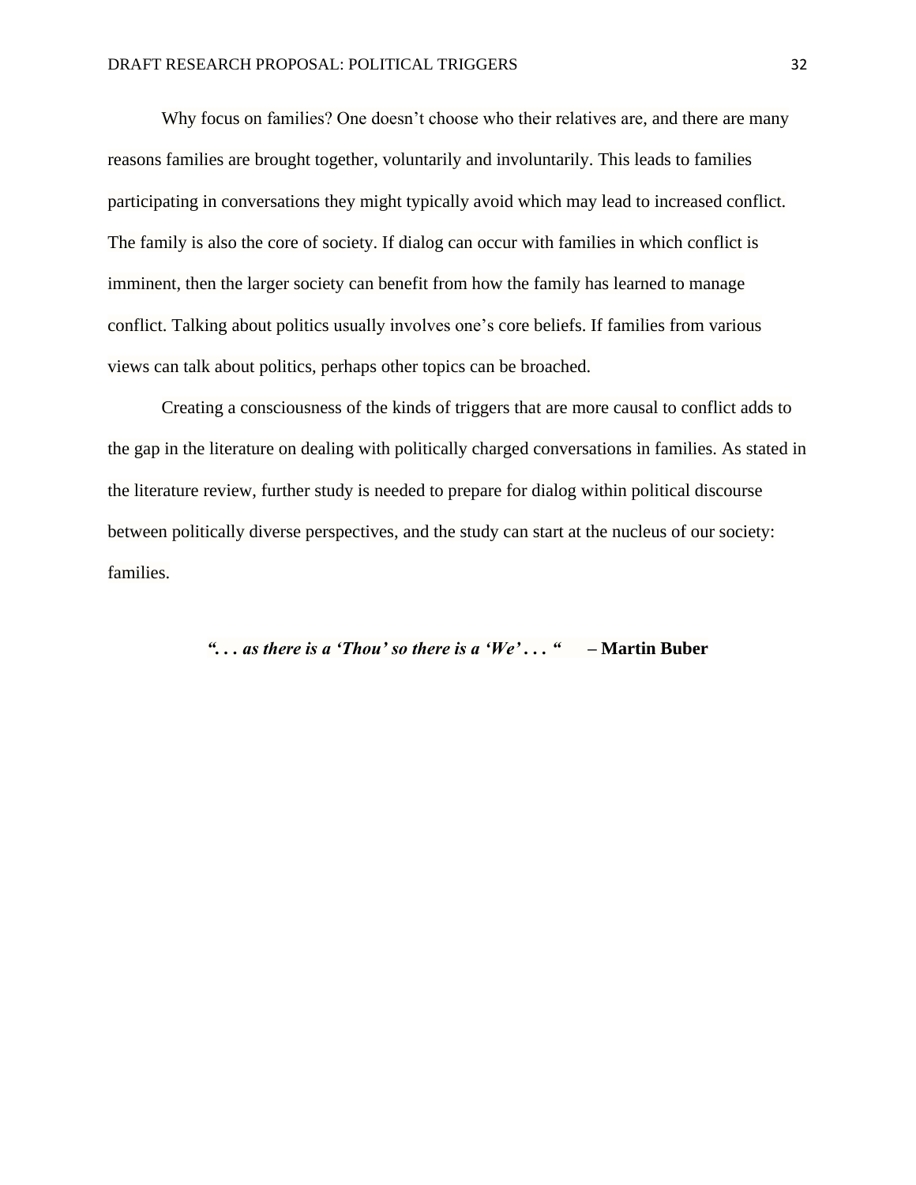Why focus on families? One doesn’t choose who their relatives are, and there are many reasons families are brought together, voluntarily and involuntarily. This leads to families participating in conversations they might typically avoid which may lead to increased conflict. The family is also the core of society. If dialog can occur with families in which conflict is imminent, then the larger society can benefit from how the family has learned to manage conflict. Talking about politics usually involves one’s core beliefs. If families from various views can talk about politics, perhaps other topics can be broached.

Creating a consciousness of the kinds of triggers that are more causal to conflict adds to the gap in the literature on dealing with politically charged conversations in families. As stated in the literature review, further study is needed to prepare for dialog within political discourse between politically diverse perspectives, and the study can start at the nucleus of our society: families.

***“. . . as there is a ‘Thou’ so there is a ‘We’ . . . “*** **– Martin Buber**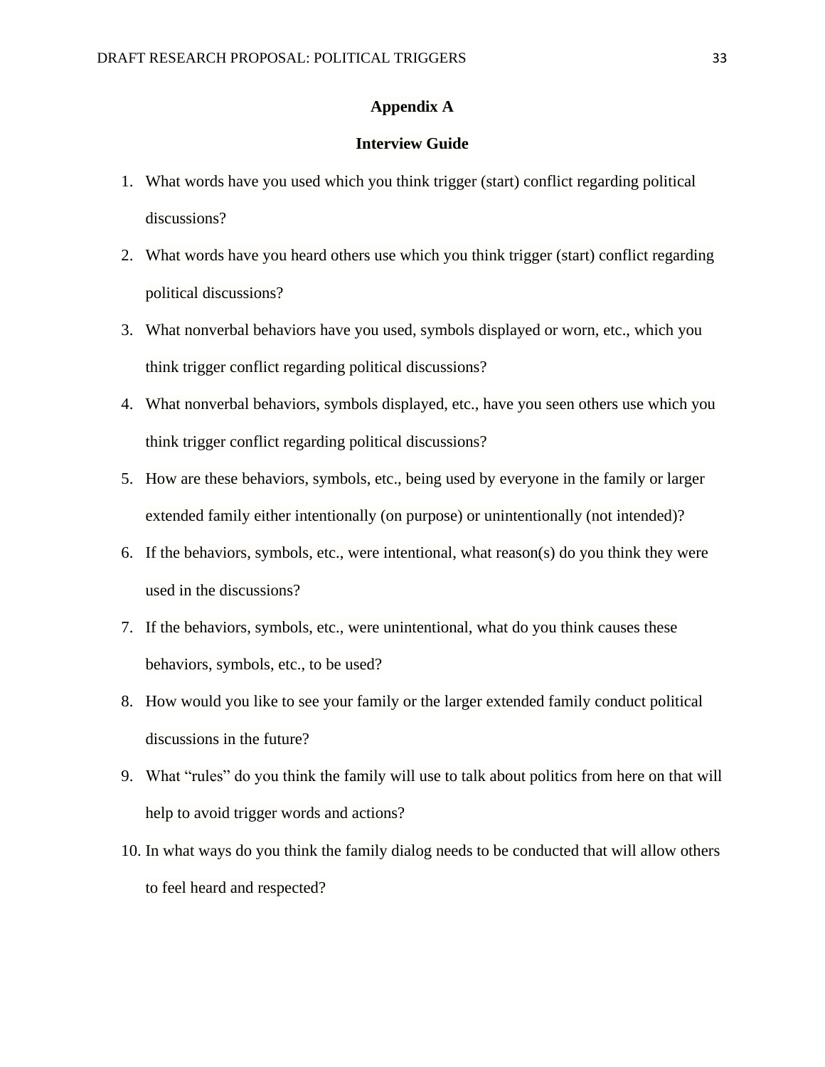# Appendix A

## Interview Guide

1. What words have you used which you think trigger (start) conflict regarding political discussions?
2. What words have you heard others use which you think trigger (start) conflict regarding political discussions?
3. What nonverbal behaviors have you used, symbols displayed or worn, etc., which you think trigger conflict regarding political discussions?
4. What nonverbal behaviors, symbols displayed, etc., have you seen others use which you think trigger conflict regarding political discussions?
5. How are these behaviors, symbols, etc., being used by everyone in the family or larger extended family either intentionally (on purpose) or unintentionally (not intended)?
6. If the behaviors, symbols, etc., were intentional, what reason(s) do you think they were used in the discussions?
7. If the behaviors, symbols, etc., were unintentional, what do you think causes these behaviors, symbols, etc., to be used?
8. How would you like to see your family or the larger extended family conduct political discussions in the future?
9. What "rules" do you think the family will use to talk about politics from here on that will help to avoid trigger words and actions?
10. In what ways do you think the family dialog needs to be conducted that will allow others to feel heard and respected?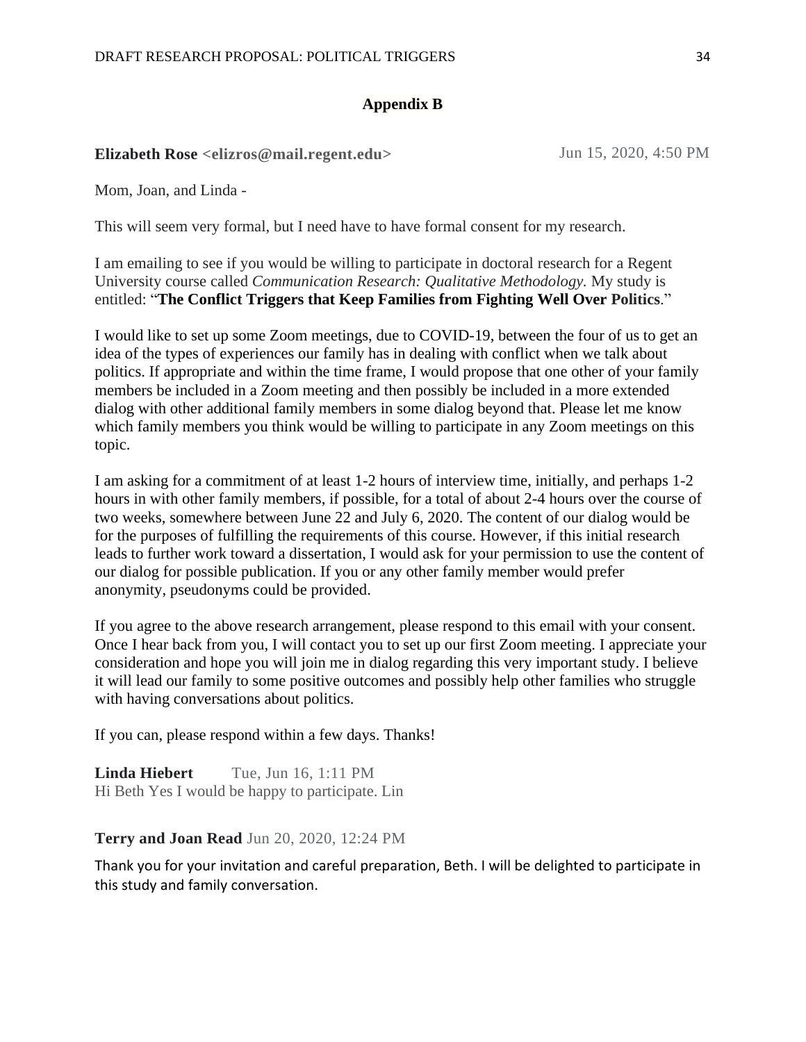## Appendix B

**Elizabeth Rose <elizros@mail.regent.edu>** Jun 15, 2020, 4:50 PM

Mom, Joan, and Linda -

This will seem very formal, but I need have to have formal consent for my research.

I am emailing to see if you would be willing to participate in doctoral research for a Regent University course called *Communication Research: Qualitative Methodology.* My study is entitled: "**The Conflict Triggers that Keep Families from Fighting Well Over Politics**."

I would like to set up some Zoom meetings, due to COVID-19, between the four of us to get an idea of the types of experiences our family has in dealing with conflict when we talk about politics. If appropriate and within the time frame, I would propose that one other of your family members be included in a Zoom meeting and then possibly be included in a more extended dialog with other additional family members in some dialog beyond that. Please let me know which family members you think would be willing to participate in any Zoom meetings on this topic.

I am asking for a commitment of at least 1-2 hours of interview time, initially, and perhaps 1-2 hours in with other family members, if possible, for a total of about 2-4 hours over the course of two weeks, somewhere between June 22 and July 6, 2020. The content of our dialog would be for the purposes of fulfilling the requirements of this course. However, if this initial research leads to further work toward a dissertation, I would ask for your permission to use the content of our dialog for possible publication. If you or any other family member would prefer anonymity, pseudonyms could be provided.

If you agree to the above research arrangement, please respond to this email with your consent. Once I hear back from you, I will contact you to set up our first Zoom meeting. I appreciate your consideration and hope you will join me in dialog regarding this very important study. I believe it will lead our family to some positive outcomes and possibly help other families who struggle with having conversations about politics.

If you can, please respond within a few days. Thanks!

**Linda Hiebert** Tue, Jun 16, 1:11 PM
Hi Beth Yes I would be happy to participate. Lin

**Terry and Joan Read** Jun 20, 2020, 12:24 PM

Thank you for your invitation and careful preparation, Beth. I will be delighted to participate in this study and family conversation.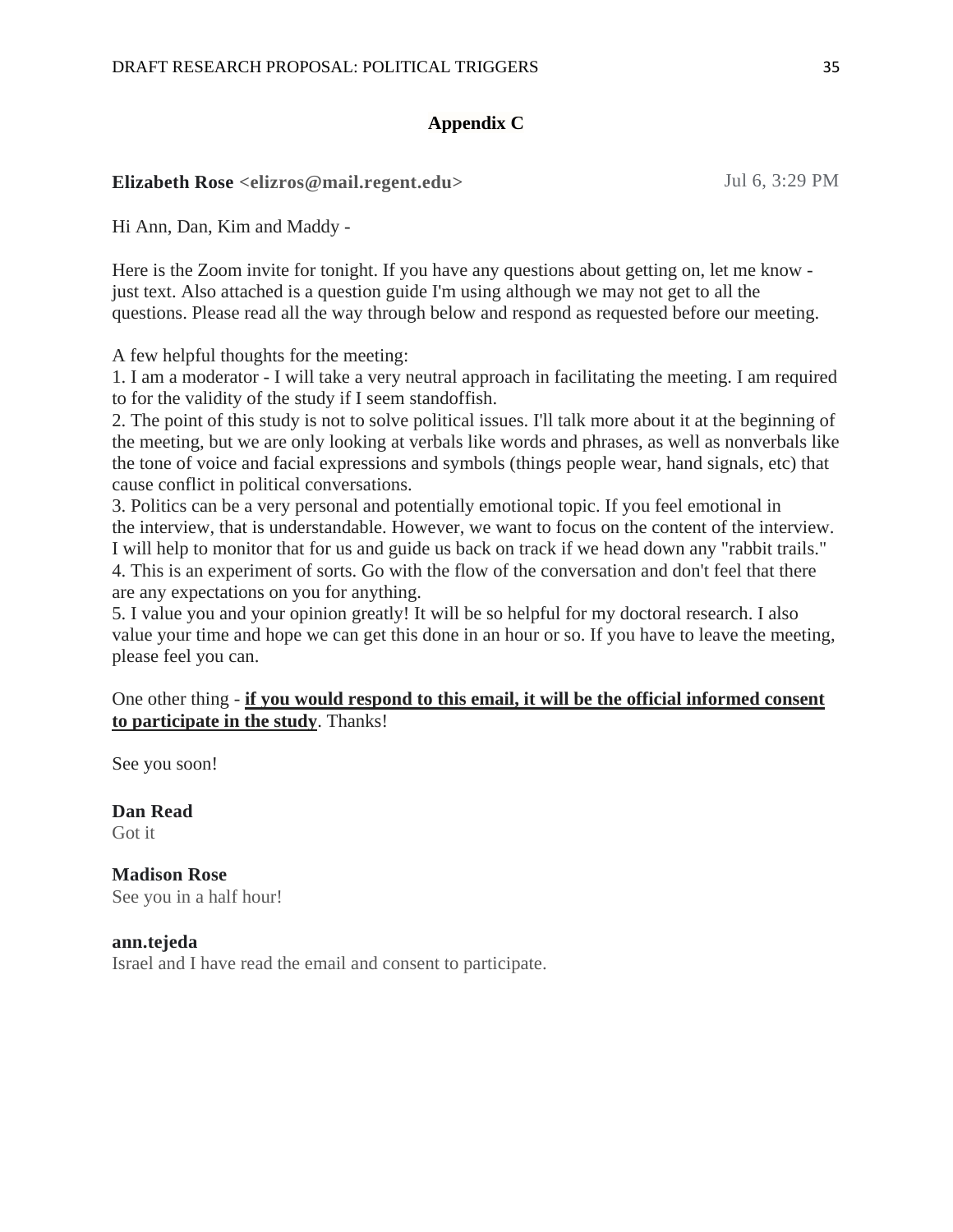## Appendix C

**Elizabeth Rose <elizros@mail.regent.edu>** Jul 6, 3:29 PM

Hi Ann, Dan, Kim and Maddy -

Here is the Zoom invite for tonight. If you have any questions about getting on, let me know - just text. Also attached is a question guide I'm using although we may not get to all the questions. Please read all the way through below and respond as requested before our meeting.

A few helpful thoughts for the meeting:

1. I am a moderator - I will take a very neutral approach in facilitating the meeting. I am required to for the validity of the study if I seem standoffish.
2. The point of this study is not to solve political issues. I'll talk more about it at the beginning of the meeting, but we are only looking at verbals like words and phrases, as well as nonverbals like the tone of voice and facial expressions and symbols (things people wear, hand signals, etc) that cause conflict in political conversations.
3. Politics can be a very personal and potentially emotional topic. If you feel emotional in the interview, that is understandable. However, we want to focus on the content of the interview. I will help to monitor that for us and guide us back on track if we head down any "rabbit trails."
4. This is an experiment of sorts. Go with the flow of the conversation and don't feel that there are any expectations on you for anything.
5. I value you and your opinion greatly! It will be so helpful for my doctoral research. I also value your time and hope we can get this done in an hour or so. If you have to leave the meeting, please feel you can.

One other thing - **if you would respond to this email, it will be the official informed consent to participate in the study**. Thanks!

See you soon!

**Dan Read**
Got it

**Madison Rose**
See you in a half hour!

**ann.tejeda**
Israel and I have read the email and consent to participate.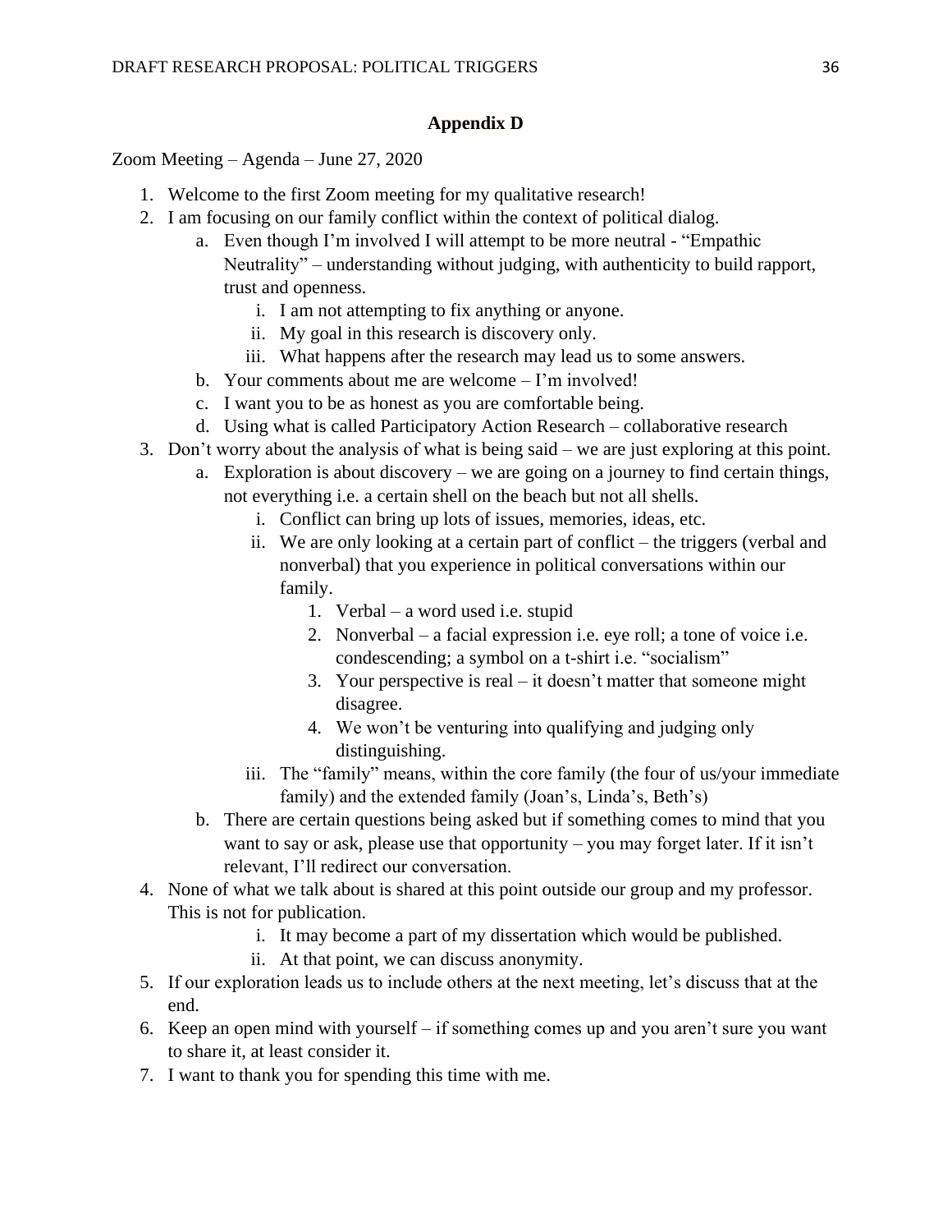## Appendix D

Zoom Meeting – Agenda – June 27, 2020

1. Welcome to the first Zoom meeting for my qualitative research!
2. I am focusing on our family conflict within the context of political dialog.
   a. Even though I'm involved I will attempt to be more neutral - "Empathic Neutrality" – understanding without judging, with authenticity to build rapport, trust and openness.
      i. I am not attempting to fix anything or anyone.
      ii. My goal in this research is discovery only.
      iii. What happens after the research may lead us to some answers.
   b. Your comments about me are welcome – I'm involved!
   c. I want you to be as honest as you are comfortable being.
   d. Using what is called Participatory Action Research – collaborative research
3. Don't worry about the analysis of what is being said – we are just exploring at this point.
   a. Exploration is about discovery – we are going on a journey to find certain things, not everything i.e. a certain shell on the beach but not all shells.
      i. Conflict can bring up lots of issues, memories, ideas, etc.
      ii. We are only looking at a certain part of conflict – the triggers (verbal and nonverbal) that you experience in political conversations within our family.
         1. Verbal – a word used i.e. stupid
         2. Nonverbal – a facial expression i.e. eye roll; a tone of voice i.e. condescending; a symbol on a t-shirt i.e. "socialism"
         3. Your perspective is real – it doesn't matter that someone might disagree.
         4. We won't be venturing into qualifying and judging only distinguishing.
      iii. The "family" means, within the core family (the four of us/your immediate family) and the extended family (Joan's, Linda's, Beth's)
   b. There are certain questions being asked but if something comes to mind that you want to say or ask, please use that opportunity – you may forget later. If it isn't relevant, I'll redirect our conversation.
4. None of what we talk about is shared at this point outside our group and my professor. This is not for publication.
      i. It may become a part of my dissertation which would be published.
      ii. At that point, we can discuss anonymity.
5. If our exploration leads us to include others at the next meeting, let's discuss that at the end.
6. Keep an open mind with yourself – if something comes up and you aren't sure you want to share it, at least consider it.
7. I want to thank you for spending this time with me.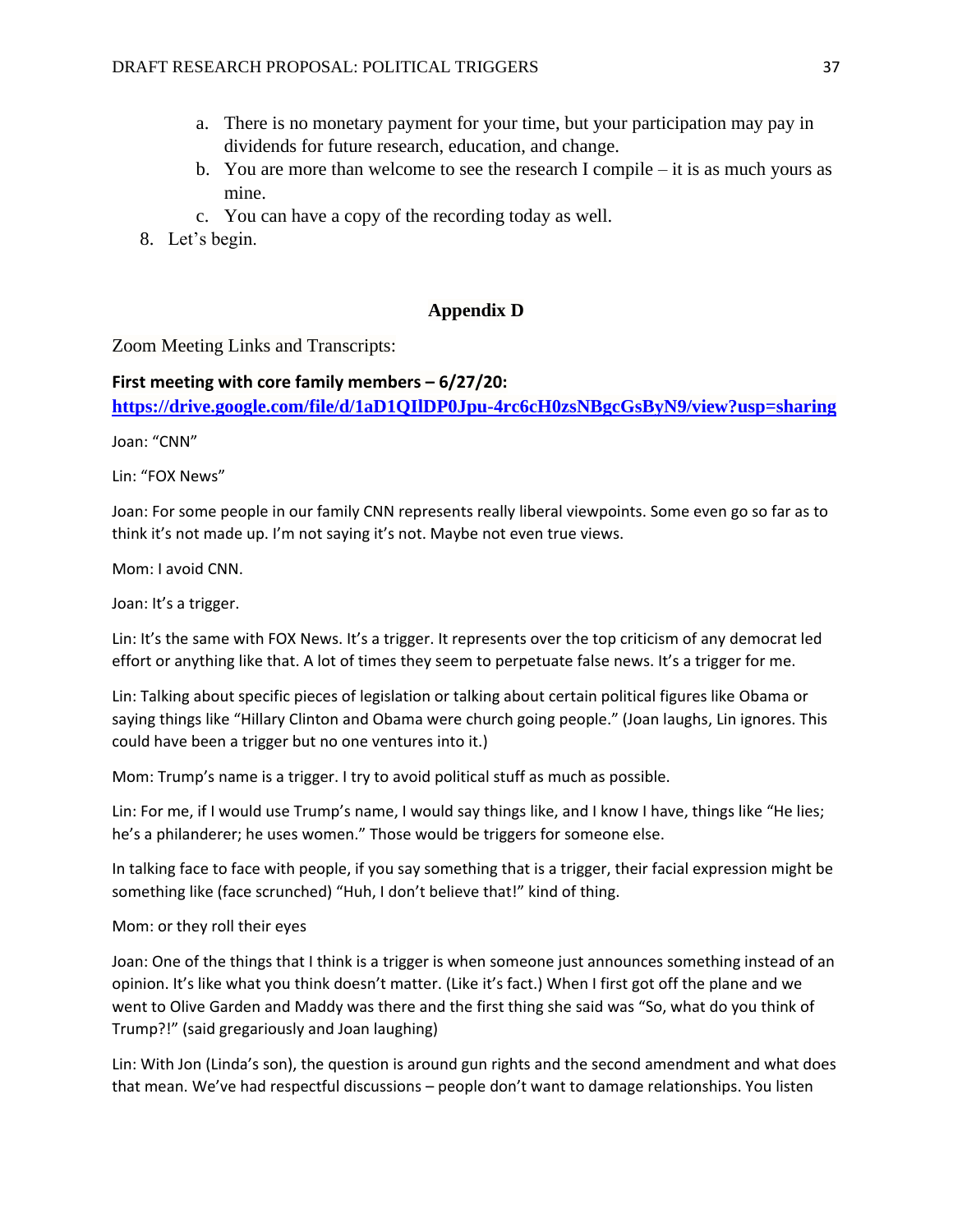a. There is no monetary payment for your time, but your participation may pay in dividends for future research, education, and change.
   b. You are more than welcome to see the research I compile – it is as much yours as mine.
   c. You can have a copy of the recording today as well.
8. Let's begin.

## Appendix D

Zoom Meeting Links and Transcripts:

**First meeting with core family members – 6/27/20:**
**https://drive.google.com/file/d/1aD1QIlDP0Jpu-4rc6cH0zsNBgcGsByN9/view?usp=sharing**

Joan: "CNN"

Lin: "FOX News"

Joan: For some people in our family CNN represents really liberal viewpoints. Some even go so far as to think it's not made up. I'm not saying it's not. Maybe not even true views.

Mom: I avoid CNN.

Joan: It's a trigger.

Lin: It's the same with FOX News. It's a trigger. It represents over the top criticism of any democrat led effort or anything like that. A lot of times they seem to perpetuate false news. It's a trigger for me.

Lin: Talking about specific pieces of legislation or talking about certain political figures like Obama or saying things like "Hillary Clinton and Obama were church going people." (Joan laughs, Lin ignores. This could have been a trigger but no one ventures into it.)

Mom: Trump's name is a trigger. I try to avoid political stuff as much as possible.

Lin: For me, if I would use Trump's name, I would say things like, and I know I have, things like "He lies; he's a philanderer; he uses women." Those would be triggers for someone else.

In talking face to face with people, if you say something that is a trigger, their facial expression might be something like (face scrunched) "Huh, I don't believe that!" kind of thing.

Mom: or they roll their eyes

Joan: One of the things that I think is a trigger is when someone just announces something instead of an opinion. It's like what you think doesn't matter. (Like it's fact.) When I first got off the plane and we went to Olive Garden and Maddy was there and the first thing she said was "So, what do you think of Trump?!" (said gregariously and Joan laughing)

Lin: With Jon (Linda's son), the question is around gun rights and the second amendment and what does that mean. We've had respectful discussions – people don't want to damage relationships. You listen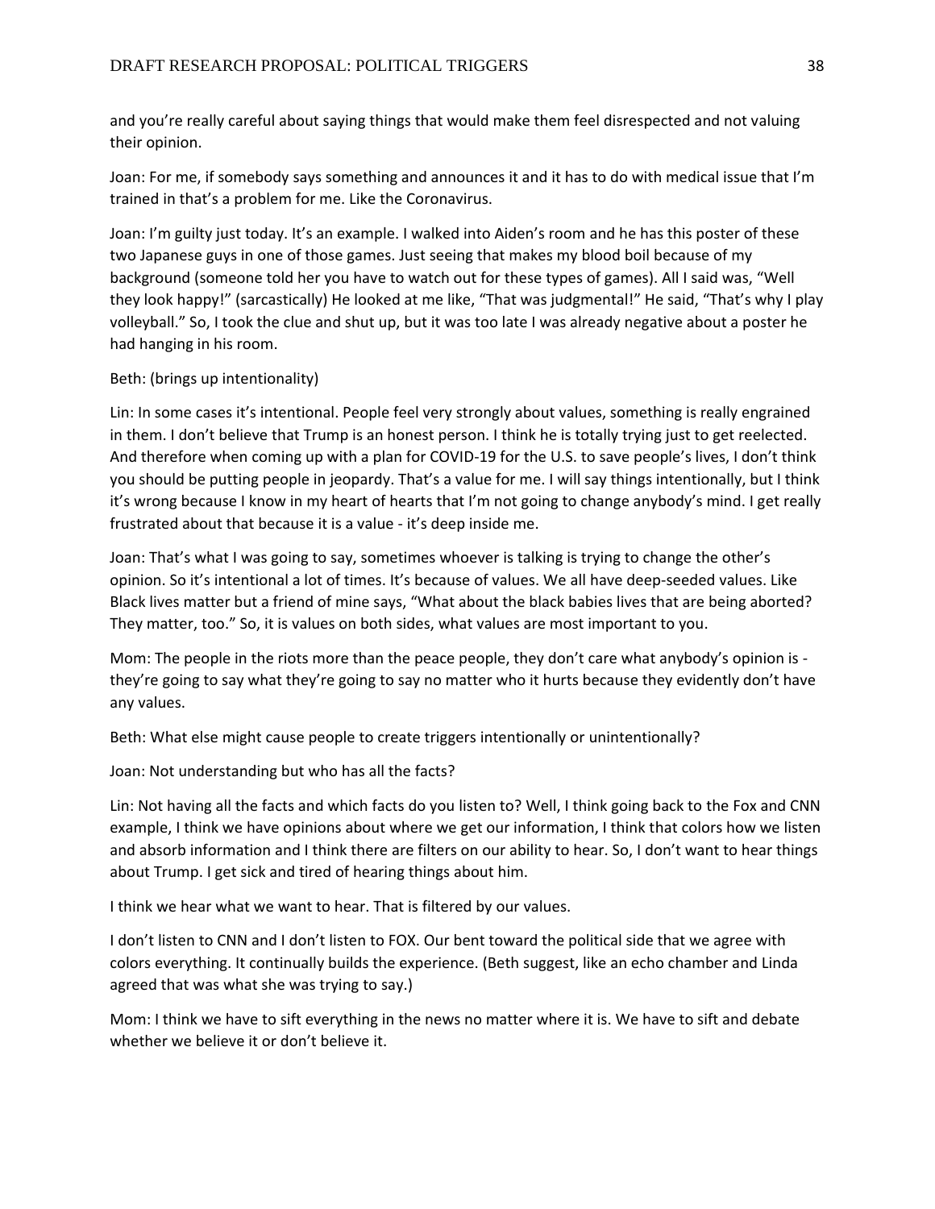and you're really careful about saying things that would make them feel disrespected and not valuing their opinion.

Joan: For me, if somebody says something and announces it and it has to do with medical issue that I'm trained in that's a problem for me. Like the Coronavirus.

Joan: I'm guilty just today. It's an example. I walked into Aiden's room and he has this poster of these two Japanese guys in one of those games. Just seeing that makes my blood boil because of my background (someone told her you have to watch out for these types of games). All I said was, "Well they look happy!" (sarcastically) He looked at me like, "That was judgmental!" He said, "That's why I play volleyball." So, I took the clue and shut up, but it was too late I was already negative about a poster he had hanging in his room.

Beth: (brings up intentionality)

Lin: In some cases it's intentional. People feel very strongly about values, something is really engrained in them. I don't believe that Trump is an honest person. I think he is totally trying just to get reelected. And therefore when coming up with a plan for COVID-19 for the U.S. to save people's lives, I don't think you should be putting people in jeopardy. That's a value for me. I will say things intentionally, but I think it's wrong because I know in my heart of hearts that I'm not going to change anybody's mind. I get really frustrated about that because it is a value - it's deep inside me.

Joan: That's what I was going to say, sometimes whoever is talking is trying to change the other's opinion. So it's intentional a lot of times. It's because of values. We all have deep-seeded values. Like Black lives matter but a friend of mine says, "What about the black babies lives that are being aborted? They matter, too." So, it is values on both sides, what values are most important to you.

Mom: The people in the riots more than the peace people, they don't care what anybody's opinion is - they're going to say what they're going to say no matter who it hurts because they evidently don't have any values.

Beth: What else might cause people to create triggers intentionally or unintentionally?

Joan: Not understanding but who has all the facts?

Lin: Not having all the facts and which facts do you listen to? Well, I think going back to the Fox and CNN example, I think we have opinions about where we get our information, I think that colors how we listen and absorb information and I think there are filters on our ability to hear. So, I don't want to hear things about Trump. I get sick and tired of hearing things about him.

I think we hear what we want to hear. That is filtered by our values.

I don't listen to CNN and I don't listen to FOX. Our bent toward the political side that we agree with colors everything. It continually builds the experience. (Beth suggest, like an echo chamber and Linda agreed that was what she was trying to say.)

Mom: I think we have to sift everything in the news no matter where it is. We have to sift and debate whether we believe it or don't believe it.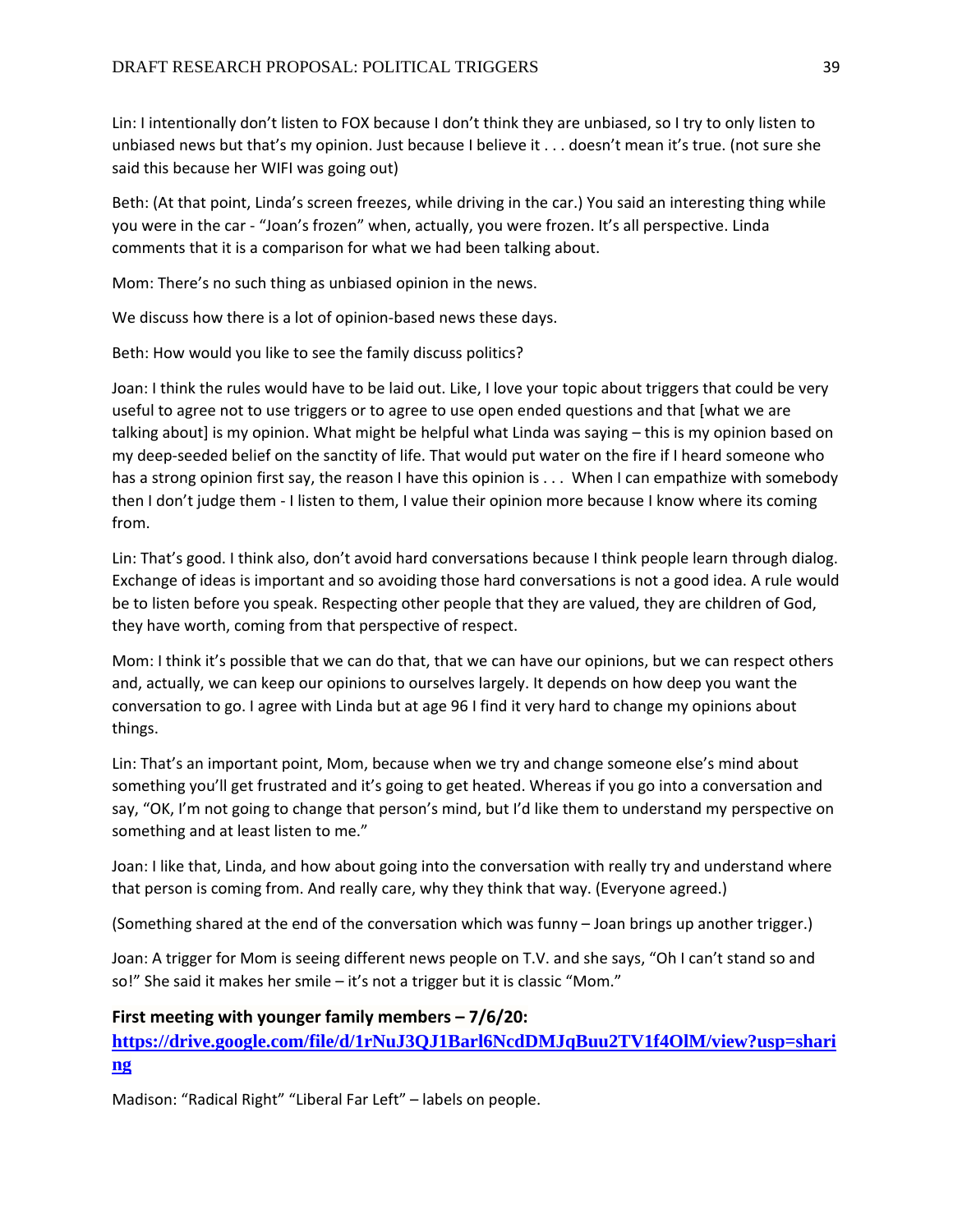Lin: I intentionally don't listen to FOX because I don't think they are unbiased, so I try to only listen to unbiased news but that's my opinion. Just because I believe it . . . doesn't mean it's true. (not sure she said this because her WIFI was going out)

Beth: (At that point, Linda's screen freezes, while driving in the car.) You said an interesting thing while you were in the car - "Joan's frozen" when, actually, you were frozen. It's all perspective. Linda comments that it is a comparison for what we had been talking about.

Mom: There's no such thing as unbiased opinion in the news.

We discuss how there is a lot of opinion-based news these days.

Beth: How would you like to see the family discuss politics?

Joan: I think the rules would have to be laid out. Like, I love your topic about triggers that could be very useful to agree not to use triggers or to agree to use open ended questions and that [what we are talking about] is my opinion. What might be helpful what Linda was saying – this is my opinion based on my deep-seeded belief on the sanctity of life. That would put water on the fire if I heard someone who has a strong opinion first say, the reason I have this opinion is . . . When I can empathize with somebody then I don't judge them - I listen to them, I value their opinion more because I know where its coming from.

Lin: That's good. I think also, don't avoid hard conversations because I think people learn through dialog. Exchange of ideas is important and so avoiding those hard conversations is not a good idea. A rule would be to listen before you speak. Respecting other people that they are valued, they are children of God, they have worth, coming from that perspective of respect.

Mom: I think it's possible that we can do that, that we can have our opinions, but we can respect others and, actually, we can keep our opinions to ourselves largely. It depends on how deep you want the conversation to go. I agree with Linda but at age 96 I find it very hard to change my opinions about things.

Lin: That's an important point, Mom, because when we try and change someone else's mind about something you'll get frustrated and it's going to get heated. Whereas if you go into a conversation and say, "OK, I'm not going to change that person's mind, but I'd like them to understand my perspective on something and at least listen to me."

Joan: I like that, Linda, and how about going into the conversation with really try and understand where that person is coming from. And really care, why they think that way. (Everyone agreed.)

(Something shared at the end of the conversation which was funny – Joan brings up another trigger.)

Joan: A trigger for Mom is seeing different news people on T.V. and she says, "Oh I can't stand so and so!" She said it makes her smile – it's not a trigger but it is classic "Mom."

**First meeting with younger family members – 7/6/20:**
**https://drive.google.com/file/d/1rNuJ3QJ1Barl6NcdDMJqBuu2TV1f4OlM/view?usp=sharing**

Madison: "Radical Right" "Liberal Far Left" – labels on people.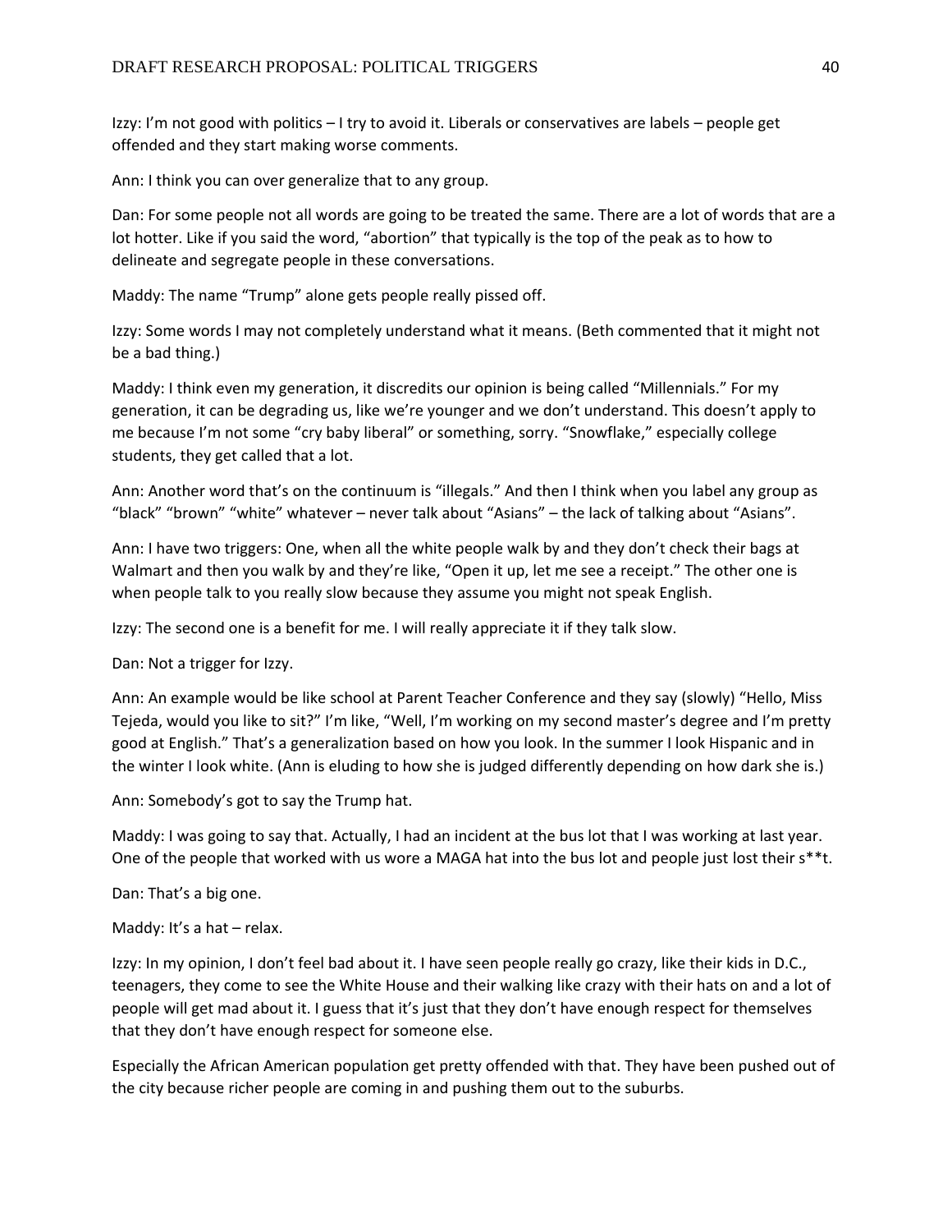Izzy: I'm not good with politics – I try to avoid it. Liberals or conservatives are labels – people get offended and they start making worse comments.

Ann: I think you can over generalize that to any group.

Dan: For some people not all words are going to be treated the same. There are a lot of words that are a lot hotter. Like if you said the word, "abortion" that typically is the top of the peak as to how to delineate and segregate people in these conversations.

Maddy: The name "Trump" alone gets people really pissed off.

Izzy: Some words I may not completely understand what it means. (Beth commented that it might not be a bad thing.)

Maddy: I think even my generation, it discredits our opinion is being called "Millennials." For my generation, it can be degrading us, like we're younger and we don't understand. This doesn't apply to me because I'm not some "cry baby liberal" or something, sorry. "Snowflake," especially college students, they get called that a lot.

Ann: Another word that's on the continuum is "illegals." And then I think when you label any group as "black" "brown" "white" whatever – never talk about "Asians" – the lack of talking about "Asians".

Ann: I have two triggers: One, when all the white people walk by and they don't check their bags at Walmart and then you walk by and they're like, "Open it up, let me see a receipt." The other one is when people talk to you really slow because they assume you might not speak English.

Izzy: The second one is a benefit for me. I will really appreciate it if they talk slow.

Dan: Not a trigger for Izzy.

Ann: An example would be like school at Parent Teacher Conference and they say (slowly) "Hello, Miss Tejeda, would you like to sit?" I'm like, "Well, I'm working on my second master's degree and I'm pretty good at English." That's a generalization based on how you look. In the summer I look Hispanic and in the winter I look white. (Ann is eluding to how she is judged differently depending on how dark she is.)

Ann: Somebody's got to say the Trump hat.

Maddy: I was going to say that. Actually, I had an incident at the bus lot that I was working at last year. One of the people that worked with us wore a MAGA hat into the bus lot and people just lost their s**t.

Dan: That's a big one.

Maddy: It's a hat – relax.

Izzy: In my opinion, I don't feel bad about it. I have seen people really go crazy, like their kids in D.C., teenagers, they come to see the White House and their walking like crazy with their hats on and a lot of people will get mad about it. I guess that it's just that they don't have enough respect for themselves that they don't have enough respect for someone else.

Especially the African American population get pretty offended with that. They have been pushed out of the city because richer people are coming in and pushing them out to the suburbs.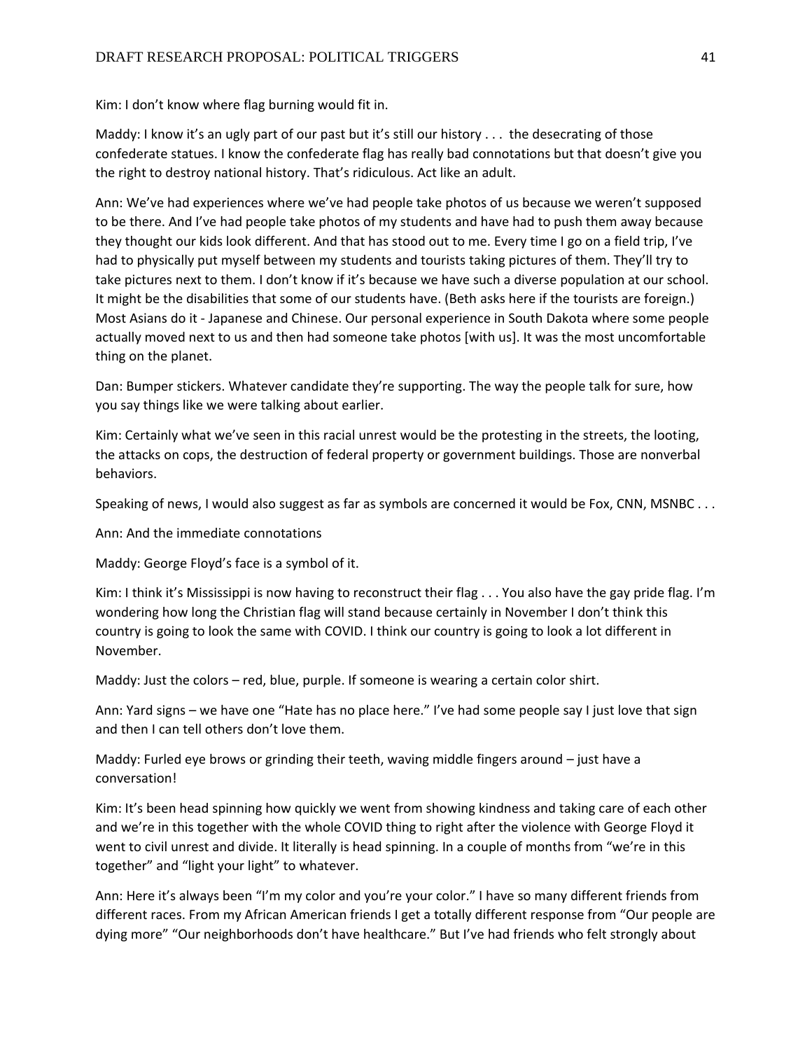Kim: I don't know where flag burning would fit in.

Maddy: I know it's an ugly part of our past but it's still our history . . . the desecrating of those confederate statues. I know the confederate flag has really bad connotations but that doesn't give you the right to destroy national history. That's ridiculous. Act like an adult.

Ann: We've had experiences where we've had people take photos of us because we weren't supposed to be there. And I've had people take photos of my students and have had to push them away because they thought our kids look different. And that has stood out to me. Every time I go on a field trip, I've had to physically put myself between my students and tourists taking pictures of them. They'll try to take pictures next to them. I don't know if it's because we have such a diverse population at our school. It might be the disabilities that some of our students have. (Beth asks here if the tourists are foreign.) Most Asians do it - Japanese and Chinese. Our personal experience in South Dakota where some people actually moved next to us and then had someone take photos [with us]. It was the most uncomfortable thing on the planet.

Dan: Bumper stickers. Whatever candidate they're supporting. The way the people talk for sure, how you say things like we were talking about earlier.

Kim: Certainly what we've seen in this racial unrest would be the protesting in the streets, the looting, the attacks on cops, the destruction of federal property or government buildings. Those are nonverbal behaviors.

Speaking of news, I would also suggest as far as symbols are concerned it would be Fox, CNN, MSNBC . . .

Ann: And the immediate connotations

Maddy: George Floyd's face is a symbol of it.

Kim: I think it's Mississippi is now having to reconstruct their flag . . . You also have the gay pride flag. I'm wondering how long the Christian flag will stand because certainly in November I don't think this country is going to look the same with COVID. I think our country is going to look a lot different in November.

Maddy: Just the colors – red, blue, purple. If someone is wearing a certain color shirt.

Ann: Yard signs – we have one "Hate has no place here." I've had some people say I just love that sign and then I can tell others don't love them.

Maddy: Furled eye brows or grinding their teeth, waving middle fingers around – just have a conversation!

Kim: It's been head spinning how quickly we went from showing kindness and taking care of each other and we're in this together with the whole COVID thing to right after the violence with George Floyd it went to civil unrest and divide. It literally is head spinning. In a couple of months from "we're in this together" and "light your light" to whatever.

Ann: Here it's always been "I'm my color and you're your color." I have so many different friends from different races. From my African American friends I get a totally different response from "Our people are dying more" "Our neighborhoods don't have healthcare." But I've had friends who felt strongly about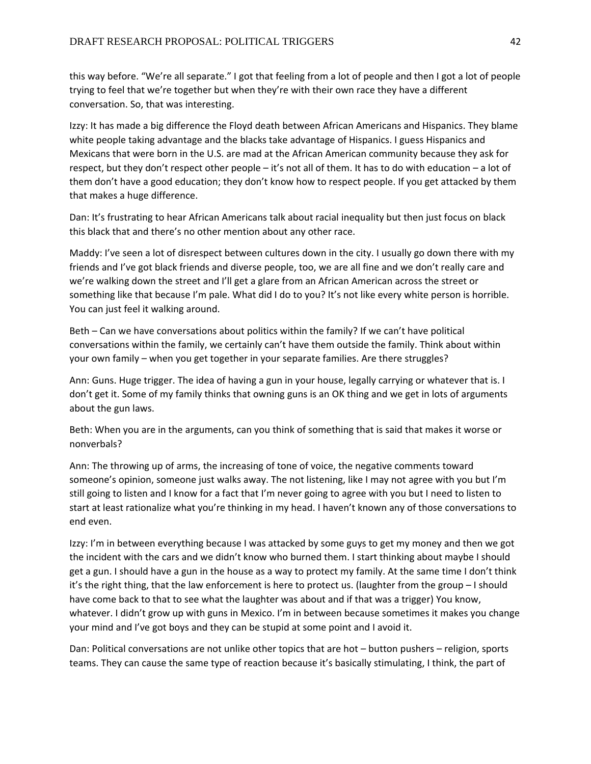this way before. "We're all separate." I got that feeling from a lot of people and then I got a lot of people trying to feel that we're together but when they're with their own race they have a different conversation. So, that was interesting.

Izzy: It has made a big difference the Floyd death between African Americans and Hispanics. They blame white people taking advantage and the blacks take advantage of Hispanics. I guess Hispanics and Mexicans that were born in the U.S. are mad at the African American community because they ask for respect, but they don't respect other people – it's not all of them. It has to do with education – a lot of them don't have a good education; they don't know how to respect people. If you get attacked by them that makes a huge difference.

Dan: It's frustrating to hear African Americans talk about racial inequality but then just focus on black this black that and there's no other mention about any other race.

Maddy: I've seen a lot of disrespect between cultures down in the city. I usually go down there with my friends and I've got black friends and diverse people, too, we are all fine and we don't really care and we're walking down the street and I'll get a glare from an African American across the street or something like that because I'm pale. What did I do to you? It's not like every white person is horrible. You can just feel it walking around.

Beth – Can we have conversations about politics within the family? If we can't have political conversations within the family, we certainly can't have them outside the family. Think about within your own family – when you get together in your separate families. Are there struggles?

Ann: Guns. Huge trigger. The idea of having a gun in your house, legally carrying or whatever that is. I don't get it. Some of my family thinks that owning guns is an OK thing and we get in lots of arguments about the gun laws.

Beth: When you are in the arguments, can you think of something that is said that makes it worse or nonverbals?

Ann: The throwing up of arms, the increasing of tone of voice, the negative comments toward someone's opinion, someone just walks away. The not listening, like I may not agree with you but I'm still going to listen and I know for a fact that I'm never going to agree with you but I need to listen to start at least rationalize what you're thinking in my head. I haven't known any of those conversations to end even.

Izzy: I'm in between everything because I was attacked by some guys to get my money and then we got the incident with the cars and we didn't know who burned them. I start thinking about maybe I should get a gun. I should have a gun in the house as a way to protect my family. At the same time I don't think it's the right thing, that the law enforcement is here to protect us. (laughter from the group – I should have come back to that to see what the laughter was about and if that was a trigger) You know, whatever. I didn't grow up with guns in Mexico. I'm in between because sometimes it makes you change your mind and I've got boys and they can be stupid at some point and I avoid it.

Dan: Political conversations are not unlike other topics that are hot – button pushers – religion, sports teams. They can cause the same type of reaction because it's basically stimulating, I think, the part of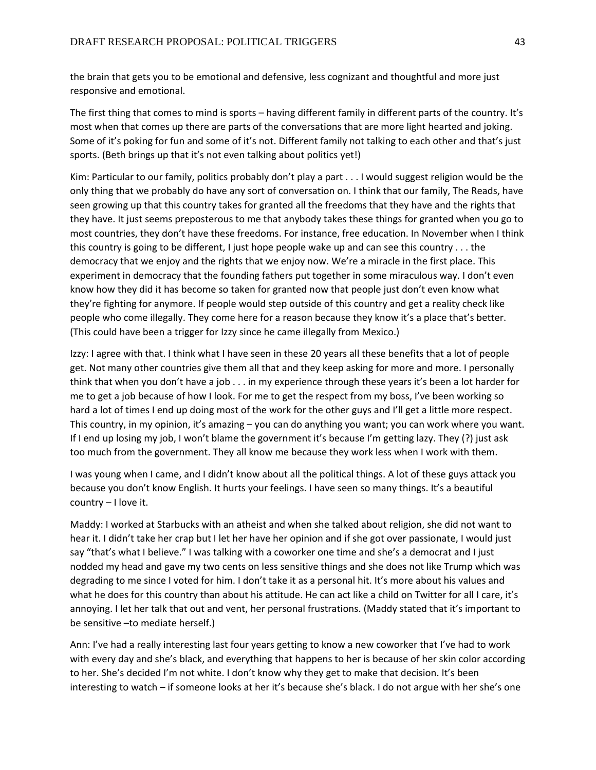the brain that gets you to be emotional and defensive, less cognizant and thoughtful and more just responsive and emotional.

The first thing that comes to mind is sports – having different family in different parts of the country. It's most when that comes up there are parts of the conversations that are more light hearted and joking. Some of it's poking for fun and some of it's not. Different family not talking to each other and that's just sports. (Beth brings up that it's not even talking about politics yet!)

Kim: Particular to our family, politics probably don't play a part . . . I would suggest religion would be the only thing that we probably do have any sort of conversation on. I think that our family, The Reads, have seen growing up that this country takes for granted all the freedoms that they have and the rights that they have. It just seems preposterous to me that anybody takes these things for granted when you go to most countries, they don't have these freedoms. For instance, free education. In November when I think this country is going to be different, I just hope people wake up and can see this country . . . the democracy that we enjoy and the rights that we enjoy now. We're a miracle in the first place. This experiment in democracy that the founding fathers put together in some miraculous way. I don't even know how they did it has become so taken for granted now that people just don't even know what they're fighting for anymore. If people would step outside of this country and get a reality check like people who come illegally. They come here for a reason because they know it's a place that's better. (This could have been a trigger for Izzy since he came illegally from Mexico.)

Izzy: I agree with that. I think what I have seen in these 20 years all these benefits that a lot of people get. Not many other countries give them all that and they keep asking for more and more. I personally think that when you don't have a job . . . in my experience through these years it's been a lot harder for me to get a job because of how I look. For me to get the respect from my boss, I've been working so hard a lot of times I end up doing most of the work for the other guys and I'll get a little more respect. This country, in my opinion, it's amazing – you can do anything you want; you can work where you want. If I end up losing my job, I won't blame the government it's because I'm getting lazy. They (?) just ask too much from the government. They all know me because they work less when I work with them.

I was young when I came, and I didn't know about all the political things. A lot of these guys attack you because you don't know English. It hurts your feelings. I have seen so many things. It's a beautiful country – I love it.

Maddy: I worked at Starbucks with an atheist and when she talked about religion, she did not want to hear it. I didn't take her crap but I let her have her opinion and if she got over passionate, I would just say "that's what I believe." I was talking with a coworker one time and she's a democrat and I just nodded my head and gave my two cents on less sensitive things and she does not like Trump which was degrading to me since I voted for him. I don't take it as a personal hit. It's more about his values and what he does for this country than about his attitude. He can act like a child on Twitter for all I care, it's annoying. I let her talk that out and vent, her personal frustrations. (Maddy stated that it's important to be sensitive –to mediate herself.)

Ann: I've had a really interesting last four years getting to know a new coworker that I've had to work with every day and she's black, and everything that happens to her is because of her skin color according to her. She's decided I'm not white. I don't know why they get to make that decision. It's been interesting to watch – if someone looks at her it's because she's black. I do not argue with her she's one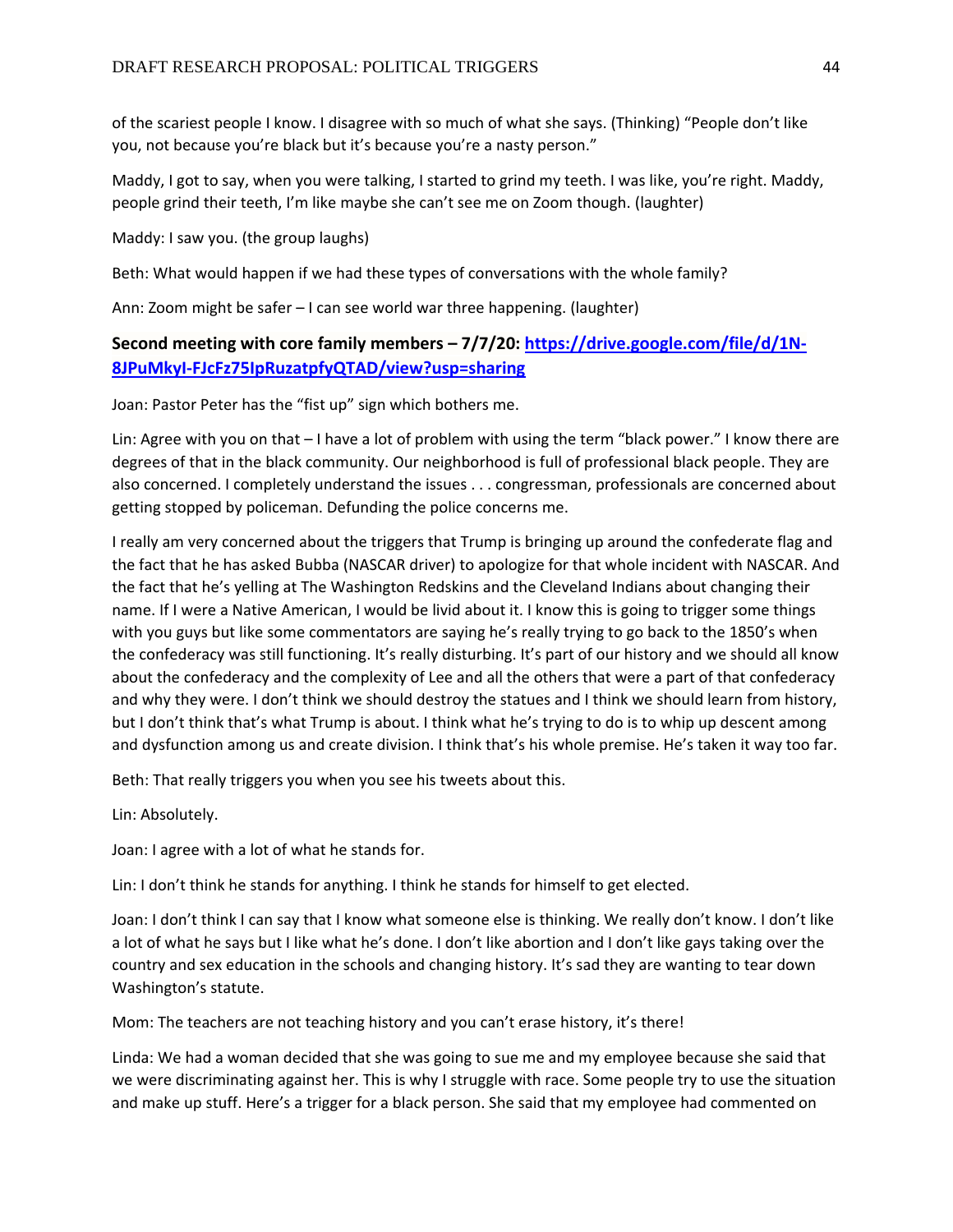of the scariest people I know. I disagree with so much of what she says. (Thinking) "People don't like you, not because you're black but it's because you're a nasty person."

Maddy, I got to say, when you were talking, I started to grind my teeth. I was like, you're right. Maddy, people grind their teeth, I'm like maybe she can't see me on Zoom though. (laughter)

Maddy: I saw you. (the group laughs)

Beth: What would happen if we had these types of conversations with the whole family?

Ann: Zoom might be safer – I can see world war three happening. (laughter)

### Second meeting with core family members – 7/7/20: [https://drive.google.com/file/d/1N-8JPuMkyI-FJcFz75IpRuzatpfyQTAD/view?usp=sharing](https://drive.google.com/file/d/1N-8JPuMkyI-FJcFz75IpRuzatpfyQTAD/view?usp=sharing)

Joan: Pastor Peter has the "fist up" sign which bothers me.

Lin: Agree with you on that – I have a lot of problem with using the term "black power." I know there are degrees of that in the black community. Our neighborhood is full of professional black people. They are also concerned. I completely understand the issues . . . congressman, professionals are concerned about getting stopped by policeman. Defunding the police concerns me.

I really am very concerned about the triggers that Trump is bringing up around the confederate flag and the fact that he has asked Bubba (NASCAR driver) to apologize for that whole incident with NASCAR. And the fact that he's yelling at The Washington Redskins and the Cleveland Indians about changing their name. If I were a Native American, I would be livid about it. I know this is going to trigger some things with you guys but like some commentators are saying he's really trying to go back to the 1850's when the confederacy was still functioning. It's really disturbing. It's part of our history and we should all know about the confederacy and the complexity of Lee and all the others that were a part of that confederacy and why they were. I don't think we should destroy the statues and I think we should learn from history, but I don't think that's what Trump is about. I think what he's trying to do is to whip up descent among and dysfunction among us and create division. I think that's his whole premise. He's taken it way too far.

Beth: That really triggers you when you see his tweets about this.

Lin: Absolutely.

Joan: I agree with a lot of what he stands for.

Lin: I don't think he stands for anything. I think he stands for himself to get elected.

Joan: I don't think I can say that I know what someone else is thinking. We really don't know. I don't like a lot of what he says but I like what he's done. I don't like abortion and I don't like gays taking over the country and sex education in the schools and changing history. It's sad they are wanting to tear down Washington's statute.

Mom: The teachers are not teaching history and you can't erase history, it's there!

Linda: We had a woman decided that she was going to sue me and my employee because she said that we were discriminating against her. This is why I struggle with race. Some people try to use the situation and make up stuff. Here's a trigger for a black person. She said that my employee had commented on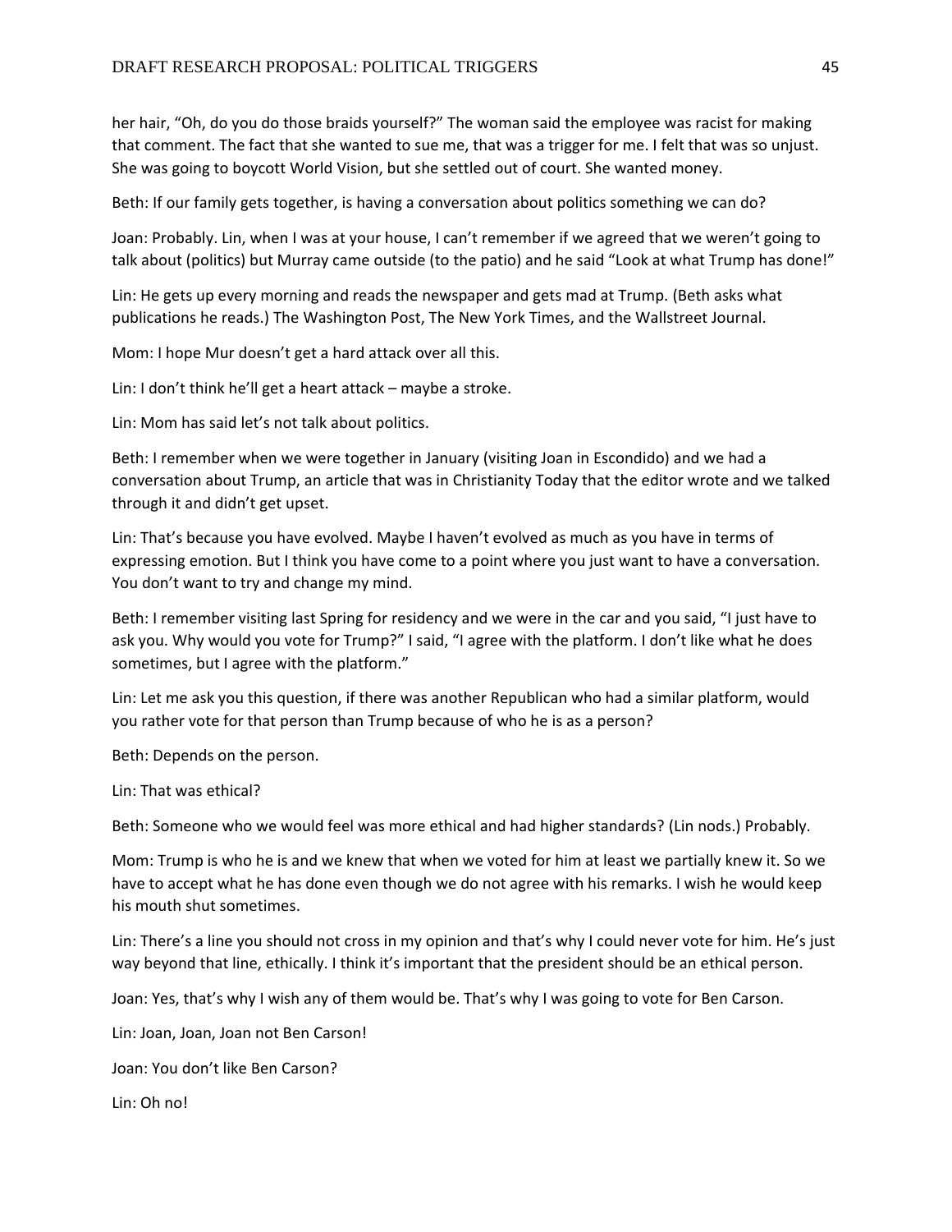her hair, "Oh, do you do those braids yourself?" The woman said the employee was racist for making that comment. The fact that she wanted to sue me, that was a trigger for me. I felt that was so unjust. She was going to boycott World Vision, but she settled out of court. She wanted money.

Beth: If our family gets together, is having a conversation about politics something we can do?

Joan: Probably. Lin, when I was at your house, I can't remember if we agreed that we weren't going to talk about (politics) but Murray came outside (to the patio) and he said "Look at what Trump has done!"

Lin: He gets up every morning and reads the newspaper and gets mad at Trump. (Beth asks what publications he reads.) The Washington Post, The New York Times, and the Wallstreet Journal.

Mom: I hope Mur doesn't get a hard attack over all this.

Lin: I don't think he'll get a heart attack – maybe a stroke.

Lin: Mom has said let's not talk about politics.

Beth: I remember when we were together in January (visiting Joan in Escondido) and we had a conversation about Trump, an article that was in Christianity Today that the editor wrote and we talked through it and didn't get upset.

Lin: That's because you have evolved. Maybe I haven't evolved as much as you have in terms of expressing emotion. But I think you have come to a point where you just want to have a conversation. You don't want to try and change my mind.

Beth: I remember visiting last Spring for residency and we were in the car and you said, "I just have to ask you. Why would you vote for Trump?" I said, "I agree with the platform. I don't like what he does sometimes, but I agree with the platform."

Lin: Let me ask you this question, if there was another Republican who had a similar platform, would you rather vote for that person than Trump because of who he is as a person?

Beth: Depends on the person.

Lin: That was ethical?

Beth: Someone who we would feel was more ethical and had higher standards? (Lin nods.) Probably.

Mom: Trump is who he is and we knew that when we voted for him at least we partially knew it. So we have to accept what he has done even though we do not agree with his remarks. I wish he would keep his mouth shut sometimes.

Lin: There's a line you should not cross in my opinion and that's why I could never vote for him. He's just way beyond that line, ethically. I think it's important that the president should be an ethical person.

Joan: Yes, that's why I wish any of them would be. That's why I was going to vote for Ben Carson.

Lin: Joan, Joan, Joan not Ben Carson!

Joan: You don't like Ben Carson?

Lin: Oh no!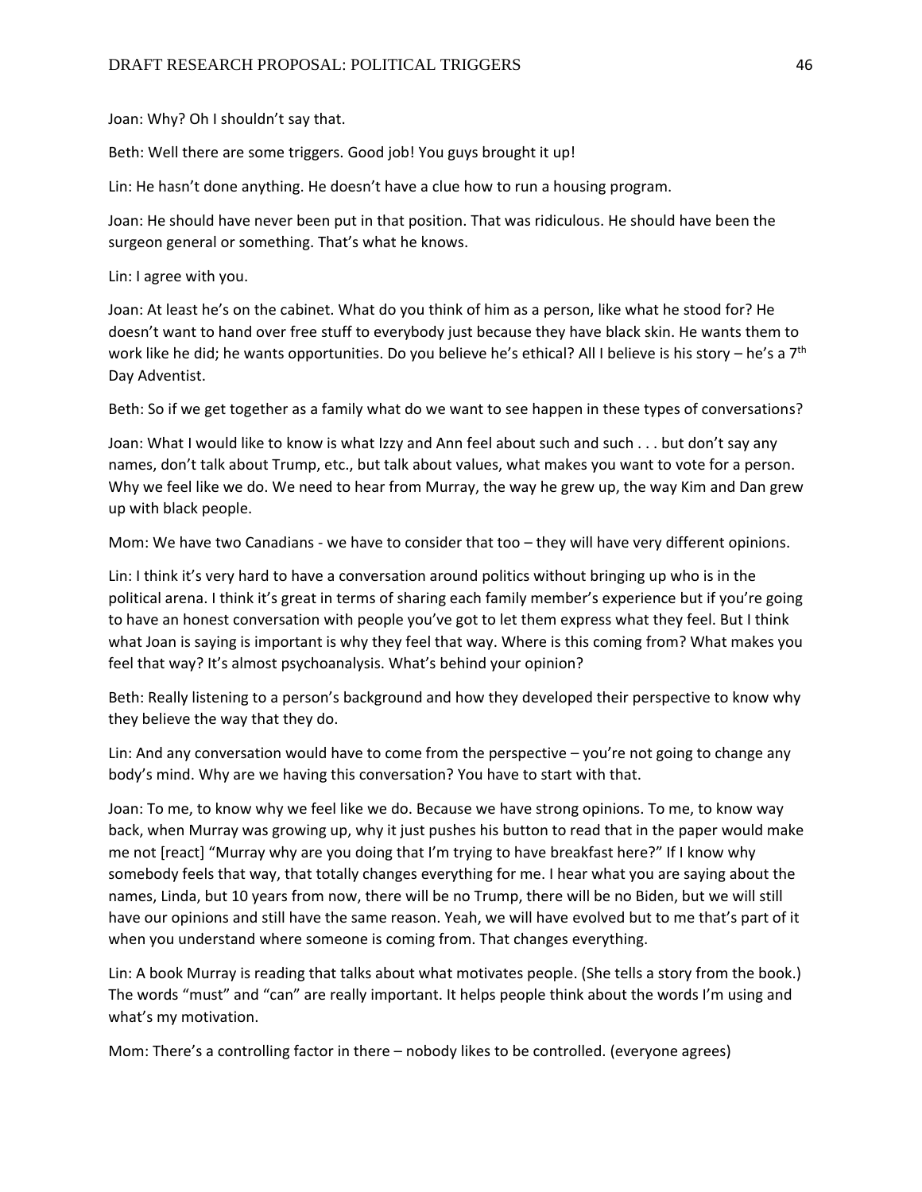Joan: Why? Oh I shouldn't say that.

Beth: Well there are some triggers. Good job! You guys brought it up!

Lin: He hasn't done anything. He doesn't have a clue how to run a housing program.

Joan: He should have never been put in that position. That was ridiculous. He should have been the surgeon general or something. That's what he knows.

Lin: I agree with you.

Joan: At least he's on the cabinet. What do you think of him as a person, like what he stood for? He doesn't want to hand over free stuff to everybody just because they have black skin. He wants them to work like he did; he wants opportunities. Do you believe he's ethical? All I believe is his story – he's a 7th Day Adventist.

Beth: So if we get together as a family what do we want to see happen in these types of conversations?

Joan: What I would like to know is what Izzy and Ann feel about such and such . . . but don't say any names, don't talk about Trump, etc., but talk about values, what makes you want to vote for a person. Why we feel like we do. We need to hear from Murray, the way he grew up, the way Kim and Dan grew up with black people.

Mom: We have two Canadians - we have to consider that too – they will have very different opinions.

Lin: I think it's very hard to have a conversation around politics without bringing up who is in the political arena. I think it's great in terms of sharing each family member's experience but if you're going to have an honest conversation with people you've got to let them express what they feel. But I think what Joan is saying is important is why they feel that way. Where is this coming from? What makes you feel that way? It's almost psychoanalysis. What's behind your opinion?

Beth: Really listening to a person's background and how they developed their perspective to know why they believe the way that they do.

Lin: And any conversation would have to come from the perspective – you're not going to change any body's mind. Why are we having this conversation? You have to start with that.

Joan: To me, to know why we feel like we do. Because we have strong opinions. To me, to know way back, when Murray was growing up, why it just pushes his button to read that in the paper would make me not [react] "Murray why are you doing that I'm trying to have breakfast here?" If I know why somebody feels that way, that totally changes everything for me. I hear what you are saying about the names, Linda, but 10 years from now, there will be no Trump, there will be no Biden, but we will still have our opinions and still have the same reason. Yeah, we will have evolved but to me that's part of it when you understand where someone is coming from. That changes everything.

Lin: A book Murray is reading that talks about what motivates people. (She tells a story from the book.) The words "must" and "can" are really important. It helps people think about the words I'm using and what's my motivation.

Mom: There's a controlling factor in there – nobody likes to be controlled. (everyone agrees)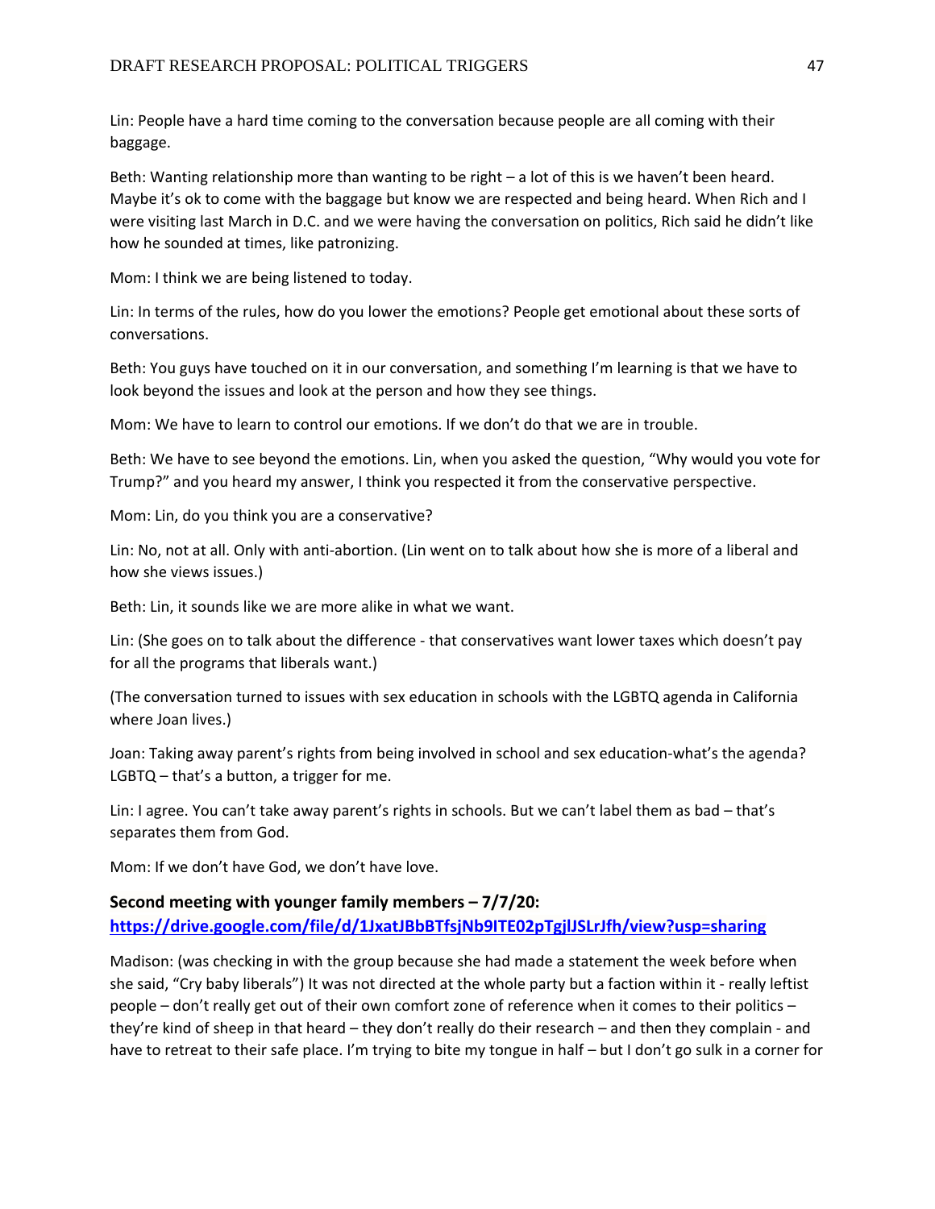Lin: People have a hard time coming to the conversation because people are all coming with their baggage.

Beth: Wanting relationship more than wanting to be right – a lot of this is we haven't been heard. Maybe it's ok to come with the baggage but know we are respected and being heard. When Rich and I were visiting last March in D.C. and we were having the conversation on politics, Rich said he didn't like how he sounded at times, like patronizing.

Mom: I think we are being listened to today.

Lin: In terms of the rules, how do you lower the emotions? People get emotional about these sorts of conversations.

Beth: You guys have touched on it in our conversation, and something I'm learning is that we have to look beyond the issues and look at the person and how they see things.

Mom: We have to learn to control our emotions. If we don't do that we are in trouble.

Beth: We have to see beyond the emotions. Lin, when you asked the question, "Why would you vote for Trump?" and you heard my answer, I think you respected it from the conservative perspective.

Mom: Lin, do you think you are a conservative?

Lin: No, not at all. Only with anti-abortion. (Lin went on to talk about how she is more of a liberal and how she views issues.)

Beth: Lin, it sounds like we are more alike in what we want.

Lin: (She goes on to talk about the difference - that conservatives want lower taxes which doesn't pay for all the programs that liberals want.)

(The conversation turned to issues with sex education in schools with the LGBTQ agenda in California where Joan lives.)

Joan: Taking away parent's rights from being involved in school and sex education-what's the agenda? LGBTQ – that's a button, a trigger for me.

Lin: I agree. You can't take away parent's rights in schools. But we can't label them as bad – that's separates them from God.

Mom: If we don't have God, we don't have love.

**Second meeting with younger family members – 7/7/20:**
**https://drive.google.com/file/d/1JxatJBbBTfsjNb9ITE02pTgjlJSLrJfh/view?usp=sharing**

Madison: (was checking in with the group because she had made a statement the week before when she said, "Cry baby liberals") It was not directed at the whole party but a faction within it - really leftist people – don't really get out of their own comfort zone of reference when it comes to their politics – they're kind of sheep in that heard – they don't really do their research – and then they complain - and have to retreat to their safe place. I'm trying to bite my tongue in half – but I don't go sulk in a corner for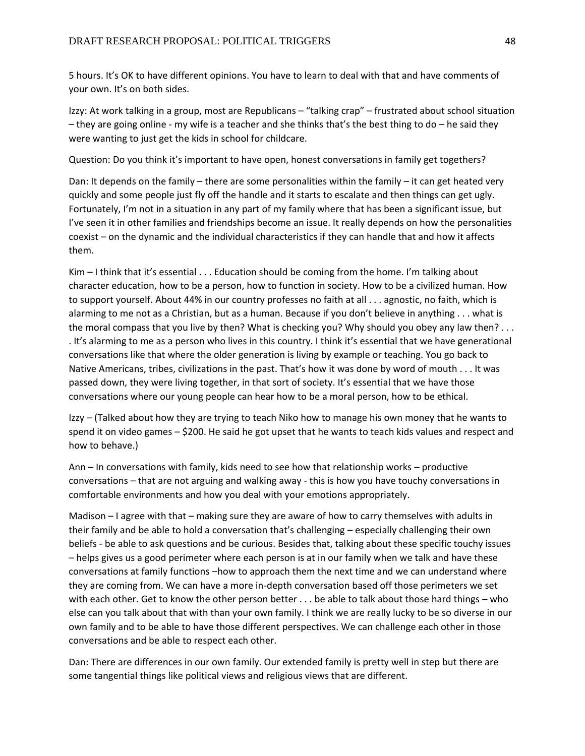5 hours. It's OK to have different opinions. You have to learn to deal with that and have comments of your own. It's on both sides.

Izzy: At work talking in a group, most are Republicans – "talking crap" – frustrated about school situation – they are going online - my wife is a teacher and she thinks that's the best thing to do – he said they were wanting to just get the kids in school for childcare.

Question: Do you think it's important to have open, honest conversations in family get togethers?

Dan: It depends on the family – there are some personalities within the family – it can get heated very quickly and some people just fly off the handle and it starts to escalate and then things can get ugly. Fortunately, I'm not in a situation in any part of my family where that has been a significant issue, but I've seen it in other families and friendships become an issue. It really depends on how the personalities coexist – on the dynamic and the individual characteristics if they can handle that and how it affects them.

Kim – I think that it's essential . . . Education should be coming from the home. I'm talking about character education, how to be a person, how to function in society. How to be a civilized human. How to support yourself. About 44% in our country professes no faith at all . . . agnostic, no faith, which is alarming to me not as a Christian, but as a human. Because if you don't believe in anything . . . what is the moral compass that you live by then? What is checking you? Why should you obey any law then? . . . . It's alarming to me as a person who lives in this country. I think it's essential that we have generational conversations like that where the older generation is living by example or teaching. You go back to Native Americans, tribes, civilizations in the past. That's how it was done by word of mouth . . . It was passed down, they were living together, in that sort of society. It's essential that we have those conversations where our young people can hear how to be a moral person, how to be ethical.

Izzy – (Talked about how they are trying to teach Niko how to manage his own money that he wants to spend it on video games – $200. He said he got upset that he wants to teach kids values and respect and how to behave.)

Ann – In conversations with family, kids need to see how that relationship works – productive conversations – that are not arguing and walking away - this is how you have touchy conversations in comfortable environments and how you deal with your emotions appropriately.

Madison – I agree with that – making sure they are aware of how to carry themselves with adults in their family and be able to hold a conversation that's challenging – especially challenging their own beliefs - be able to ask questions and be curious. Besides that, talking about these specific touchy issues – helps gives us a good perimeter where each person is at in our family when we talk and have these conversations at family functions –how to approach them the next time and we can understand where they are coming from. We can have a more in-depth conversation based off those perimeters we set with each other. Get to know the other person better . . . be able to talk about those hard things – who else can you talk about that with than your own family. I think we are really lucky to be so diverse in our own family and to be able to have those different perspectives. We can challenge each other in those conversations and be able to respect each other.

Dan: There are differences in our own family. Our extended family is pretty well in step but there are some tangential things like political views and religious views that are different.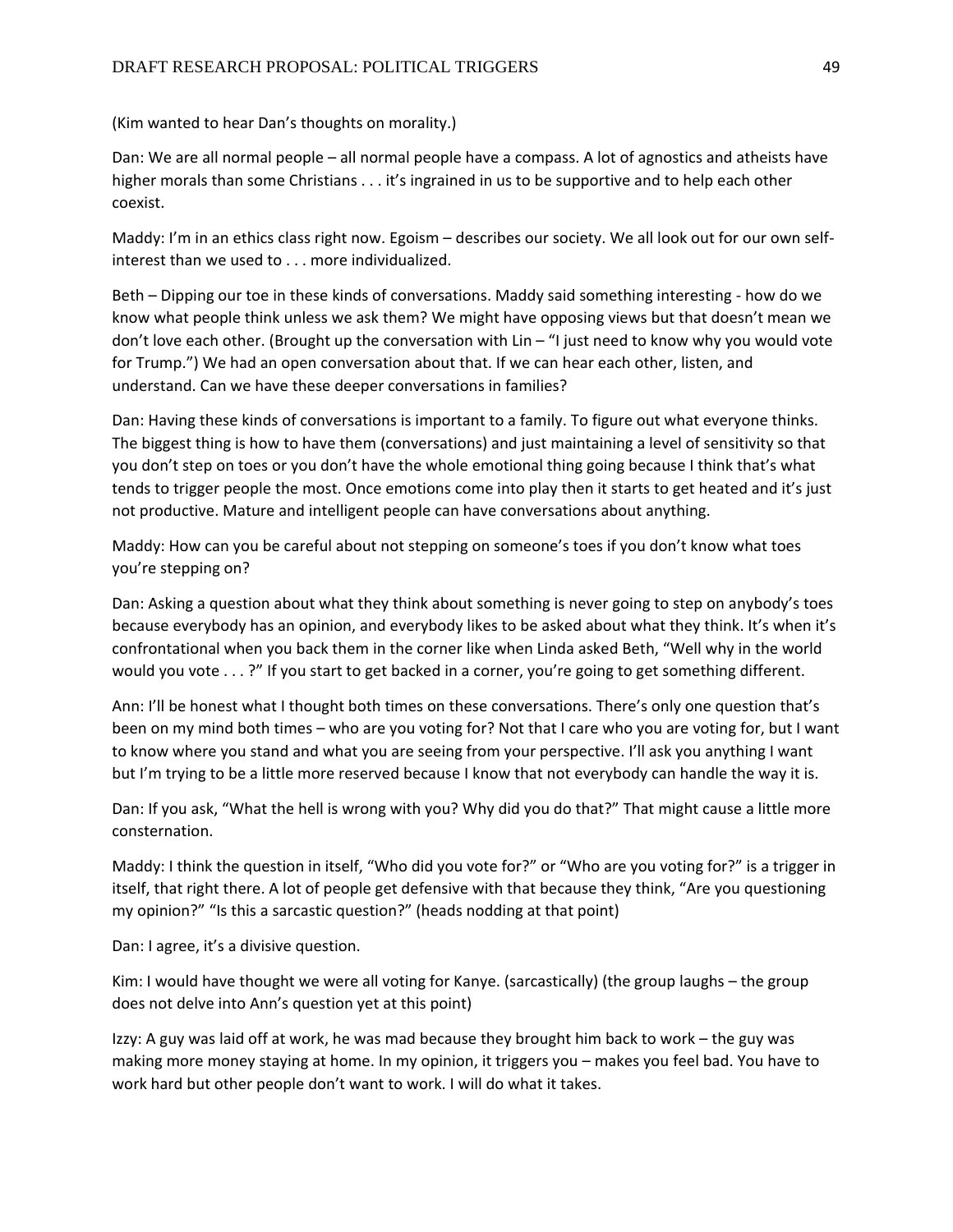(Kim wanted to hear Dan's thoughts on morality.)

Dan: We are all normal people – all normal people have a compass. A lot of agnostics and atheists have higher morals than some Christians . . . it's ingrained in us to be supportive and to help each other coexist.

Maddy: I'm in an ethics class right now. Egoism – describes our society. We all look out for our own self-interest than we used to . . . more individualized.

Beth – Dipping our toe in these kinds of conversations. Maddy said something interesting - how do we know what people think unless we ask them? We might have opposing views but that doesn't mean we don't love each other. (Brought up the conversation with Lin – "I just need to know why you would vote for Trump.") We had an open conversation about that. If we can hear each other, listen, and understand. Can we have these deeper conversations in families?

Dan: Having these kinds of conversations is important to a family. To figure out what everyone thinks. The biggest thing is how to have them (conversations) and just maintaining a level of sensitivity so that you don't step on toes or you don't have the whole emotional thing going because I think that's what tends to trigger people the most. Once emotions come into play then it starts to get heated and it's just not productive. Mature and intelligent people can have conversations about anything.

Maddy: How can you be careful about not stepping on someone's toes if you don't know what toes you're stepping on?

Dan: Asking a question about what they think about something is never going to step on anybody's toes because everybody has an opinion, and everybody likes to be asked about what they think. It's when it's confrontational when you back them in the corner like when Linda asked Beth, "Well why in the world would you vote . . . ?" If you start to get backed in a corner, you're going to get something different.

Ann: I'll be honest what I thought both times on these conversations. There's only one question that's been on my mind both times – who are you voting for? Not that I care who you are voting for, but I want to know where you stand and what you are seeing from your perspective. I'll ask you anything I want but I'm trying to be a little more reserved because I know that not everybody can handle the way it is.

Dan: If you ask, "What the hell is wrong with you? Why did you do that?" That might cause a little more consternation.

Maddy: I think the question in itself, "Who did you vote for?" or "Who are you voting for?" is a trigger in itself, that right there. A lot of people get defensive with that because they think, "Are you questioning my opinion?" "Is this a sarcastic question?" (heads nodding at that point)

Dan: I agree, it's a divisive question.

Kim: I would have thought we were all voting for Kanye. (sarcastically) (the group laughs – the group does not delve into Ann's question yet at this point)

Izzy: A guy was laid off at work, he was mad because they brought him back to work – the guy was making more money staying at home. In my opinion, it triggers you – makes you feel bad. You have to work hard but other people don't want to work. I will do what it takes.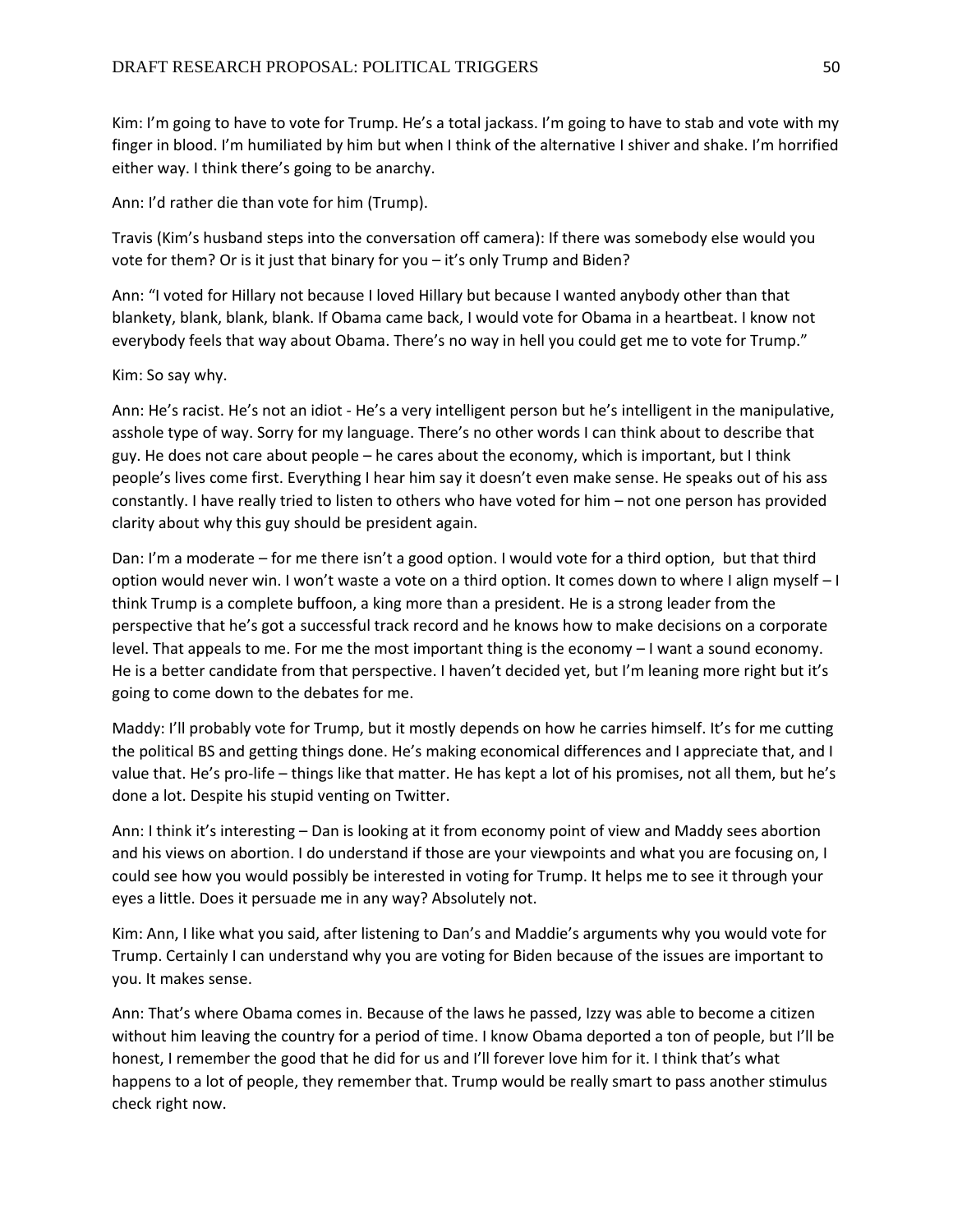Kim: I'm going to have to vote for Trump. He's a total jackass. I'm going to have to stab and vote with my finger in blood. I'm humiliated by him but when I think of the alternative I shiver and shake. I'm horrified either way. I think there's going to be anarchy.

Ann: I'd rather die than vote for him (Trump).

Travis (Kim's husband steps into the conversation off camera): If there was somebody else would you vote for them? Or is it just that binary for you – it's only Trump and Biden?

Ann: "I voted for Hillary not because I loved Hillary but because I wanted anybody other than that blankety, blank, blank, blank. If Obama came back, I would vote for Obama in a heartbeat. I know not everybody feels that way about Obama. There's no way in hell you could get me to vote for Trump."

Kim: So say why.

Ann: He's racist. He's not an idiot - He's a very intelligent person but he's intelligent in the manipulative, asshole type of way. Sorry for my language. There's no other words I can think about to describe that guy. He does not care about people – he cares about the economy, which is important, but I think people's lives come first. Everything I hear him say it doesn't even make sense. He speaks out of his ass constantly. I have really tried to listen to others who have voted for him – not one person has provided clarity about why this guy should be president again.

Dan: I'm a moderate – for me there isn't a good option. I would vote for a third option, but that third option would never win. I won't waste a vote on a third option. It comes down to where I align myself – I think Trump is a complete buffoon, a king more than a president. He is a strong leader from the perspective that he's got a successful track record and he knows how to make decisions on a corporate level. That appeals to me. For me the most important thing is the economy – I want a sound economy. He is a better candidate from that perspective. I haven't decided yet, but I'm leaning more right but it's going to come down to the debates for me.

Maddy: I'll probably vote for Trump, but it mostly depends on how he carries himself. It's for me cutting the political BS and getting things done. He's making economical differences and I appreciate that, and I value that. He's pro-life – things like that matter. He has kept a lot of his promises, not all them, but he's done a lot. Despite his stupid venting on Twitter.

Ann: I think it's interesting – Dan is looking at it from economy point of view and Maddy sees abortion and his views on abortion. I do understand if those are your viewpoints and what you are focusing on, I could see how you would possibly be interested in voting for Trump. It helps me to see it through your eyes a little. Does it persuade me in any way? Absolutely not.

Kim: Ann, I like what you said, after listening to Dan's and Maddie's arguments why you would vote for Trump. Certainly I can understand why you are voting for Biden because of the issues are important to you. It makes sense.

Ann: That's where Obama comes in. Because of the laws he passed, Izzy was able to become a citizen without him leaving the country for a period of time. I know Obama deported a ton of people, but I'll be honest, I remember the good that he did for us and I'll forever love him for it. I think that's what happens to a lot of people, they remember that. Trump would be really smart to pass another stimulus check right now.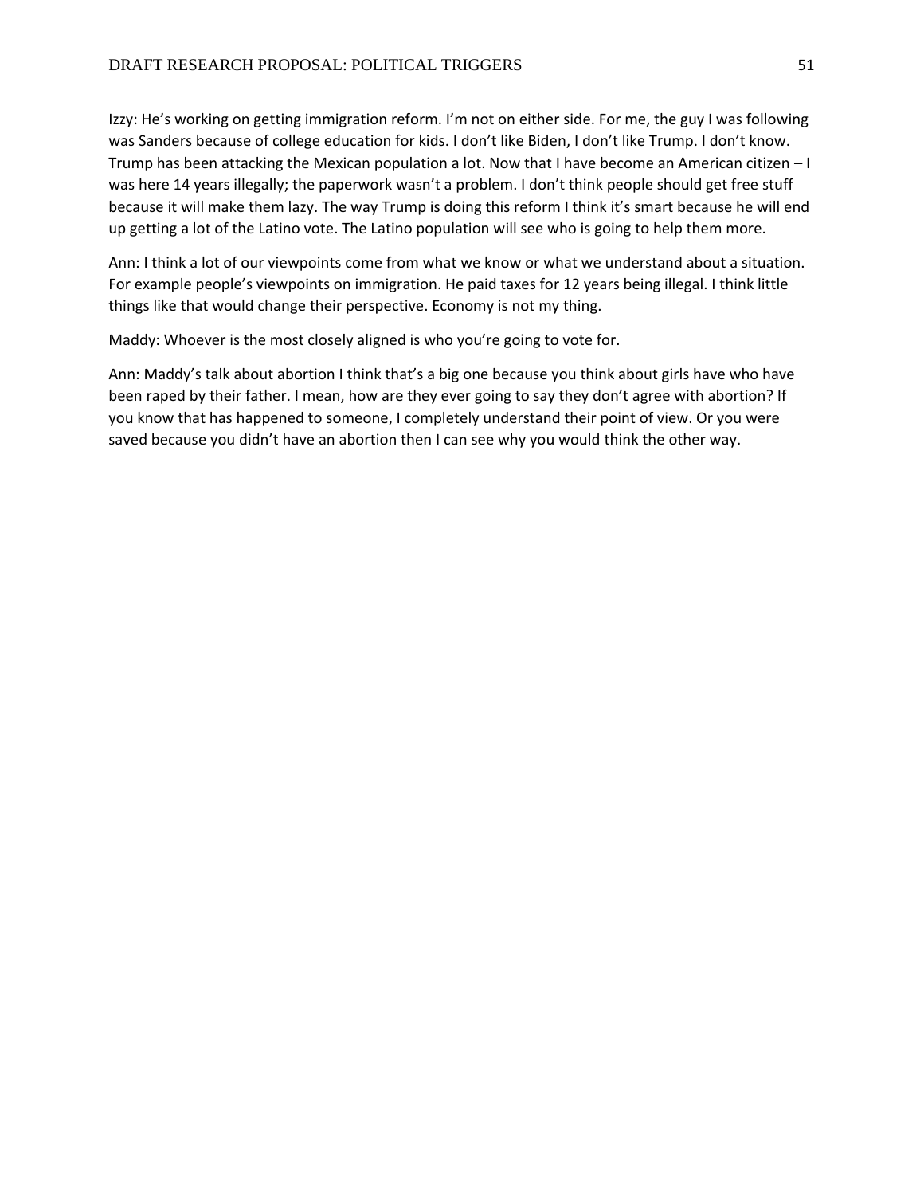Izzy: He's working on getting immigration reform. I'm not on either side. For me, the guy I was following was Sanders because of college education for kids. I don't like Biden, I don't like Trump. I don't know. Trump has been attacking the Mexican population a lot. Now that I have become an American citizen – I was here 14 years illegally; the paperwork wasn't a problem. I don't think people should get free stuff because it will make them lazy. The way Trump is doing this reform I think it's smart because he will end up getting a lot of the Latino vote. The Latino population will see who is going to help them more.

Ann: I think a lot of our viewpoints come from what we know or what we understand about a situation. For example people's viewpoints on immigration. He paid taxes for 12 years being illegal. I think little things like that would change their perspective. Economy is not my thing.

Maddy: Whoever is the most closely aligned is who you're going to vote for.

Ann: Maddy's talk about abortion I think that's a big one because you think about girls have who have been raped by their father. I mean, how are they ever going to say they don't agree with abortion? If you know that has happened to someone, I completely understand their point of view. Or you were saved because you didn't have an abortion then I can see why you would think the other way.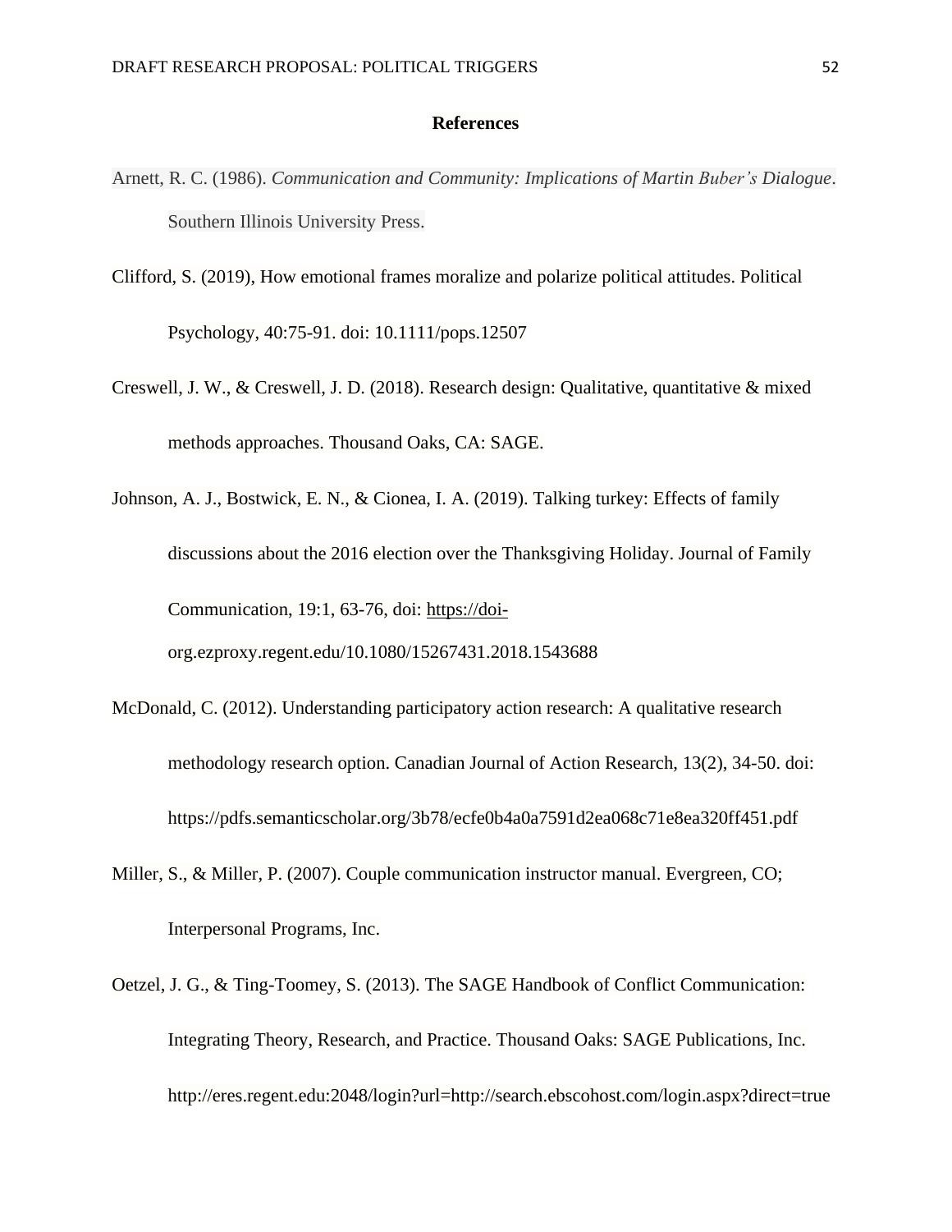# References

Arnett, R. C. (1986). *Communication and Community: Implications of Martin Buber's Dialogue*. Southern Illinois University Press.

Clifford, S. (2019), How emotional frames moralize and polarize political attitudes. Political Psychology, 40:75-91. doi: 10.1111/pops.12507

Creswell, J. W., & Creswell, J. D. (2018). Research design: Qualitative, quantitative & mixed methods approaches. Thousand Oaks, CA: SAGE.

Johnson, A. J., Bostwick, E. N., & Cionea, I. A. (2019). Talking turkey: Effects of family discussions about the 2016 election over the Thanksgiving Holiday. Journal of Family Communication, 19:1, 63-76, doi: https://doi-org.ezproxy.regent.edu/10.1080/15267431.2018.1543688

McDonald, C. (2012). Understanding participatory action research: A qualitative research methodology research option. Canadian Journal of Action Research, 13(2), 34-50. doi: https://pdfs.semanticscholar.org/3b78/ecfe0b4a0a7591d2ea068c71e8ea320ff451.pdf

Miller, S., & Miller, P. (2007). Couple communication instructor manual. Evergreen, CO; Interpersonal Programs, Inc.

Oetzel, J. G., & Ting-Toomey, S. (2013). The SAGE Handbook of Conflict Communication: Integrating Theory, Research, and Practice. Thousand Oaks: SAGE Publications, Inc. http://eres.regent.edu:2048/login?url=http://search.ebscohost.com/login.aspx?direct=true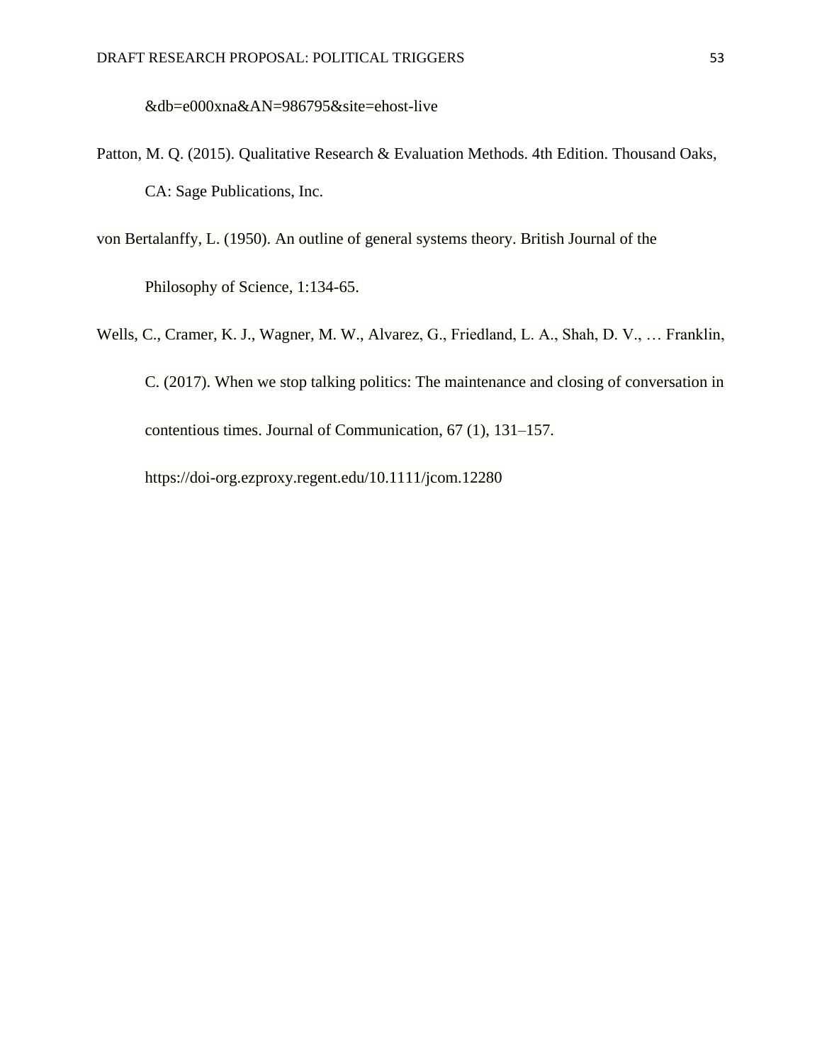&db=e000xna&AN=986795&site=ehost-live

Patton, M. Q. (2015). Qualitative Research & Evaluation Methods. 4th Edition. Thousand Oaks, CA: Sage Publications, Inc.

von Bertalanffy, L. (1950). An outline of general systems theory. British Journal of the Philosophy of Science, 1:134-65.

Wells, C., Cramer, K. J., Wagner, M. W., Alvarez, G., Friedland, L. A., Shah, D. V., … Franklin, C. (2017). When we stop talking politics: The maintenance and closing of conversation in contentious times. Journal of Communication, 67 (1), 131–157. https://doi-org.ezproxy.regent.edu/10.1111/jcom.12280